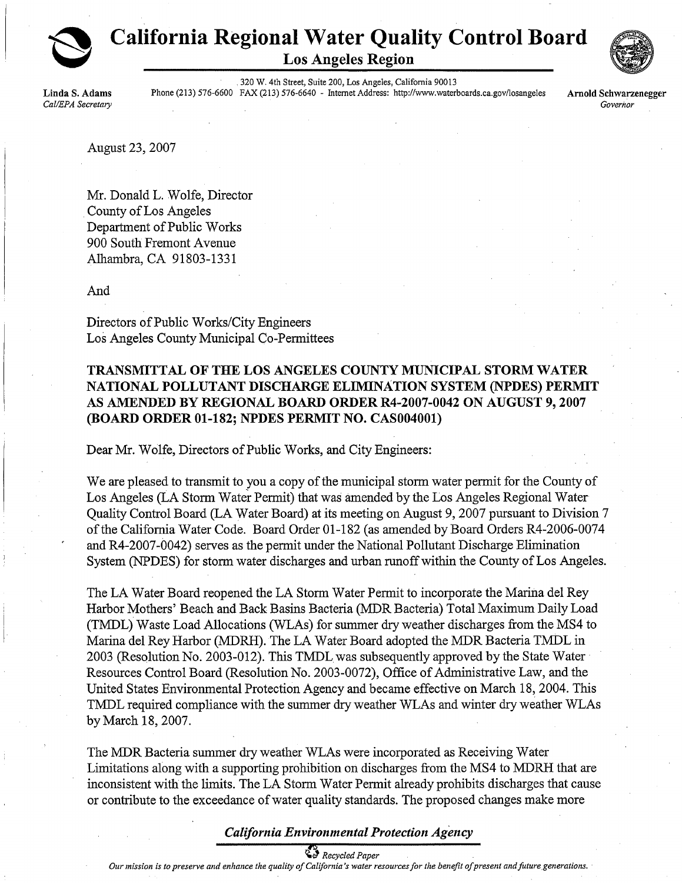# California Regional Water Quality Control Board

## Los Angeles Region

320 W. 4th Street, Suite 200, Los Angeles, California 90013
Phone (213) 576-6600 FAX (213) 576-6640 - Internet Address: http://www.waterboards.ca.gov/losangeles

**Linda S. Adams**
*Cal/EPA Secretary*

**Arnold Schwarzenegger**
*Governor*

August 23, 2007

Mr. Donald L. Wolfe, Director
County of Los Angeles
Department of Public Works
900 South Fremont Avenue
Alhambra, CA 91803-1331

And

Directors of Public Works/City Engineers
Los Angeles County Municipal Co-Permittees

**TRANSMITTAL OF THE LOS ANGELES COUNTY MUNICIPAL STORM WATER NATIONAL POLLUTANT DISCHARGE ELIMINATION SYSTEM (NPDES) PERMIT AS AMENDED BY REGIONAL BOARD ORDER R4-2007-0042 ON AUGUST 9, 2007 (BOARD ORDER 01-182; NPDES PERMIT NO. CAS004001)**

Dear Mr. Wolfe, Directors of Public Works, and City Engineers:

We are pleased to transmit to you a copy of the municipal storm water permit for the County of Los Angeles (LA Storm Water Permit) that was amended by the Los Angeles Regional Water Quality Control Board (LA Water Board) at its meeting on August 9, 2007 pursuant to Division 7 of the California Water Code. Board Order 01-182 (as amended by Board Orders R4-2006-0074 and R4-2007-0042) serves as the permit under the National Pollutant Discharge Elimination System (NPDES) for storm water discharges and urban runoff within the County of Los Angeles.

The LA Water Board reopened the LA Storm Water Permit to incorporate the Marina del Rey Harbor Mothers' Beach and Back Basins Bacteria (MDR Bacteria) Total Maximum Daily Load (TMDL) Waste Load Allocations (WLAs) for summer dry weather discharges from the MS4 to Marina del Rey Harbor (MDRH). The LA Water Board adopted the MDR Bacteria TMDL in 2003 (Resolution No. 2003-012). This TMDL was subsequently approved by the State Water Resources Control Board (Resolution No. 2003-0072), Office of Administrative Law, and the United States Environmental Protection Agency and became effective on March 18, 2004. This TMDL required compliance with the summer dry weather WLAs and winter dry weather WLAs by March 18, 2007.

The MDR Bacteria summer dry weather WLAs were incorporated as Receiving Water Limitations along with a supporting prohibition on discharges from the MS4 to MDRH that are inconsistent with the limits. The LA Storm Water Permit already prohibits discharges that cause or contribute to the exceedance of water quality standards. The proposed changes make more

*California Environmental Protection Agency*

*Recycled Paper*

*Our mission is to preserve and enhance the quality of California's water resources for the benefit of present and future generations.*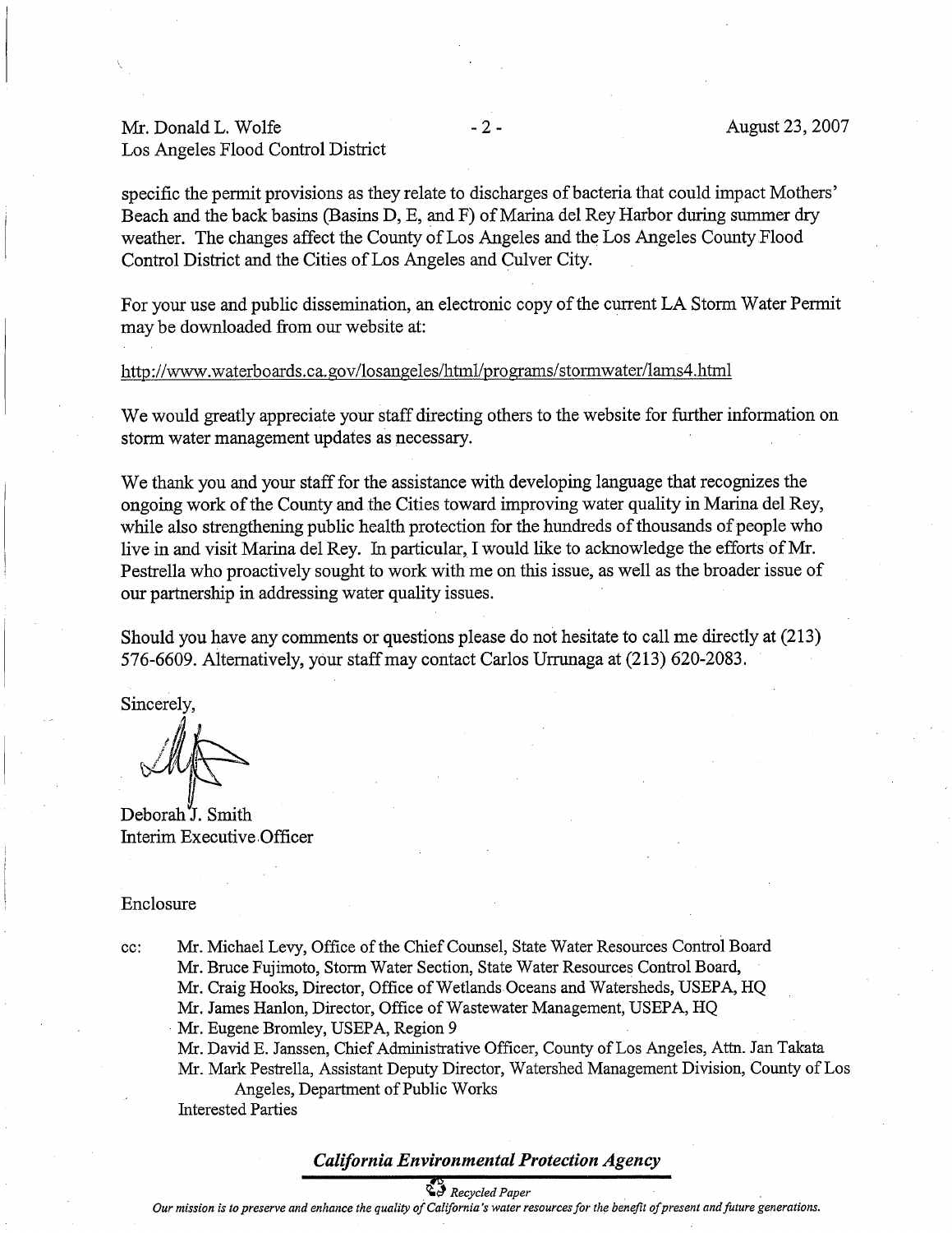Mr. Donald L. Wolfe
Los Angeles Flood Control District

August 23, 2007

specific the permit provisions as they relate to discharges of bacteria that could impact Mothers' Beach and the back basins (Basins D, E, and F) of Marina del Rey Harbor during summer dry weather. The changes affect the County of Los Angeles and the Los Angeles County Flood Control District and the Cities of Los Angeles and Culver City.

For your use and public dissemination, an electronic copy of the current LA Storm Water Permit may be downloaded from our website at:

http://www.waterboards.ca.gov/losangeles/html/programs/stormwater/lams4.html

We would greatly appreciate your staff directing others to the website for further information on storm water management updates as necessary.

We thank you and your staff for the assistance with developing language that recognizes the ongoing work of the County and the Cities toward improving water quality in Marina del Rey, while also strengthening public health protection for the hundreds of thousands of people who live in and visit Marina del Rey. In particular, I would like to acknowledge the efforts of Mr. Pestrella who proactively sought to work with me on this issue, as well as the broader issue of our partnership in addressing water quality issues.

Should you have any comments or questions please do not hesitate to call me directly at (213) 576-6609. Alternatively, your staff may contact Carlos Urrunaga at (213) 620-2083.

Sincerely,

Deborah J. Smith
Interim Executive Officer

Enclosure

cc: Mr. Michael Levy, Office of the Chief Counsel, State Water Resources Control Board
Mr. Bruce Fujimoto, Storm Water Section, State Water Resources Control Board,
Mr. Craig Hooks, Director, Office of Wetlands Oceans and Watersheds, USEPA, HQ
Mr. James Hanlon, Director, Office of Wastewater Management, USEPA, HQ
Mr. Eugene Bromley, USEPA, Region 9
Mr. David E. Janssen, Chief Administrative Officer, County of Los Angeles, Attn. Jan Takata
Mr. Mark Pestrella, Assistant Deputy Director, Watershed Management Division, County of Los Angeles, Department of Public Works
Interested Parties

***California Environmental Protection Agency***

*Recycled Paper*

*Our mission is to preserve and enhance the quality of California's water resources for the benefit of present and future generations.*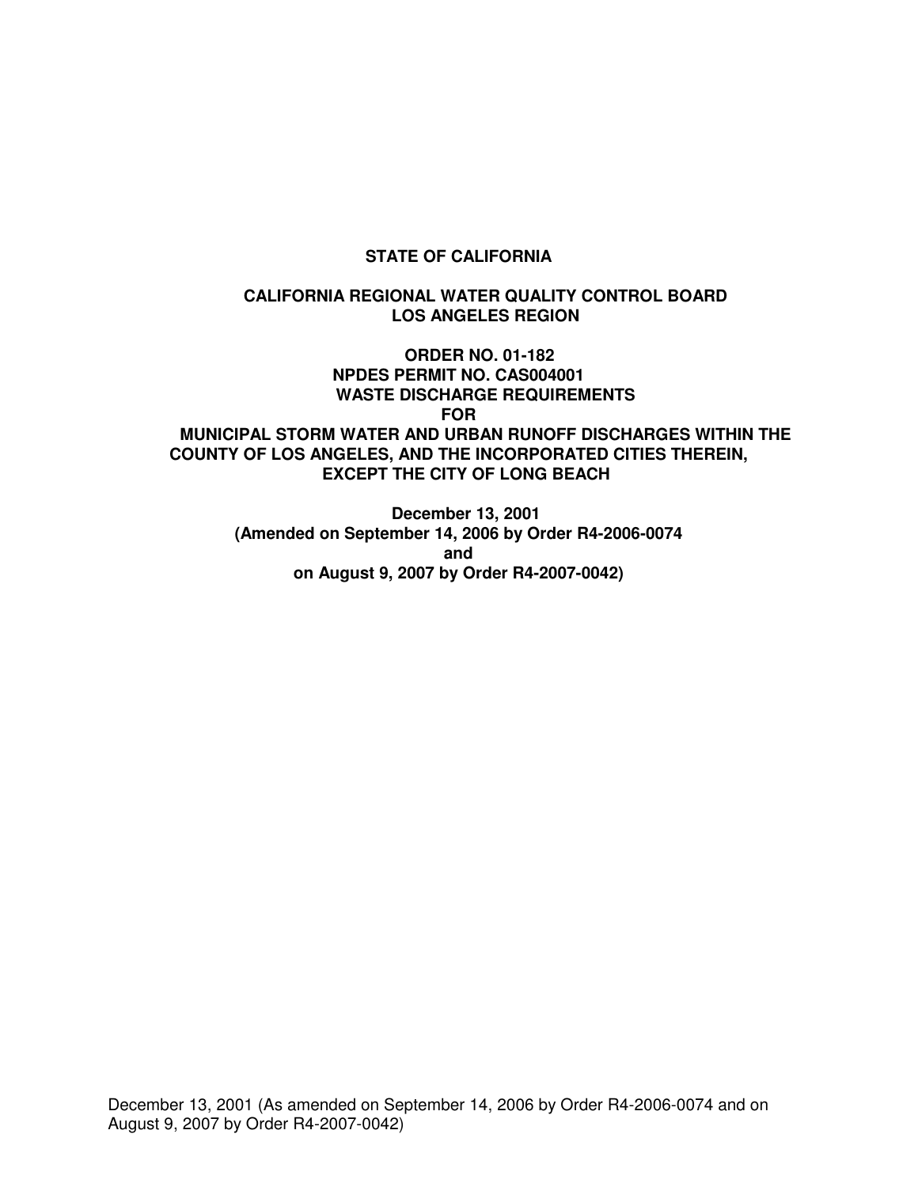**STATE OF CALIFORNIA**

**CALIFORNIA REGIONAL WATER QUALITY CONTROL BOARD**
**LOS ANGELES REGION**

**ORDER NO. 01-182**
**NPDES PERMIT NO. CAS004001**
**WASTE DISCHARGE REQUIREMENTS**
**FOR**
**MUNICIPAL STORM WATER AND URBAN RUNOFF DISCHARGES WITHIN THE COUNTY OF LOS ANGELES, AND THE INCORPORATED CITIES THEREIN, EXCEPT THE CITY OF LONG BEACH**

**December 13, 2001**
**(Amended on September 14, 2006 by Order R4-2006-0074**
**and**
**on August 9, 2007 by Order R4-2007-0042)**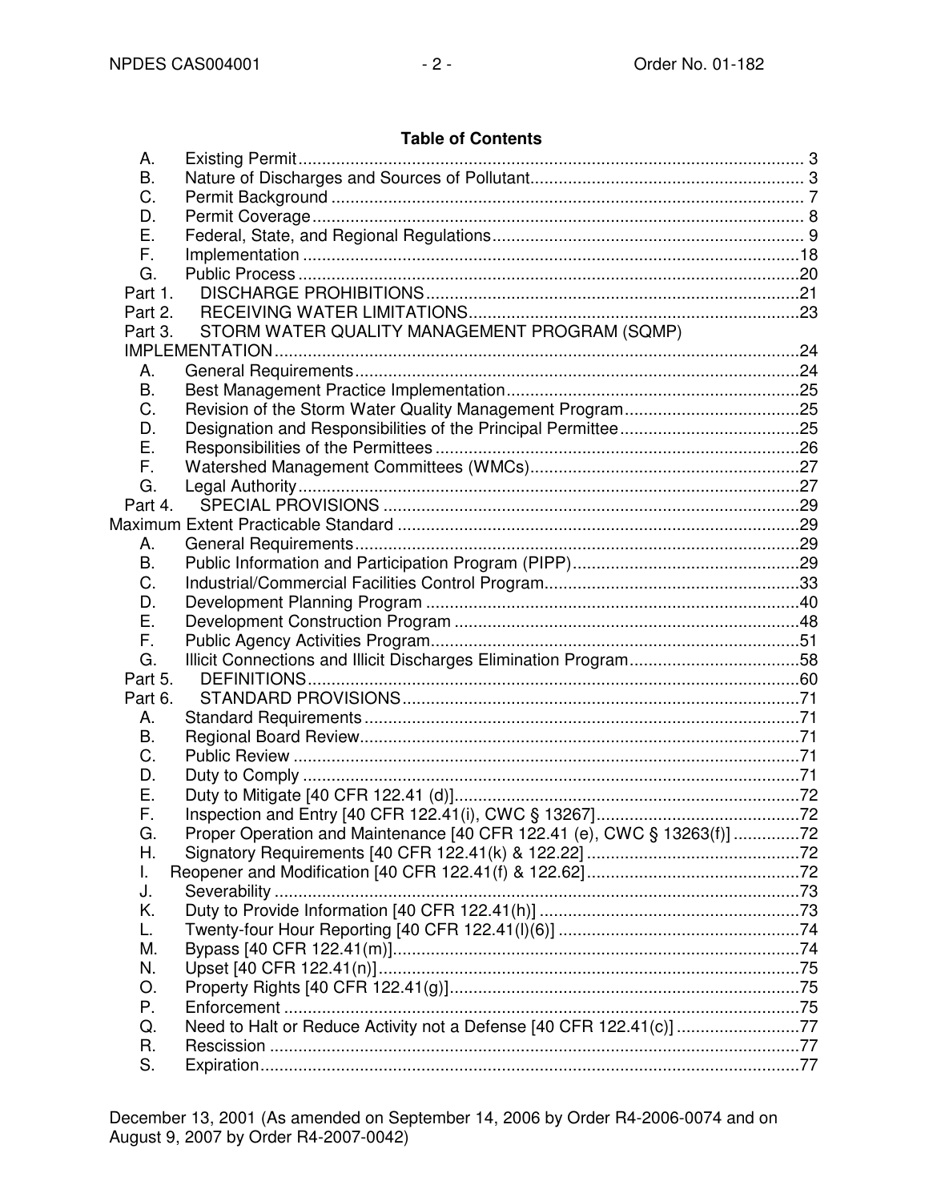**Table of Contents**

A. Existing Permit ........................................................................................................ 3
B. Nature of Discharges and Sources of Pollutant......................................................... 3
C. Permit Background .................................................................................................. 7
D. Permit Coverage....................................................................................................... 8
E. Federal, State, and Regional Regulations................................................................. 9
F. Implementation ........................................................................................................18
G. Public Process .........................................................................................................20

Part 1. DISCHARGE PROHIBITIONS ..............................................................................21

Part 2. RECEIVING WATER LIMITATIONS.....................................................................23

Part 3. STORM WATER QUALITY MANAGEMENT PROGRAM (SQMP) IMPLEMENTATION...............................................................................................................24

A. General Requirements............................................................................................24
B. Best Management Practice Implementation.............................................................25
C. Revision of the Storm Water Quality Management Program.....................................25
D. Designation and Responsibilities of the Principal Permittee......................................25
E. Responsibilities of the Permittees ............................................................................26
F. Watershed Management Committees (WMCs).........................................................27
G. Legal Authority.........................................................................................................27

Part 4. SPECIAL PROVISIONS .......................................................................................29

Maximum Extent Practicable Standard .....................................................................................29

A. General Requirements.............................................................................................29
B. Public Information and Participation Program (PIPP)................................................29
C. Industrial/Commercial Facilities Control Program......................................................33
D. Development Planning Program ..............................................................................40
E. Development Construction Program ........................................................................48
F. Public Agency Activities Program.............................................................................51
G. Illicit Connections and Illicit Discharges Elimination Program....................................58

Part 5. DEFINITIONS........................................................................................................60

Part 6. STANDARD PROVISIONS....................................................................................71

A. Standard Requirements...........................................................................................71
B. Regional Board Review............................................................................................71
C. Public Review ..........................................................................................................71
D. Duty to Comply ........................................................................................................71
E. Duty to Mitigate [40 CFR 122.41 (d)]........................................................................72
F. Inspection and Entry [40 CFR 122.41(i), CWC § 13267]...........................................72
G. Proper Operation and Maintenance [40 CFR 122.41 (e), CWC § 13263(f)] ..............72
H. Signatory Requirements [40 CFR 122.41(k) & 122.22] ............................................72
I. Reopener and Modification [40 CFR 122.41(f) & 122.62]............................................72
J. Severability ...............................................................................................................73
K. Duty to Provide Information [40 CFR 122.41(h)] .......................................................73
L. Twenty-four Hour Reporting [40 CFR 122.41(l)(6)] ...................................................74
M. Bypass [40 CFR 122.41(m)].....................................................................................74
N. Upset [40 CFR 122.41(n)].........................................................................................75
O. Property Rights [40 CFR 122.41(g)]..........................................................................75
P. Enforcement ............................................................................................................75
Q. Need to Halt or Reduce Activity not a Defense [40 CFR 122.41(c)] ..........................77
R. Rescission ...............................................................................................................77
S. Expiration.................................................................................................................77

December 13, 2001 (As amended on September 14, 2006 by Order R4-2006-0074 and on August 9, 2007 by Order R4-2007-0042)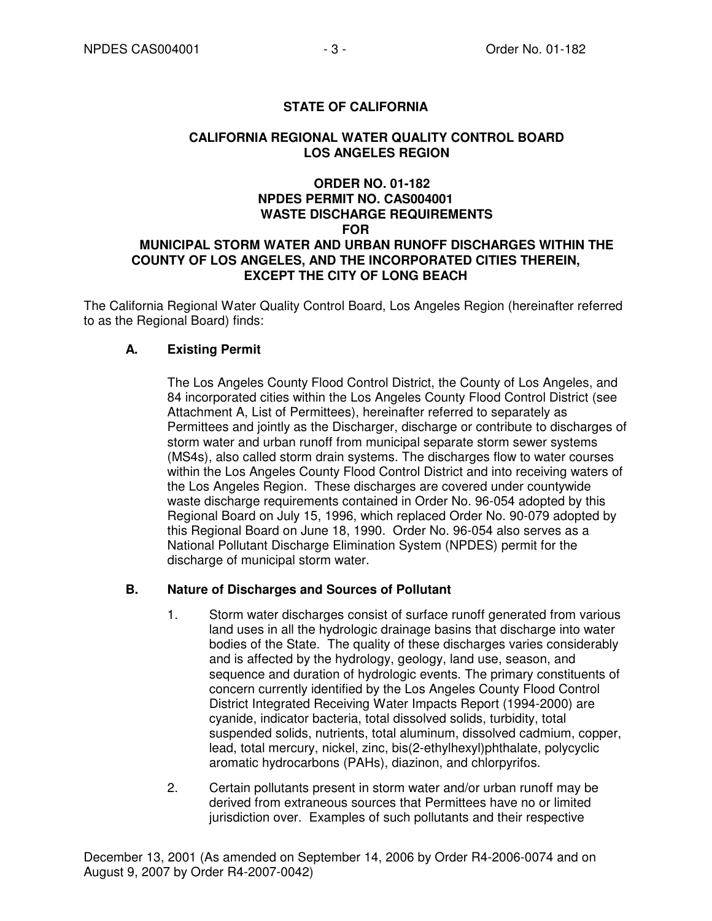**STATE OF CALIFORNIA**

**CALIFORNIA REGIONAL WATER QUALITY CONTROL BOARD
LOS ANGELES REGION**

**ORDER NO. 01-182
NPDES PERMIT NO. CAS004001
WASTE DISCHARGE REQUIREMENTS
FOR
MUNICIPAL STORM WATER AND URBAN RUNOFF DISCHARGES WITHIN THE COUNTY OF LOS ANGELES, AND THE INCORPORATED CITIES THEREIN, EXCEPT THE CITY OF LONG BEACH**

The California Regional Water Quality Control Board, Los Angeles Region (hereinafter referred to as the Regional Board) finds:

**A. Existing Permit**

The Los Angeles County Flood Control District, the County of Los Angeles, and 84 incorporated cities within the Los Angeles County Flood Control District (see Attachment A, List of Permittees), hereinafter referred to separately as Permittees and jointly as the Discharger, discharge or contribute to discharges of storm water and urban runoff from municipal separate storm sewer systems (MS4s), also called storm drain systems. The discharges flow to water courses within the Los Angeles County Flood Control District and into receiving waters of the Los Angeles Region. These discharges are covered under countywide waste discharge requirements contained in Order No. 96-054 adopted by this Regional Board on July 15, 1996, which replaced Order No. 90-079 adopted by this Regional Board on June 18, 1990. Order No. 96-054 also serves as a National Pollutant Discharge Elimination System (NPDES) permit for the discharge of municipal storm water.

**B. Nature of Discharges and Sources of Pollutant**

1. Storm water discharges consist of surface runoff generated from various land uses in all the hydrologic drainage basins that discharge into water bodies of the State. The quality of these discharges varies considerably and is affected by the hydrology, geology, land use, season, and sequence and duration of hydrologic events. The primary constituents of concern currently identified by the Los Angeles County Flood Control District Integrated Receiving Water Impacts Report (1994-2000) are cyanide, indicator bacteria, total dissolved solids, turbidity, total suspended solids, nutrients, total aluminum, dissolved cadmium, copper, lead, total mercury, nickel, zinc, bis(2-ethylhexyl)phthalate, polycyclic aromatic hydrocarbons (PAHs), diazinon, and chlorpyrifos.

2. Certain pollutants present in storm water and/or urban runoff may be derived from extraneous sources that Permittees have no or limited jurisdiction over. Examples of such pollutants and their respective

December 13, 2001 (As amended on September 14, 2006 by Order R4-2006-0074 and on August 9, 2007 by Order R4-2007-0042)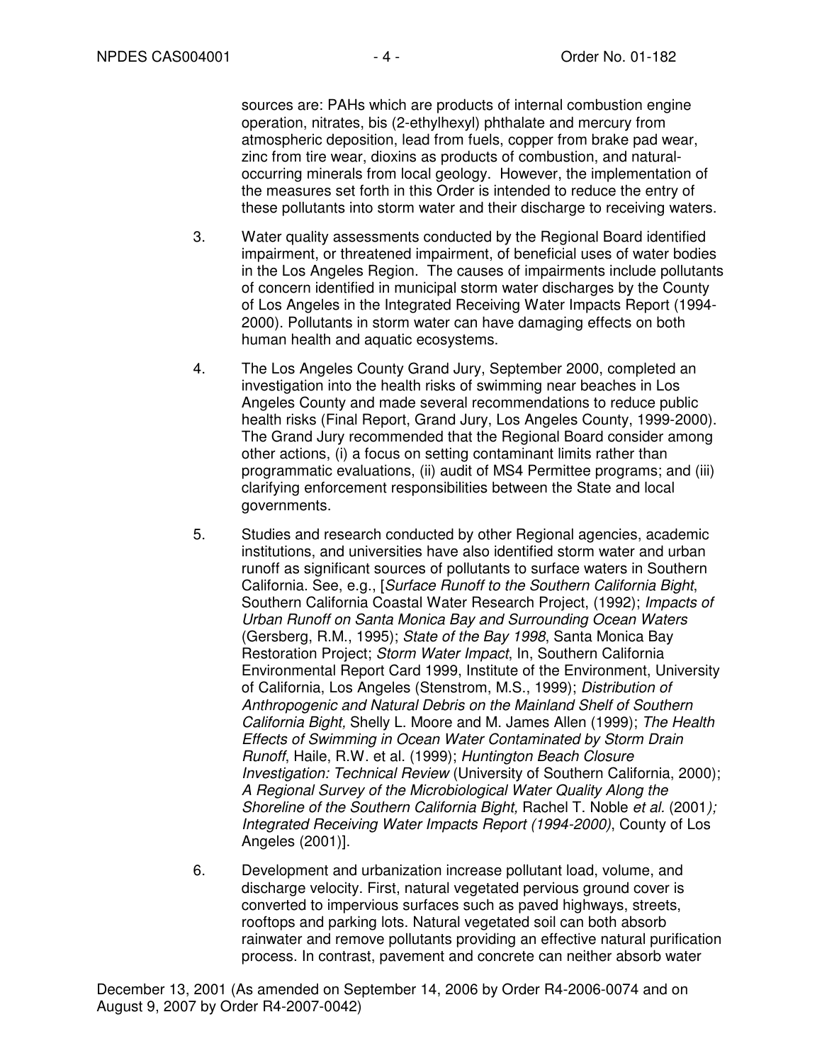sources are: PAHs which are products of internal combustion engine operation, nitrates, bis (2-ethylhexyl) phthalate and mercury from atmospheric deposition, lead from fuels, copper from brake pad wear, zinc from tire wear, dioxins as products of combustion, and natural-occurring minerals from local geology. However, the implementation of the measures set forth in this Order is intended to reduce the entry of these pollutants into storm water and their discharge to receiving waters.

3. Water quality assessments conducted by the Regional Board identified impairment, or threatened impairment, of beneficial uses of water bodies in the Los Angeles Region. The causes of impairments include pollutants of concern identified in municipal storm water discharges by the County of Los Angeles in the Integrated Receiving Water Impacts Report (1994-2000). Pollutants in storm water can have damaging effects on both human health and aquatic ecosystems.

4. The Los Angeles County Grand Jury, September 2000, completed an investigation into the health risks of swimming near beaches in Los Angeles County and made several recommendations to reduce public health risks (Final Report, Grand Jury, Los Angeles County, 1999-2000). The Grand Jury recommended that the Regional Board consider among other actions, (i) a focus on setting contaminant limits rather than programmatic evaluations, (ii) audit of MS4 Permittee programs; and (iii) clarifying enforcement responsibilities between the State and local governments.

5. Studies and research conducted by other Regional agencies, academic institutions, and universities have also identified storm water and urban runoff as significant sources of pollutants to surface waters in Southern California. See, e.g., [*Surface Runoff to the Southern California Bight*, Southern California Coastal Water Research Project, (1992); *Impacts of Urban Runoff on Santa Monica Bay and Surrounding Ocean Waters* (Gersberg, R.M., 1995); *State of the Bay 1998*, Santa Monica Bay Restoration Project; *Storm Water Impact*, In, Southern California Environmental Report Card 1999, Institute of the Environment, University of California, Los Angeles (Stenstrom, M.S., 1999); *Distribution of Anthropogenic and Natural Debris on the Mainland Shelf of Southern California Bight,* Shelly L. Moore and M. James Allen (1999); *The Health Effects of Swimming in Ocean Water Contaminated by Storm Drain Runoff*, Haile, R.W. et al. (1999); *Huntington Beach Closure Investigation: Technical Review* (University of Southern California, 2000); *A Regional Survey of the Microbiological Water Quality Along the Shoreline of the Southern California Bight,* Rachel T. Noble *et al.* (2001*); Integrated Receiving Water Impacts Report (1994-2000)*, County of Los Angeles (2001)].

6. Development and urbanization increase pollutant load, volume, and discharge velocity. First, natural vegetated pervious ground cover is converted to impervious surfaces such as paved highways, streets, rooftops and parking lots. Natural vegetated soil can both absorb rainwater and remove pollutants providing an effective natural purification process. In contrast, pavement and concrete can neither absorb water

December 13, 2001 (As amended on September 14, 2006 by Order R4-2006-0074 and on August 9, 2007 by Order R4-2007-0042)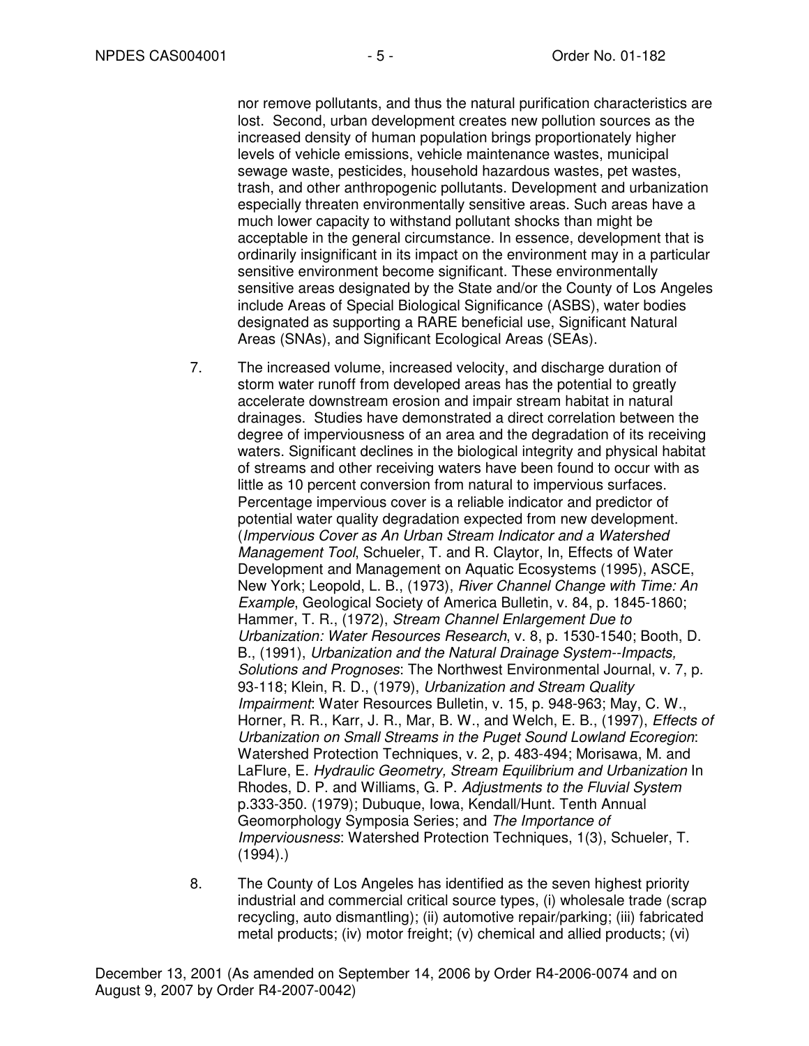nor remove pollutants, and thus the natural purification characteristics are lost. Second, urban development creates new pollution sources as the increased density of human population brings proportionately higher levels of vehicle emissions, vehicle maintenance wastes, municipal sewage waste, pesticides, household hazardous wastes, pet wastes, trash, and other anthropogenic pollutants. Development and urbanization especially threaten environmentally sensitive areas. Such areas have a much lower capacity to withstand pollutant shocks than might be acceptable in the general circumstance. In essence, development that is ordinarily insignificant in its impact on the environment may in a particular sensitive environment become significant. These environmentally sensitive areas designated by the State and/or the County of Los Angeles include Areas of Special Biological Significance (ASBS), water bodies designated as supporting a RARE beneficial use, Significant Natural Areas (SNAs), and Significant Ecological Areas (SEAs).

7. The increased volume, increased velocity, and discharge duration of storm water runoff from developed areas has the potential to greatly accelerate downstream erosion and impair stream habitat in natural drainages. Studies have demonstrated a direct correlation between the degree of imperviousness of an area and the degradation of its receiving waters. Significant declines in the biological integrity and physical habitat of streams and other receiving waters have been found to occur with as little as 10 percent conversion from natural to impervious surfaces. Percentage impervious cover is a reliable indicator and predictor of potential water quality degradation expected from new development. (*Impervious Cover as An Urban Stream Indicator and a Watershed Management Tool*, Schueler, T. and R. Claytor, In, Effects of Water Development and Management on Aquatic Ecosystems (1995), ASCE, New York; Leopold, L. B., (1973), *River Channel Change with Time: An Example*, Geological Society of America Bulletin, v. 84, p. 1845-1860; Hammer, T. R., (1972), *Stream Channel Enlargement Due to Urbanization: Water Resources Research*, v. 8, p. 1530-1540; Booth, D. B., (1991), *Urbanization and the Natural Drainage System--Impacts, Solutions and Prognoses*: The Northwest Environmental Journal, v. 7, p. 93-118; Klein, R. D., (1979), *Urbanization and Stream Quality Impairment*: Water Resources Bulletin, v. 15, p. 948-963; May, C. W., Horner, R. R., Karr, J. R., Mar, B. W., and Welch, E. B., (1997), *Effects of Urbanization on Small Streams in the Puget Sound Lowland Ecoregion*: Watershed Protection Techniques, v. 2, p. 483-494; Morisawa, M. and LaFlure, E. *Hydraulic Geometry, Stream Equilibrium and Urbanization* In Rhodes, D. P. and Williams, G. P. *Adjustments to the Fluvial System* p.333-350. (1979); Dubuque, Iowa, Kendall/Hunt. Tenth Annual Geomorphology Symposia Series; and *The Importance of Imperviousness*: Watershed Protection Techniques, 1(3), Schueler, T. (1994).)

8. The County of Los Angeles has identified as the seven highest priority industrial and commercial critical source types, (i) wholesale trade (scrap recycling, auto dismantling); (ii) automotive repair/parking; (iii) fabricated metal products; (iv) motor freight; (v) chemical and allied products; (vi)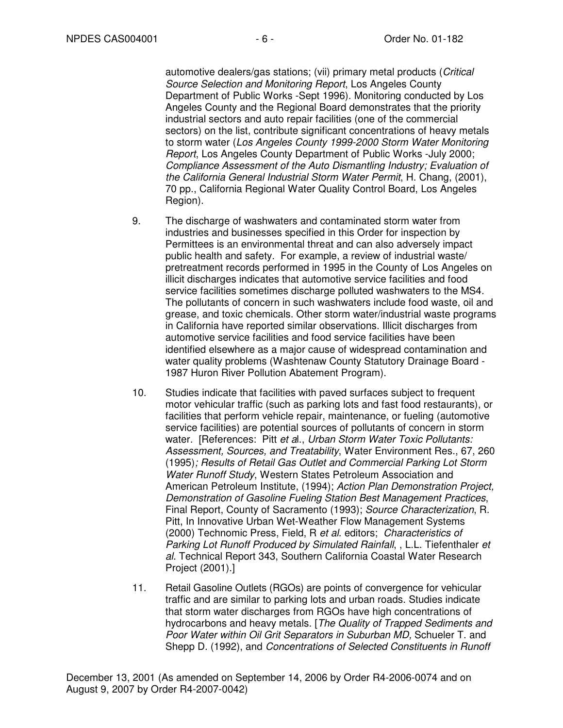automotive dealers/gas stations; (vii) primary metal products (*Critical Source Selection and Monitoring Report*, Los Angeles County Department of Public Works -Sept 1996). Monitoring conducted by Los Angeles County and the Regional Board demonstrates that the priority industrial sectors and auto repair facilities (one of the commercial sectors) on the list, contribute significant concentrations of heavy metals to storm water (*Los Angeles County 1999-2000 Storm Water Monitoring Report*, Los Angeles County Department of Public Works -July 2000; *Compliance Assessment of the Auto Dismantling Industry; Evaluation of the California General Industrial Storm Water Permit*, H. Chang, (2001), 70 pp., California Regional Water Quality Control Board, Los Angeles Region).

9. The discharge of washwaters and contaminated storm water from industries and businesses specified in this Order for inspection by Permittees is an environmental threat and can also adversely impact public health and safety. For example, a review of industrial waste/ pretreatment records performed in 1995 in the County of Los Angeles on illicit discharges indicates that automotive service facilities and food service facilities sometimes discharge polluted washwaters to the MS4. The pollutants of concern in such washwaters include food waste, oil and grease, and toxic chemicals. Other storm water/industrial waste programs in California have reported similar observations. Illicit discharges from automotive service facilities and food service facilities have been identified elsewhere as a major cause of widespread contamination and water quality problems (Washtenaw County Statutory Drainage Board - 1987 Huron River Pollution Abatement Program).

10. Studies indicate that facilities with paved surfaces subject to frequent motor vehicular traffic (such as parking lots and fast food restaurants), or facilities that perform vehicle repair, maintenance, or fueling (automotive service facilities) are potential sources of pollutants of concern in storm water. [References: Pitt *et a*l., *Urban Storm Water Toxic Pollutants: Assessment, Sources, and Treatability*, Water Environment Res., 67, 260 (1995)*; Results of Retail Gas Outlet and Commercial Parking Lot Storm Water Runoff Study*, Western States Petroleum Association and American Petroleum Institute, (1994); *Action Plan Demonstration Project, Demonstration of Gasoline Fueling Station Best Management Practices*, Final Report, County of Sacramento (1993); *Source Characterization*, R. Pitt, In Innovative Urban Wet-Weather Flow Management Systems (2000) Technomic Press, Field, R *et al.* editors; *Characteristics of Parking Lot Runoff Produced by Simulated Rainfall*, , L.L. Tiefenthaler *et al*. Technical Report 343, Southern California Coastal Water Research Project (2001).]

11. Retail Gasoline Outlets (RGOs) are points of convergence for vehicular traffic and are similar to parking lots and urban roads. Studies indicate that storm water discharges from RGOs have high concentrations of hydrocarbons and heavy metals. [*The Quality of Trapped Sediments and Poor Water within Oil Grit Separators in Suburban MD,* Schueler T. and Shepp D. (1992), and *Concentrations of Selected Constituents in Runoff*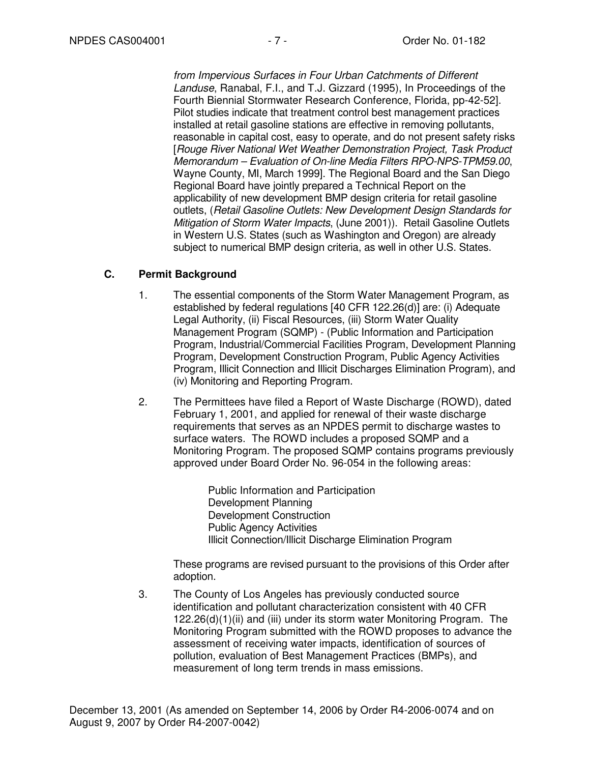*from Impervious Surfaces in Four Urban Catchments of Different Landuse*, Ranabal, F.I., and T.J. Gizzard (1995), In Proceedings of the Fourth Biennial Stormwater Research Conference, Florida, pp-42-52]. Pilot studies indicate that treatment control best management practices installed at retail gasoline stations are effective in removing pollutants, reasonable in capital cost, easy to operate, and do not present safety risks [*Rouge River National Wet Weather Demonstration Project, Task Product Memorandum – Evaluation of On-line Media Filters RPO-NPS-TPM59.00*, Wayne County, MI, March 1999]. The Regional Board and the San Diego Regional Board have jointly prepared a Technical Report on the applicability of new development BMP design criteria for retail gasoline outlets, (*Retail Gasoline Outlets: New Development Design Standards for Mitigation of Storm Water Impacts*, (June 2001)). Retail Gasoline Outlets in Western U.S. States (such as Washington and Oregon) are already subject to numerical BMP design criteria, as well in other U.S. States.

## C. Permit Background

1. The essential components of the Storm Water Management Program, as established by federal regulations [40 CFR 122.26(d)] are: (i) Adequate Legal Authority, (ii) Fiscal Resources, (iii) Storm Water Quality Management Program (SQMP) - (Public Information and Participation Program, Industrial/Commercial Facilities Program, Development Planning Program, Development Construction Program, Public Agency Activities Program, Illicit Connection and Illicit Discharges Elimination Program), and (iv) Monitoring and Reporting Program.

2. The Permittees have filed a Report of Waste Discharge (ROWD), dated February 1, 2001, and applied for renewal of their waste discharge requirements that serves as an NPDES permit to discharge wastes to surface waters. The ROWD includes a proposed SQMP and a Monitoring Program. The proposed SQMP contains programs previously approved under Board Order No. 96-054 in the following areas:

   Public Information and Participation
   Development Planning
   Development Construction
   Public Agency Activities
   Illicit Connection/Illicit Discharge Elimination Program

   These programs are revised pursuant to the provisions of this Order after adoption.

3. The County of Los Angeles has previously conducted source identification and pollutant characterization consistent with 40 CFR 122.26(d)(1)(ii) and (iii) under its storm water Monitoring Program. The Monitoring Program submitted with the ROWD proposes to advance the assessment of receiving water impacts, identification of sources of pollution, evaluation of Best Management Practices (BMPs), and measurement of long term trends in mass emissions.

December 13, 2001 (As amended on September 14, 2006 by Order R4-2006-0074 and on August 9, 2007 by Order R4-2007-0042)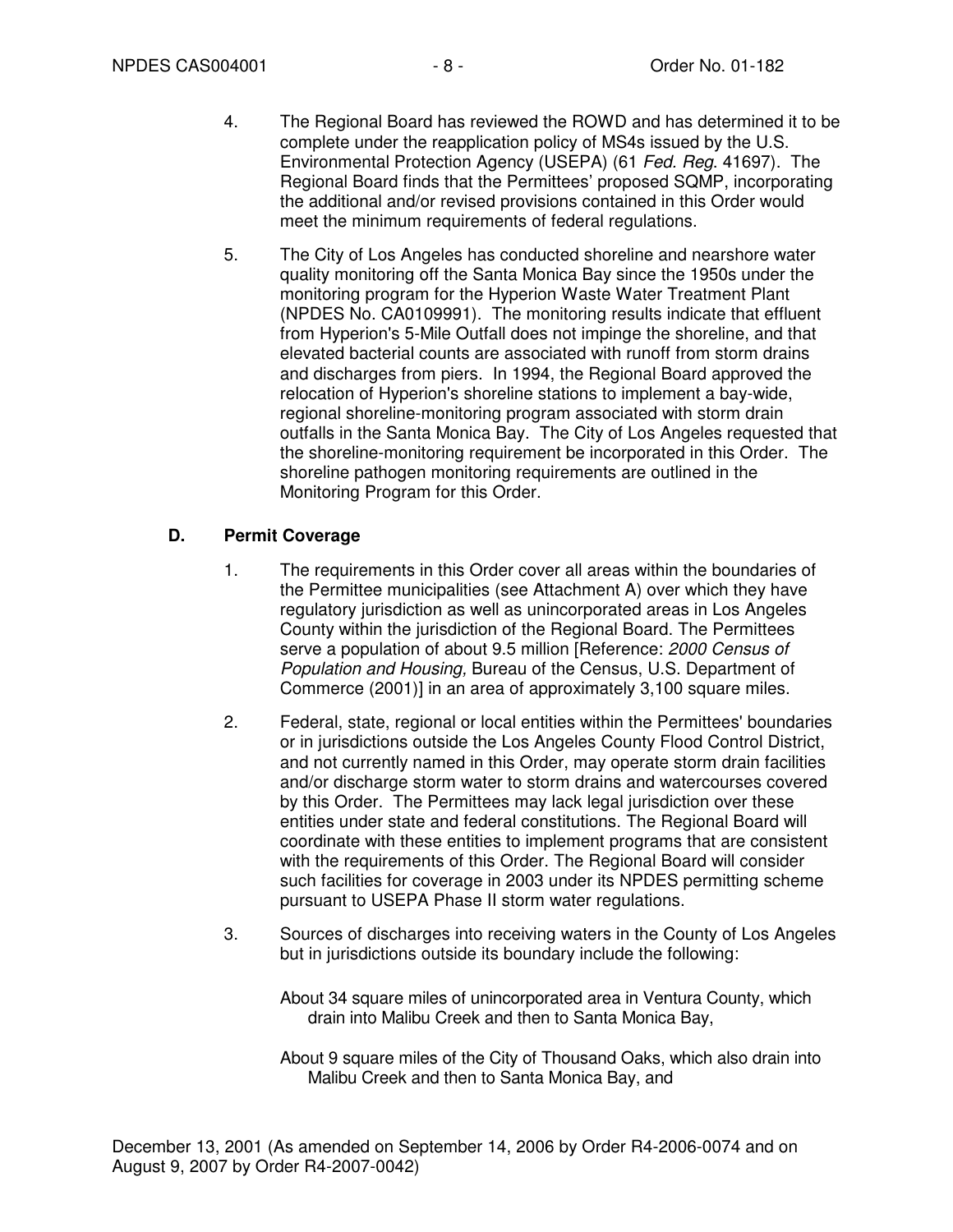4. The Regional Board has reviewed the ROWD and has determined it to be complete under the reapplication policy of MS4s issued by the U.S. Environmental Protection Agency (USEPA) (61 *Fed. Reg.* 41697). The Regional Board finds that the Permittees' proposed SQMP, incorporating the additional and/or revised provisions contained in this Order would meet the minimum requirements of federal regulations.

5. The City of Los Angeles has conducted shoreline and nearshore water quality monitoring off the Santa Monica Bay since the 1950s under the monitoring program for the Hyperion Waste Water Treatment Plant (NPDES No. CA0109991). The monitoring results indicate that effluent from Hyperion's 5-Mile Outfall does not impinge the shoreline, and that elevated bacterial counts are associated with runoff from storm drains and discharges from piers. In 1994, the Regional Board approved the relocation of Hyperion's shoreline stations to implement a bay-wide, regional shoreline-monitoring program associated with storm drain outfalls in the Santa Monica Bay. The City of Los Angeles requested that the shoreline-monitoring requirement be incorporated in this Order. The shoreline pathogen monitoring requirements are outlined in the Monitoring Program for this Order.

## D. Permit Coverage

1. The requirements in this Order cover all areas within the boundaries of the Permittee municipalities (see Attachment A) over which they have regulatory jurisdiction as well as unincorporated areas in Los Angeles County within the jurisdiction of the Regional Board. The Permittees serve a population of about 9.5 million [Reference: *2000 Census of Population and Housing,* Bureau of the Census, U.S. Department of Commerce (2001)] in an area of approximately 3,100 square miles.

2. Federal, state, regional or local entities within the Permittees' boundaries or in jurisdictions outside the Los Angeles County Flood Control District, and not currently named in this Order, may operate storm drain facilities and/or discharge storm water to storm drains and watercourses covered by this Order. The Permittees may lack legal jurisdiction over these entities under state and federal constitutions. The Regional Board will coordinate with these entities to implement programs that are consistent with the requirements of this Order. The Regional Board will consider such facilities for coverage in 2003 under its NPDES permitting scheme pursuant to USEPA Phase II storm water regulations.

3. Sources of discharges into receiving waters in the County of Los Angeles but in jurisdictions outside its boundary include the following:

   About 34 square miles of unincorporated area in Ventura County, which drain into Malibu Creek and then to Santa Monica Bay,

   About 9 square miles of the City of Thousand Oaks, which also drain into Malibu Creek and then to Santa Monica Bay, and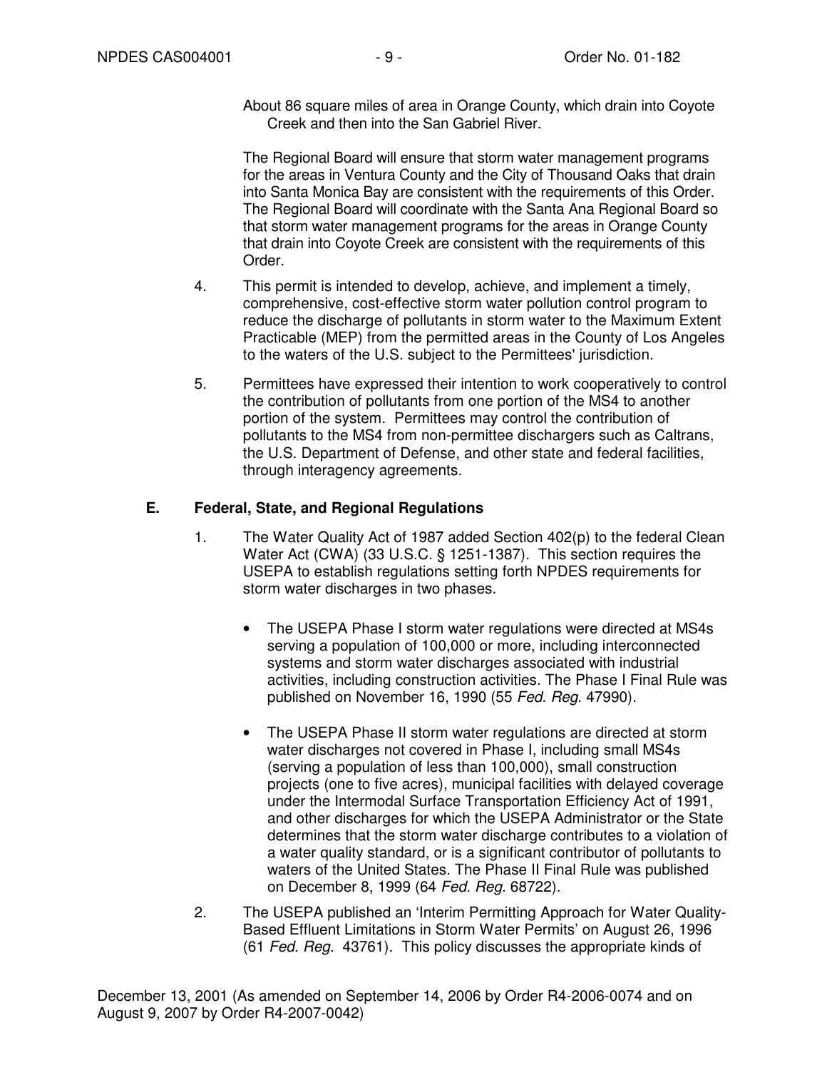About 86 square miles of area in Orange County, which drain into Coyote Creek and then into the San Gabriel River.

The Regional Board will ensure that storm water management programs for the areas in Ventura County and the City of Thousand Oaks that drain into Santa Monica Bay are consistent with the requirements of this Order. The Regional Board will coordinate with the Santa Ana Regional Board so that storm water management programs for the areas in Orange County that drain into Coyote Creek are consistent with the requirements of this Order.

4. This permit is intended to develop, achieve, and implement a timely, comprehensive, cost-effective storm water pollution control program to reduce the discharge of pollutants in storm water to the Maximum Extent Practicable (MEP) from the permitted areas in the County of Los Angeles to the waters of the U.S. subject to the Permittees' jurisdiction.

5. Permittees have expressed their intention to work cooperatively to control the contribution of pollutants from one portion of the MS4 to another portion of the system. Permittees may control the contribution of pollutants to the MS4 from non-permittee dischargers such as Caltrans, the U.S. Department of Defense, and other state and federal facilities, through interagency agreements.

## E. Federal, State, and Regional Regulations

1. The Water Quality Act of 1987 added Section 402(p) to the federal Clean Water Act (CWA) (33 U.S.C. § 1251-1387). This section requires the USEPA to establish regulations setting forth NPDES requirements for storm water discharges in two phases.

   - The USEPA Phase I storm water regulations were directed at MS4s serving a population of 100,000 or more, including interconnected systems and storm water discharges associated with industrial activities, including construction activities. The Phase I Final Rule was published on November 16, 1990 (55 *Fed. Reg*. 47990).

   - The USEPA Phase II storm water regulations are directed at storm water discharges not covered in Phase I, including small MS4s (serving a population of less than 100,000), small construction projects (one to five acres), municipal facilities with delayed coverage under the Intermodal Surface Transportation Efficiency Act of 1991, and other discharges for which the USEPA Administrator or the State determines that the storm water discharge contributes to a violation of a water quality standard, or is a significant contributor of pollutants to waters of the United States. The Phase II Final Rule was published on December 8, 1999 (64 *Fed. Reg*. 68722).

2. The USEPA published an 'Interim Permitting Approach for Water Quality-Based Effluent Limitations in Storm Water Permits' on August 26, 1996 (61 *Fed. Reg.* 43761). This policy discusses the appropriate kinds of

December 13, 2001 (As amended on September 14, 2006 by Order R4-2006-0074 and on August 9, 2007 by Order R4-2007-0042)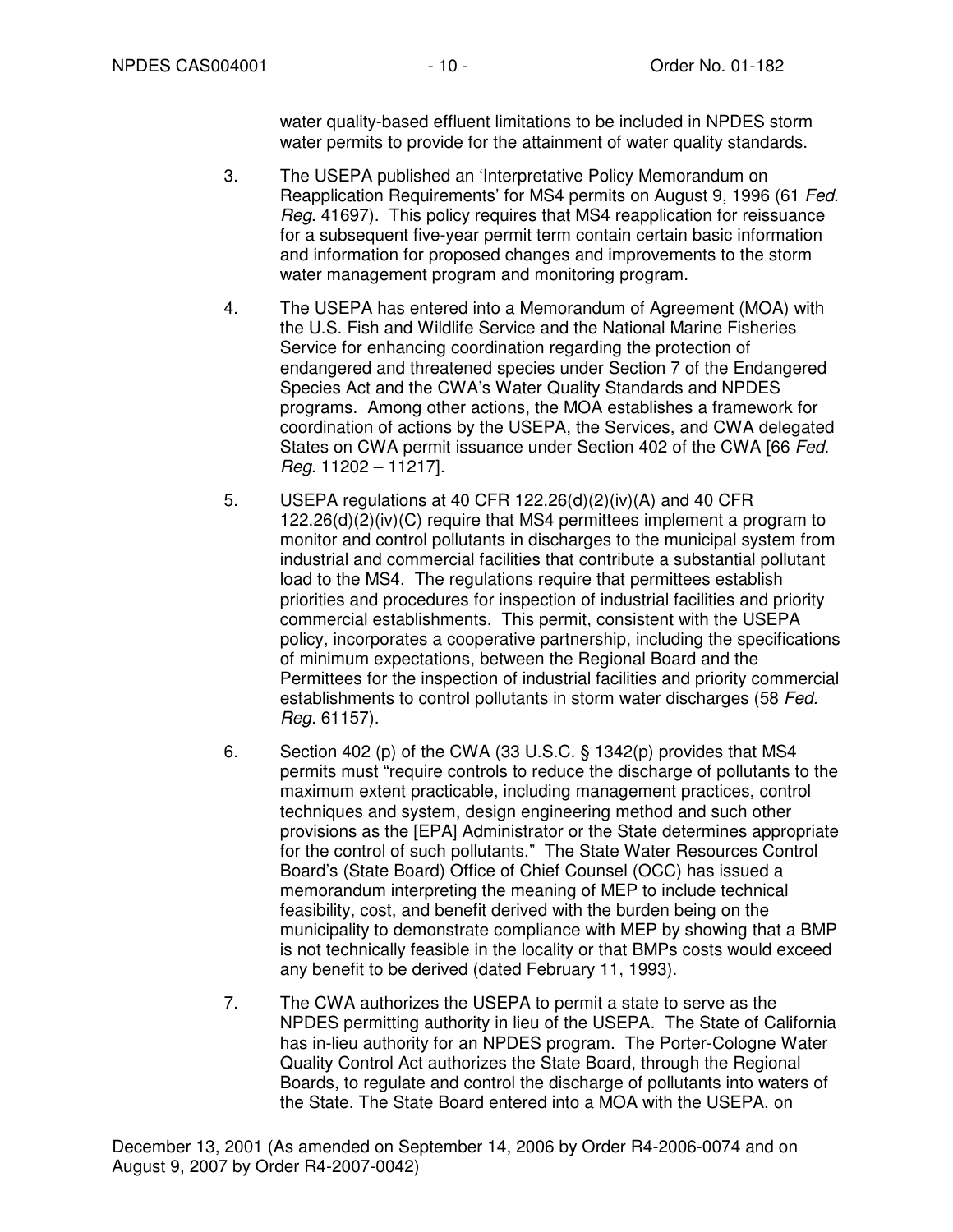water quality-based effluent limitations to be included in NPDES storm water permits to provide for the attainment of water quality standards.

3. The USEPA published an 'Interpretative Policy Memorandum on Reapplication Requirements' for MS4 permits on August 9, 1996 (61 *Fed. Reg*. 41697). This policy requires that MS4 reapplication for reissuance for a subsequent five-year permit term contain certain basic information and information for proposed changes and improvements to the storm water management program and monitoring program.

4. The USEPA has entered into a Memorandum of Agreement (MOA) with the U.S. Fish and Wildlife Service and the National Marine Fisheries Service for enhancing coordination regarding the protection of endangered and threatened species under Section 7 of the Endangered Species Act and the CWA's Water Quality Standards and NPDES programs. Among other actions, the MOA establishes a framework for coordination of actions by the USEPA, the Services, and CWA delegated States on CWA permit issuance under Section 402 of the CWA [66 *Fed. Reg*. 11202 – 11217].

5. USEPA regulations at 40 CFR 122.26(d)(2)(iv)(A) and 40 CFR 122.26(d)(2)(iv)(C) require that MS4 permittees implement a program to monitor and control pollutants in discharges to the municipal system from industrial and commercial facilities that contribute a substantial pollutant load to the MS4. The regulations require that permittees establish priorities and procedures for inspection of industrial facilities and priority commercial establishments. This permit, consistent with the USEPA policy, incorporates a cooperative partnership, including the specifications of minimum expectations, between the Regional Board and the Permittees for the inspection of industrial facilities and priority commercial establishments to control pollutants in storm water discharges (58 *Fed. Reg.* 61157).

6. Section 402 (p) of the CWA (33 U.S.C. § 1342(p) provides that MS4 permits must "require controls to reduce the discharge of pollutants to the maximum extent practicable, including management practices, control techniques and system, design engineering method and such other provisions as the [EPA] Administrator or the State determines appropriate for the control of such pollutants." The State Water Resources Control Board's (State Board) Office of Chief Counsel (OCC) has issued a memorandum interpreting the meaning of MEP to include technical feasibility, cost, and benefit derived with the burden being on the municipality to demonstrate compliance with MEP by showing that a BMP is not technically feasible in the locality or that BMPs costs would exceed any benefit to be derived (dated February 11, 1993).

7. The CWA authorizes the USEPA to permit a state to serve as the NPDES permitting authority in lieu of the USEPA. The State of California has in-lieu authority for an NPDES program. The Porter-Cologne Water Quality Control Act authorizes the State Board, through the Regional Boards, to regulate and control the discharge of pollutants into waters of the State. The State Board entered into a MOA with the USEPA, on

December 13, 2001 (As amended on September 14, 2006 by Order R4-2006-0074 and on August 9, 2007 by Order R4-2007-0042)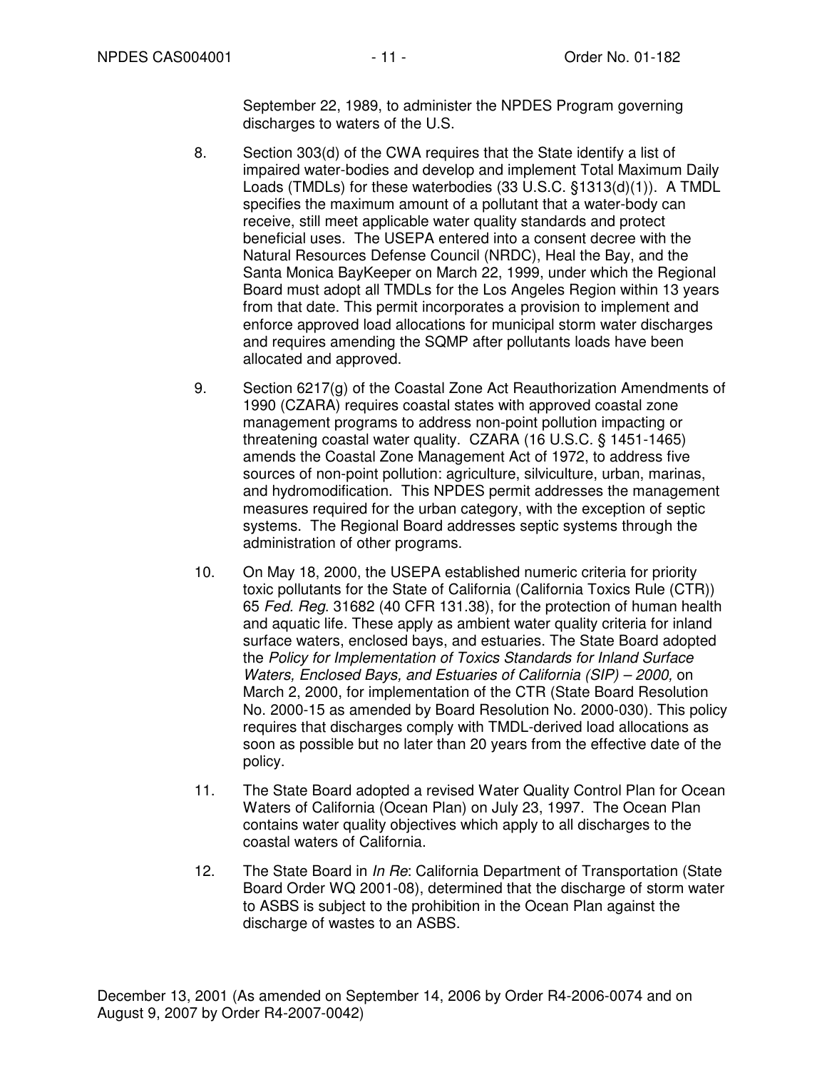September 22, 1989, to administer the NPDES Program governing discharges to waters of the U.S.

8. Section 303(d) of the CWA requires that the State identify a list of impaired water-bodies and develop and implement Total Maximum Daily Loads (TMDLs) for these waterbodies (33 U.S.C. §1313(d)(1)). A TMDL specifies the maximum amount of a pollutant that a water-body can receive, still meet applicable water quality standards and protect beneficial uses. The USEPA entered into a consent decree with the Natural Resources Defense Council (NRDC), Heal the Bay, and the Santa Monica BayKeeper on March 22, 1999, under which the Regional Board must adopt all TMDLs for the Los Angeles Region within 13 years from that date. This permit incorporates a provision to implement and enforce approved load allocations for municipal storm water discharges and requires amending the SQMP after pollutants loads have been allocated and approved.

9. Section 6217(g) of the Coastal Zone Act Reauthorization Amendments of 1990 (CZARA) requires coastal states with approved coastal zone management programs to address non-point pollution impacting or threatening coastal water quality. CZARA (16 U.S.C. § 1451-1465) amends the Coastal Zone Management Act of 1972, to address five sources of non-point pollution: agriculture, silviculture, urban, marinas, and hydromodification. This NPDES permit addresses the management measures required for the urban category, with the exception of septic systems. The Regional Board addresses septic systems through the administration of other programs.

10. On May 18, 2000, the USEPA established numeric criteria for priority toxic pollutants for the State of California (California Toxics Rule (CTR)) 65 *Fed. Reg*. 31682 (40 CFR 131.38), for the protection of human health and aquatic life. These apply as ambient water quality criteria for inland surface waters, enclosed bays, and estuaries. The State Board adopted the *Policy for Implementation of Toxics Standards for Inland Surface Waters, Enclosed Bays, and Estuaries of California (SIP) – 2000,* on March 2, 2000, for implementation of the CTR (State Board Resolution No. 2000-15 as amended by Board Resolution No. 2000-030). This policy requires that discharges comply with TMDL-derived load allocations as soon as possible but no later than 20 years from the effective date of the policy.

11. The State Board adopted a revised Water Quality Control Plan for Ocean Waters of California (Ocean Plan) on July 23, 1997. The Ocean Plan contains water quality objectives which apply to all discharges to the coastal waters of California.

12. The State Board in *In Re*: California Department of Transportation (State Board Order WQ 2001-08), determined that the discharge of storm water to ASBS is subject to the prohibition in the Ocean Plan against the discharge of wastes to an ASBS.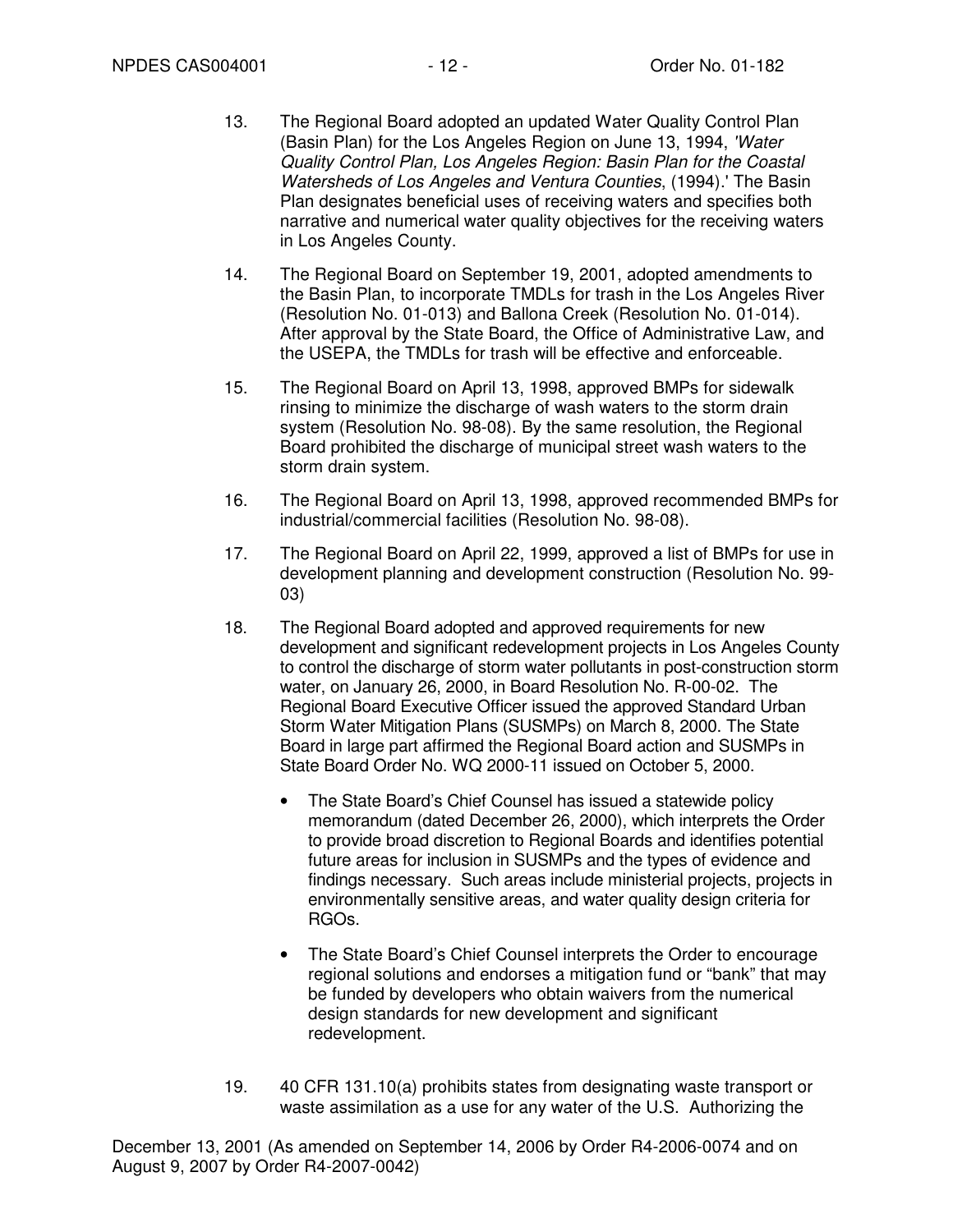13. The Regional Board adopted an updated Water Quality Control Plan (Basin Plan) for the Los Angeles Region on June 13, 1994, *'Water Quality Control Plan, Los Angeles Region: Basin Plan for the Coastal Watersheds of Los Angeles and Ventura Counties*, (1994).' The Basin Plan designates beneficial uses of receiving waters and specifies both narrative and numerical water quality objectives for the receiving waters in Los Angeles County.

14. The Regional Board on September 19, 2001, adopted amendments to the Basin Plan, to incorporate TMDLs for trash in the Los Angeles River (Resolution No. 01-013) and Ballona Creek (Resolution No. 01-014). After approval by the State Board, the Office of Administrative Law, and the USEPA, the TMDLs for trash will be effective and enforceable.

15. The Regional Board on April 13, 1998, approved BMPs for sidewalk rinsing to minimize the discharge of wash waters to the storm drain system (Resolution No. 98-08). By the same resolution, the Regional Board prohibited the discharge of municipal street wash waters to the storm drain system.

16. The Regional Board on April 13, 1998, approved recommended BMPs for industrial/commercial facilities (Resolution No. 98-08).

17. The Regional Board on April 22, 1999, approved a list of BMPs for use in development planning and development construction (Resolution No. 99-03)

18. The Regional Board adopted and approved requirements for new development and significant redevelopment projects in Los Angeles County to control the discharge of storm water pollutants in post-construction storm water, on January 26, 2000, in Board Resolution No. R-00-02. The Regional Board Executive Officer issued the approved Standard Urban Storm Water Mitigation Plans (SUSMPs) on March 8, 2000. The State Board in large part affirmed the Regional Board action and SUSMPs in State Board Order No. WQ 2000-11 issued on October 5, 2000.

    - The State Board's Chief Counsel has issued a statewide policy memorandum (dated December 26, 2000), which interprets the Order to provide broad discretion to Regional Boards and identifies potential future areas for inclusion in SUSMPs and the types of evidence and findings necessary. Such areas include ministerial projects, projects in environmentally sensitive areas, and water quality design criteria for RGOs.

    - The State Board's Chief Counsel interprets the Order to encourage regional solutions and endorses a mitigation fund or "bank" that may be funded by developers who obtain waivers from the numerical design standards for new development and significant redevelopment.

19. 40 CFR 131.10(a) prohibits states from designating waste transport or waste assimilation as a use for any water of the U.S. Authorizing the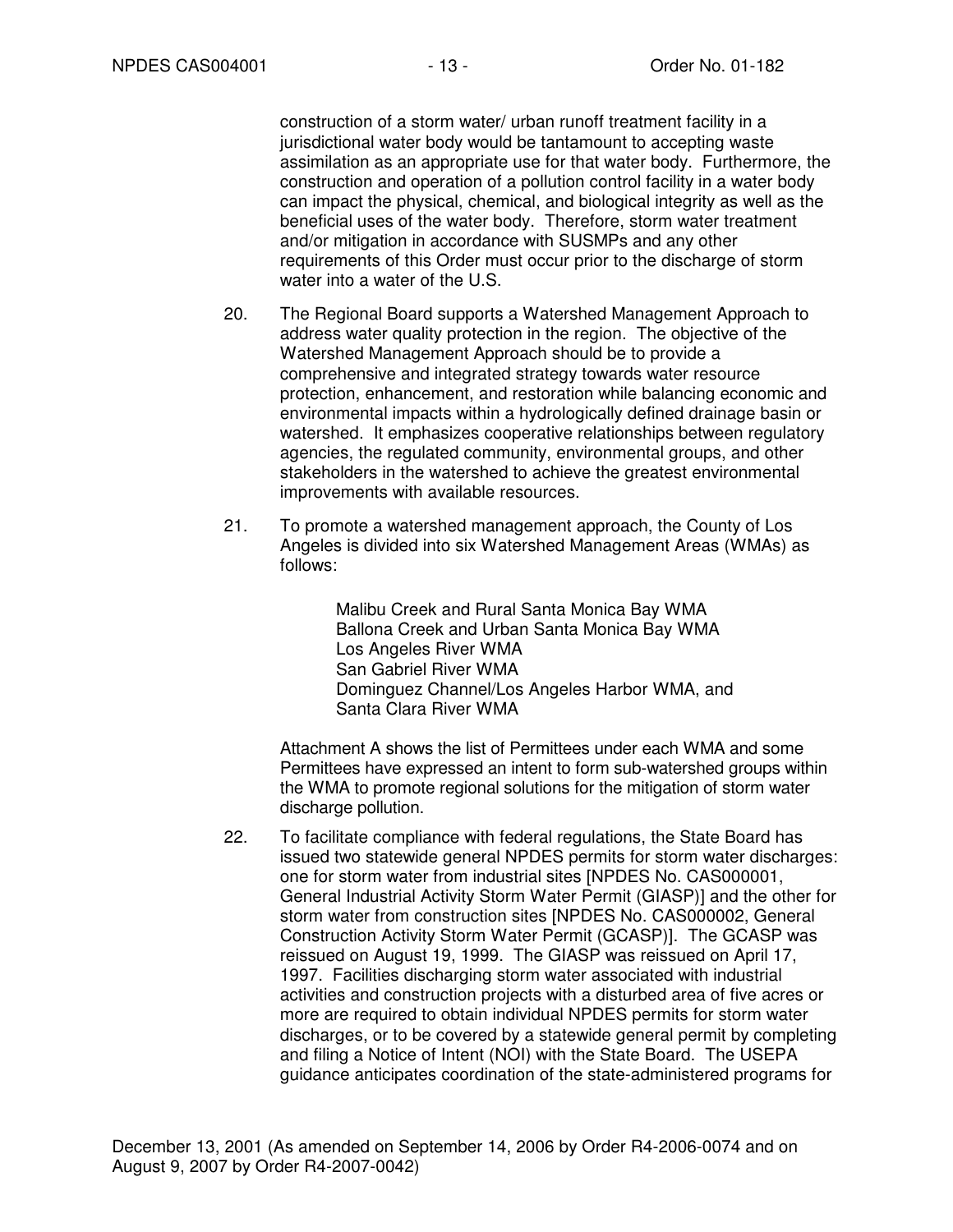construction of a storm water/ urban runoff treatment facility in a jurisdictional water body would be tantamount to accepting waste assimilation as an appropriate use for that water body. Furthermore, the construction and operation of a pollution control facility in a water body can impact the physical, chemical, and biological integrity as well as the beneficial uses of the water body. Therefore, storm water treatment and/or mitigation in accordance with SUSMPs and any other requirements of this Order must occur prior to the discharge of storm water into a water of the U.S.

20. The Regional Board supports a Watershed Management Approach to address water quality protection in the region. The objective of the Watershed Management Approach should be to provide a comprehensive and integrated strategy towards water resource protection, enhancement, and restoration while balancing economic and environmental impacts within a hydrologically defined drainage basin or watershed. It emphasizes cooperative relationships between regulatory agencies, the regulated community, environmental groups, and other stakeholders in the watershed to achieve the greatest environmental improvements with available resources.

21. To promote a watershed management approach, the County of Los Angeles is divided into six Watershed Management Areas (WMAs) as follows:

    Malibu Creek and Rural Santa Monica Bay WMA
    Ballona Creek and Urban Santa Monica Bay WMA
    Los Angeles River WMA
    San Gabriel River WMA
    Dominguez Channel/Los Angeles Harbor WMA, and
    Santa Clara River WMA

    Attachment A shows the list of Permittees under each WMA and some Permittees have expressed an intent to form sub-watershed groups within the WMA to promote regional solutions for the mitigation of storm water discharge pollution.

22. To facilitate compliance with federal regulations, the State Board has issued two statewide general NPDES permits for storm water discharges: one for storm water from industrial sites [NPDES No. CAS000001, General Industrial Activity Storm Water Permit (GIASP)] and the other for storm water from construction sites [NPDES No. CAS000002, General Construction Activity Storm Water Permit (GCASP)]. The GCASP was reissued on August 19, 1999. The GIASP was reissued on April 17, 1997. Facilities discharging storm water associated with industrial activities and construction projects with a disturbed area of five acres or more are required to obtain individual NPDES permits for storm water discharges, or to be covered by a statewide general permit by completing and filing a Notice of Intent (NOI) with the State Board. The USEPA guidance anticipates coordination of the state-administered programs for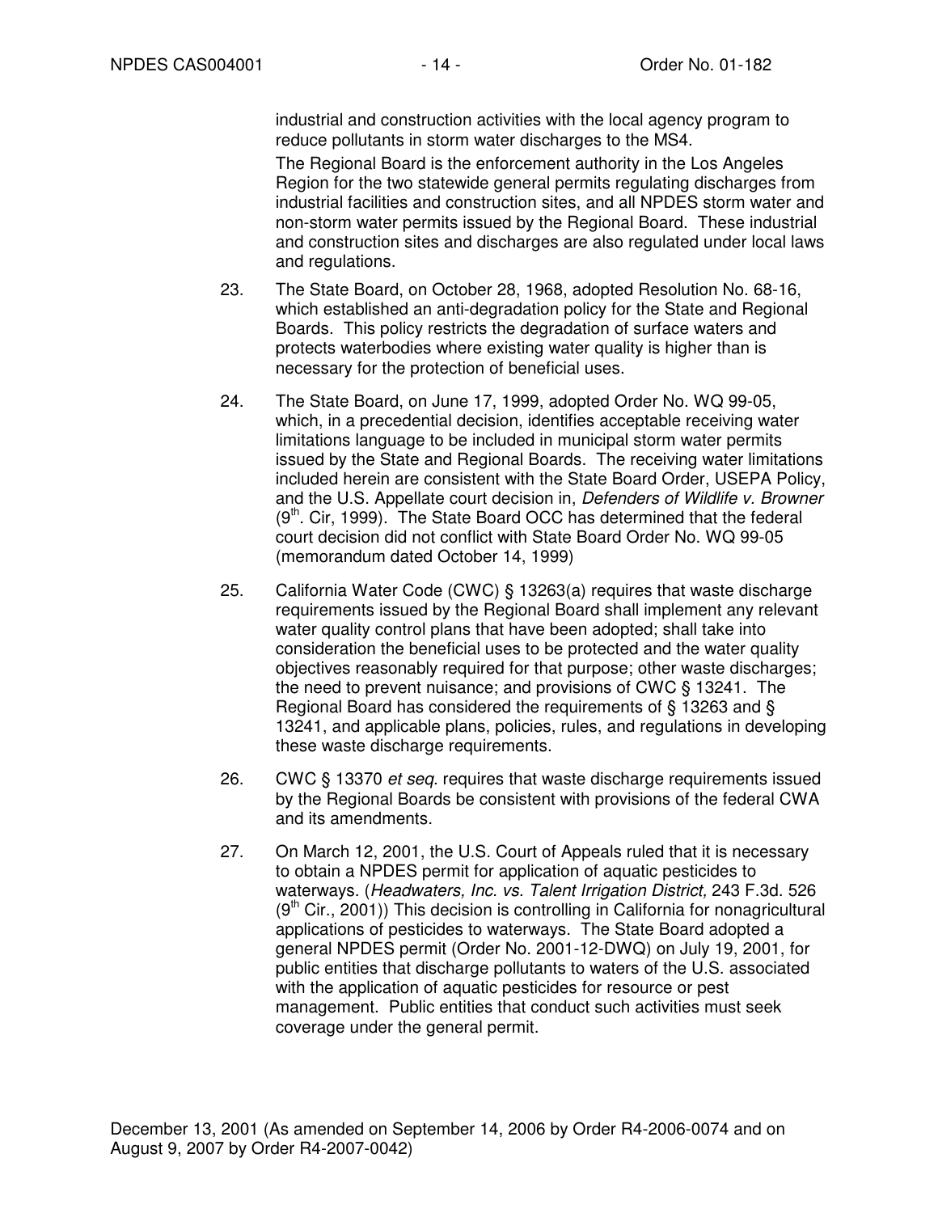industrial and construction activities with the local agency program to reduce pollutants in storm water discharges to the MS4.

The Regional Board is the enforcement authority in the Los Angeles Region for the two statewide general permits regulating discharges from industrial facilities and construction sites, and all NPDES storm water and non-storm water permits issued by the Regional Board. These industrial and construction sites and discharges are also regulated under local laws and regulations.

23. The State Board, on October 28, 1968, adopted Resolution No. 68-16, which established an anti-degradation policy for the State and Regional Boards. This policy restricts the degradation of surface waters and protects waterbodies where existing water quality is higher than is necessary for the protection of beneficial uses.

24. The State Board, on June 17, 1999, adopted Order No. WQ 99-05, which, in a precedential decision, identifies acceptable receiving water limitations language to be included in municipal storm water permits issued by the State and Regional Boards. The receiving water limitations included herein are consistent with the State Board Order, USEPA Policy, and the U.S. Appellate court decision in, *Defenders of Wildlife v. Browner* (9th. Cir, 1999). The State Board OCC has determined that the federal court decision did not conflict with State Board Order No. WQ 99-05 (memorandum dated October 14, 1999)

25. California Water Code (CWC) § 13263(a) requires that waste discharge requirements issued by the Regional Board shall implement any relevant water quality control plans that have been adopted; shall take into consideration the beneficial uses to be protected and the water quality objectives reasonably required for that purpose; other waste discharges; the need to prevent nuisance; and provisions of CWC § 13241. The Regional Board has considered the requirements of § 13263 and § 13241, and applicable plans, policies, rules, and regulations in developing these waste discharge requirements.

26. CWC § 13370 *et seq*. requires that waste discharge requirements issued by the Regional Boards be consistent with provisions of the federal CWA and its amendments.

27. On March 12, 2001, the U.S. Court of Appeals ruled that it is necessary to obtain a NPDES permit for application of aquatic pesticides to waterways. (*Headwaters, Inc. vs. Talent Irrigation District,* 243 F.3d. 526 (9th Cir., 2001)) This decision is controlling in California for nonagricultural applications of pesticides to waterways. The State Board adopted a general NPDES permit (Order No. 2001-12-DWQ) on July 19, 2001, for public entities that discharge pollutants to waters of the U.S. associated with the application of aquatic pesticides for resource or pest management. Public entities that conduct such activities must seek coverage under the general permit.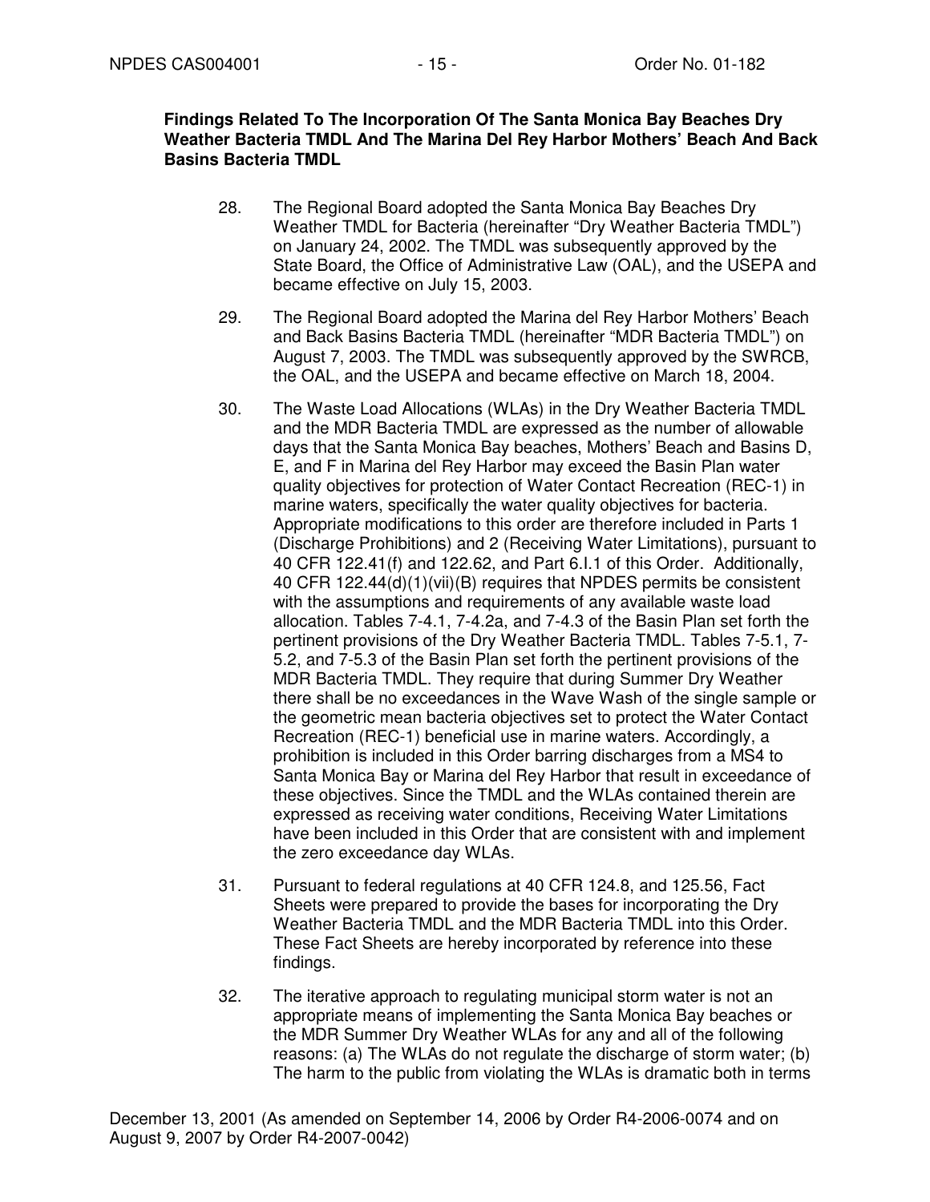**Findings Related To The Incorporation Of The Santa Monica Bay Beaches Dry Weather Bacteria TMDL And The Marina Del Rey Harbor Mothers' Beach And Back Basins Bacteria TMDL**

28. The Regional Board adopted the Santa Monica Bay Beaches Dry Weather TMDL for Bacteria (hereinafter "Dry Weather Bacteria TMDL") on January 24, 2002. The TMDL was subsequently approved by the State Board, the Office of Administrative Law (OAL), and the USEPA and became effective on July 15, 2003.

29. The Regional Board adopted the Marina del Rey Harbor Mothers' Beach and Back Basins Bacteria TMDL (hereinafter "MDR Bacteria TMDL") on August 7, 2003. The TMDL was subsequently approved by the SWRCB, the OAL, and the USEPA and became effective on March 18, 2004.

30. The Waste Load Allocations (WLAs) in the Dry Weather Bacteria TMDL and the MDR Bacteria TMDL are expressed as the number of allowable days that the Santa Monica Bay beaches, Mothers' Beach and Basins D, E, and F in Marina del Rey Harbor may exceed the Basin Plan water quality objectives for protection of Water Contact Recreation (REC-1) in marine waters, specifically the water quality objectives for bacteria. Appropriate modifications to this order are therefore included in Parts 1 (Discharge Prohibitions) and 2 (Receiving Water Limitations), pursuant to 40 CFR 122.41(f) and 122.62, and Part 6.I.1 of this Order. Additionally, 40 CFR 122.44(d)(1)(vii)(B) requires that NPDES permits be consistent with the assumptions and requirements of any available waste load allocation. Tables 7-4.1, 7-4.2a, and 7-4.3 of the Basin Plan set forth the pertinent provisions of the Dry Weather Bacteria TMDL. Tables 7-5.1, 7-5.2, and 7-5.3 of the Basin Plan set forth the pertinent provisions of the MDR Bacteria TMDL. They require that during Summer Dry Weather there shall be no exceedances in the Wave Wash of the single sample or the geometric mean bacteria objectives set to protect the Water Contact Recreation (REC-1) beneficial use in marine waters. Accordingly, a prohibition is included in this Order barring discharges from a MS4 to Santa Monica Bay or Marina del Rey Harbor that result in exceedance of these objectives. Since the TMDL and the WLAs contained therein are expressed as receiving water conditions, Receiving Water Limitations have been included in this Order that are consistent with and implement the zero exceedance day WLAs.

31. Pursuant to federal regulations at 40 CFR 124.8, and 125.56, Fact Sheets were prepared to provide the bases for incorporating the Dry Weather Bacteria TMDL and the MDR Bacteria TMDL into this Order. These Fact Sheets are hereby incorporated by reference into these findings.

32. The iterative approach to regulating municipal storm water is not an appropriate means of implementing the Santa Monica Bay beaches or the MDR Summer Dry Weather WLAs for any and all of the following reasons: (a) The WLAs do not regulate the discharge of storm water; (b) The harm to the public from violating the WLAs is dramatic both in terms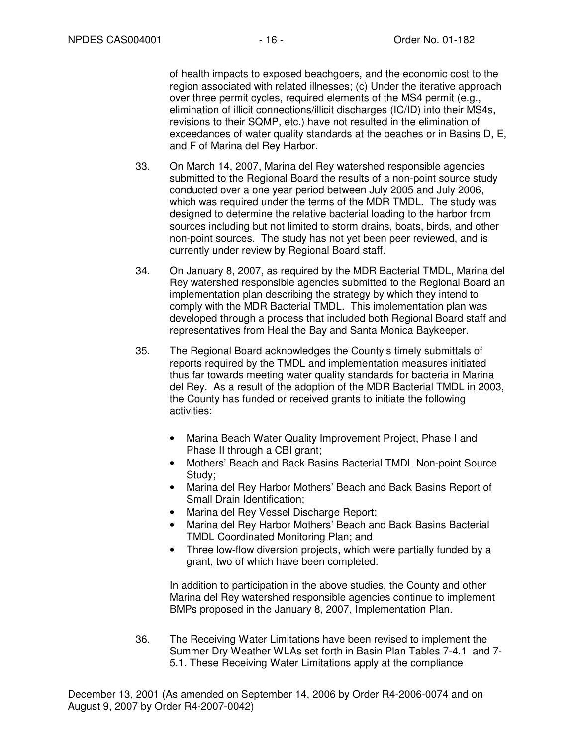of health impacts to exposed beachgoers, and the economic cost to the region associated with related illnesses; (c) Under the iterative approach over three permit cycles, required elements of the MS4 permit (e.g., elimination of illicit connections/illicit discharges (IC/ID) into their MS4s, revisions to their SQMP, etc.) have not resulted in the elimination of exceedances of water quality standards at the beaches or in Basins D, E, and F of Marina del Rey Harbor.

33. On March 14, 2007, Marina del Rey watershed responsible agencies submitted to the Regional Board the results of a non-point source study conducted over a one year period between July 2005 and July 2006, which was required under the terms of the MDR TMDL. The study was designed to determine the relative bacterial loading to the harbor from sources including but not limited to storm drains, boats, birds, and other non-point sources. The study has not yet been peer reviewed, and is currently under review by Regional Board staff.

34. On January 8, 2007, as required by the MDR Bacterial TMDL, Marina del Rey watershed responsible agencies submitted to the Regional Board an implementation plan describing the strategy by which they intend to comply with the MDR Bacterial TMDL. This implementation plan was developed through a process that included both Regional Board staff and representatives from Heal the Bay and Santa Monica Baykeeper.

35. The Regional Board acknowledges the County's timely submittals of reports required by the TMDL and implementation measures initiated thus far towards meeting water quality standards for bacteria in Marina del Rey. As a result of the adoption of the MDR Bacterial TMDL in 2003, the County has funded or received grants to initiate the following activities:

   - Marina Beach Water Quality Improvement Project, Phase I and Phase II through a CBI grant;
   - Mothers' Beach and Back Basins Bacterial TMDL Non-point Source Study;
   - Marina del Rey Harbor Mothers' Beach and Back Basins Report of Small Drain Identification;
   - Marina del Rey Vessel Discharge Report;
   - Marina del Rey Harbor Mothers' Beach and Back Basins Bacterial TMDL Coordinated Monitoring Plan; and
   - Three low-flow diversion projects, which were partially funded by a grant, two of which have been completed.

   In addition to participation in the above studies, the County and other Marina del Rey watershed responsible agencies continue to implement BMPs proposed in the January 8, 2007, Implementation Plan.

36. The Receiving Water Limitations have been revised to implement the Summer Dry Weather WLAs set forth in Basin Plan Tables 7-4.1 and 7-5.1. These Receiving Water Limitations apply at the compliance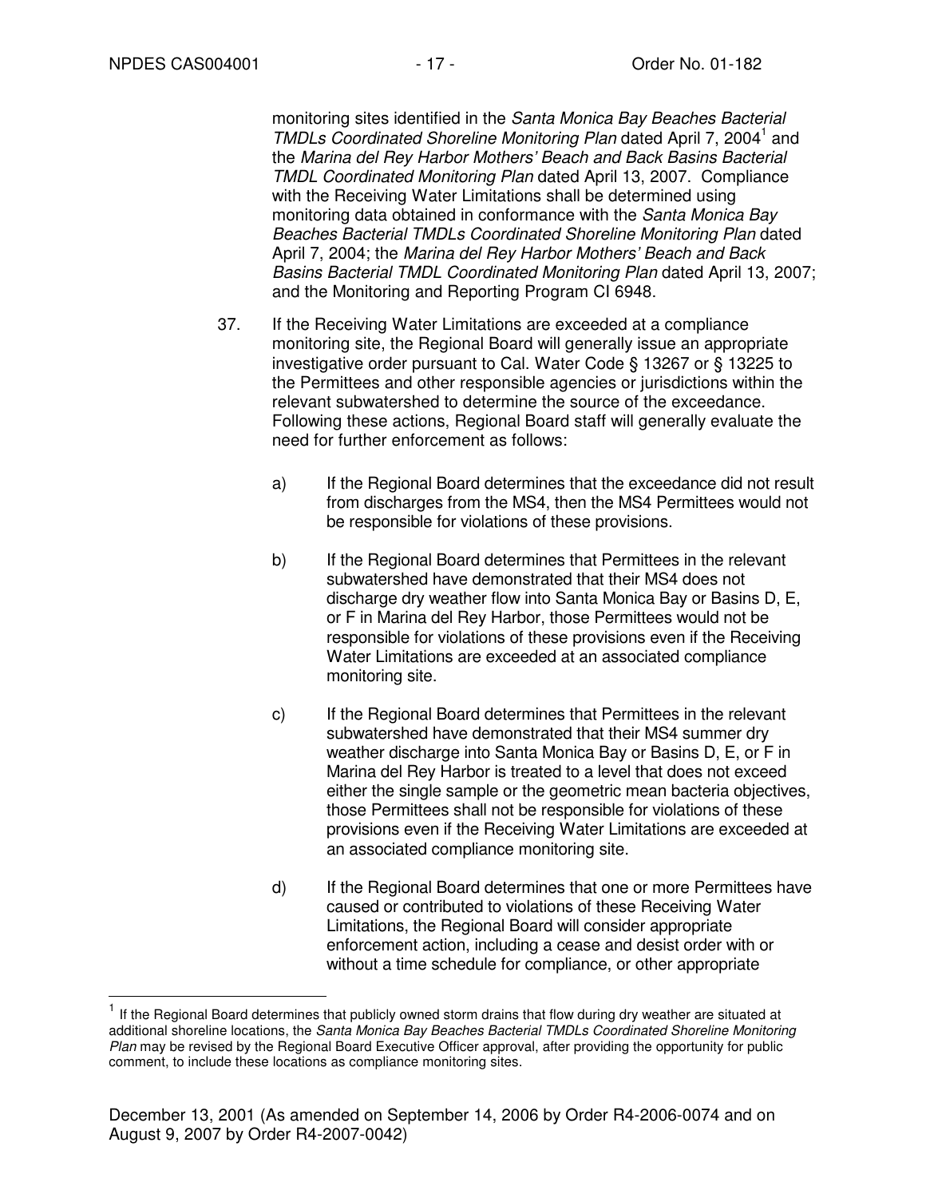monitoring sites identified in the *Santa Monica Bay Beaches Bacterial TMDLs Coordinated Shoreline Monitoring Plan* dated April 7, 2004[1] and the *Marina del Rey Harbor Mothers' Beach and Back Basins Bacterial TMDL Coordinated Monitoring Plan* dated April 13, 2007. Compliance with the Receiving Water Limitations shall be determined using monitoring data obtained in conformance with the *Santa Monica Bay Beaches Bacterial TMDLs Coordinated Shoreline Monitoring Plan* dated April 7, 2004; the *Marina del Rey Harbor Mothers' Beach and Back Basins Bacterial TMDL Coordinated Monitoring Plan* dated April 13, 2007; and the Monitoring and Reporting Program CI 6948.

37. If the Receiving Water Limitations are exceeded at a compliance monitoring site, the Regional Board will generally issue an appropriate investigative order pursuant to Cal. Water Code § 13267 or § 13225 to the Permittees and other responsible agencies or jurisdictions within the relevant subwatershed to determine the source of the exceedance. Following these actions, Regional Board staff will generally evaluate the need for further enforcement as follows:

    a) If the Regional Board determines that the exceedance did not result from discharges from the MS4, then the MS4 Permittees would not be responsible for violations of these provisions.

    b) If the Regional Board determines that Permittees in the relevant subwatershed have demonstrated that their MS4 does not discharge dry weather flow into Santa Monica Bay or Basins D, E, or F in Marina del Rey Harbor, those Permittees would not be responsible for violations of these provisions even if the Receiving Water Limitations are exceeded at an associated compliance monitoring site.

    c) If the Regional Board determines that Permittees in the relevant subwatershed have demonstrated that their MS4 summer dry weather discharge into Santa Monica Bay or Basins D, E, or F in Marina del Rey Harbor is treated to a level that does not exceed either the single sample or the geometric mean bacteria objectives, those Permittees shall not be responsible for violations of these provisions even if the Receiving Water Limitations are exceeded at an associated compliance monitoring site.

    d) If the Regional Board determines that one or more Permittees have caused or contributed to violations of these Receiving Water Limitations, the Regional Board will consider appropriate enforcement action, including a cease and desist order with or without a time schedule for compliance, or other appropriate

[1] If the Regional Board determines that publicly owned storm drains that flow during dry weather are situated at additional shoreline locations, the *Santa Monica Bay Beaches Bacterial TMDLs Coordinated Shoreline Monitoring Plan* may be revised by the Regional Board Executive Officer approval, after providing the opportunity for public comment, to include these locations as compliance monitoring sites.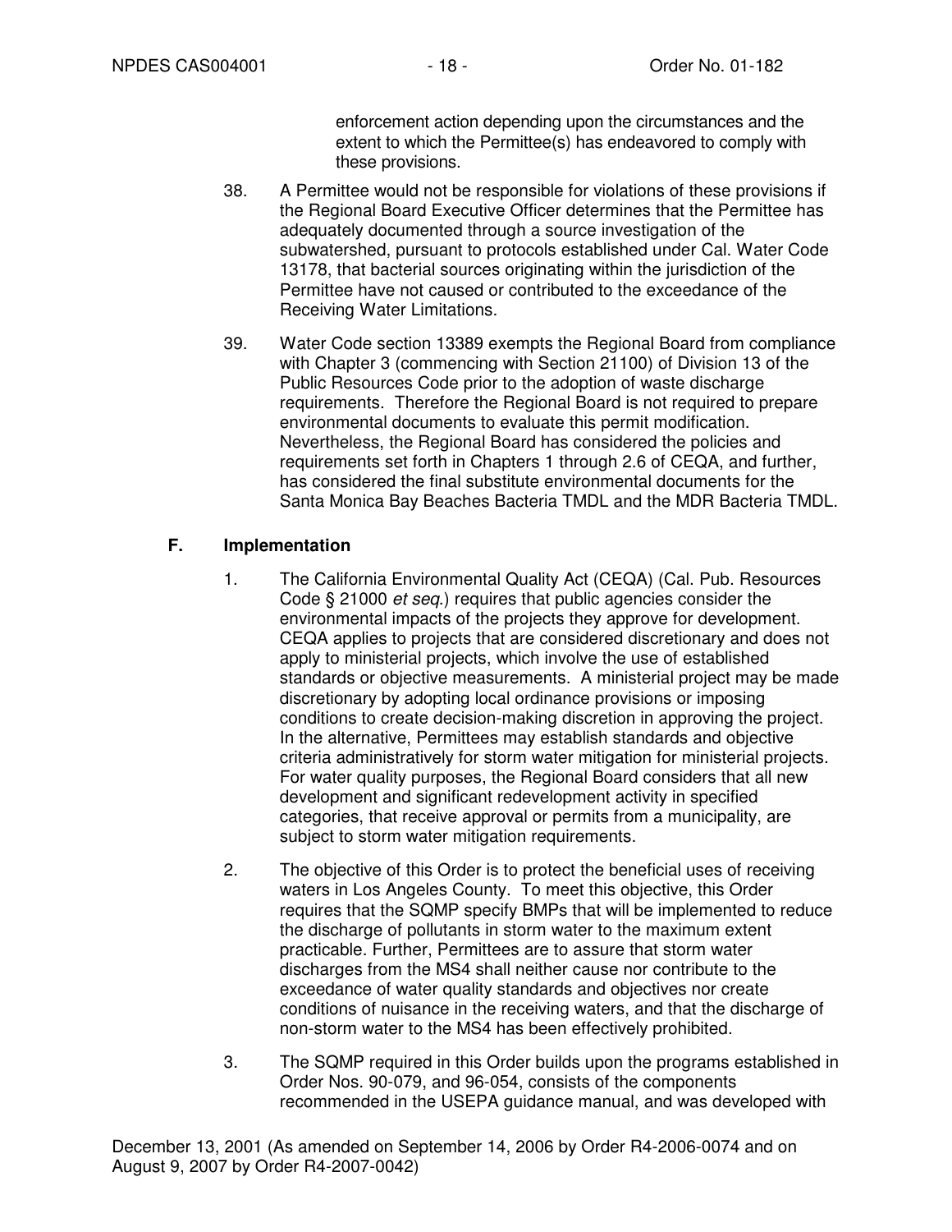enforcement action depending upon the circumstances and the extent to which the Permittee(s) has endeavored to comply with these provisions.

38. A Permittee would not be responsible for violations of these provisions if the Regional Board Executive Officer determines that the Permittee has adequately documented through a source investigation of the subwatershed, pursuant to protocols established under Cal. Water Code 13178, that bacterial sources originating within the jurisdiction of the Permittee have not caused or contributed to the exceedance of the Receiving Water Limitations.

39. Water Code section 13389 exempts the Regional Board from compliance with Chapter 3 (commencing with Section 21100) of Division 13 of the Public Resources Code prior to the adoption of waste discharge requirements. Therefore the Regional Board is not required to prepare environmental documents to evaluate this permit modification. Nevertheless, the Regional Board has considered the policies and requirements set forth in Chapters 1 through 2.6 of CEQA, and further, has considered the final substitute environmental documents for the Santa Monica Bay Beaches Bacteria TMDL and the MDR Bacteria TMDL.

## F. Implementation

1. The California Environmental Quality Act (CEQA) (Cal. Pub. Resources Code § 21000 *et seq*.) requires that public agencies consider the environmental impacts of the projects they approve for development. CEQA applies to projects that are considered discretionary and does not apply to ministerial projects, which involve the use of established standards or objective measurements. A ministerial project may be made discretionary by adopting local ordinance provisions or imposing conditions to create decision-making discretion in approving the project. In the alternative, Permittees may establish standards and objective criteria administratively for storm water mitigation for ministerial projects. For water quality purposes, the Regional Board considers that all new development and significant redevelopment activity in specified categories, that receive approval or permits from a municipality, are subject to storm water mitigation requirements.

2. The objective of this Order is to protect the beneficial uses of receiving waters in Los Angeles County. To meet this objective, this Order requires that the SQMP specify BMPs that will be implemented to reduce the discharge of pollutants in storm water to the maximum extent practicable. Further, Permittees are to assure that storm water discharges from the MS4 shall neither cause nor contribute to the exceedance of water quality standards and objectives nor create conditions of nuisance in the receiving waters, and that the discharge of non-storm water to the MS4 has been effectively prohibited.

3. The SQMP required in this Order builds upon the programs established in Order Nos. 90-079, and 96-054, consists of the components recommended in the USEPA guidance manual, and was developed with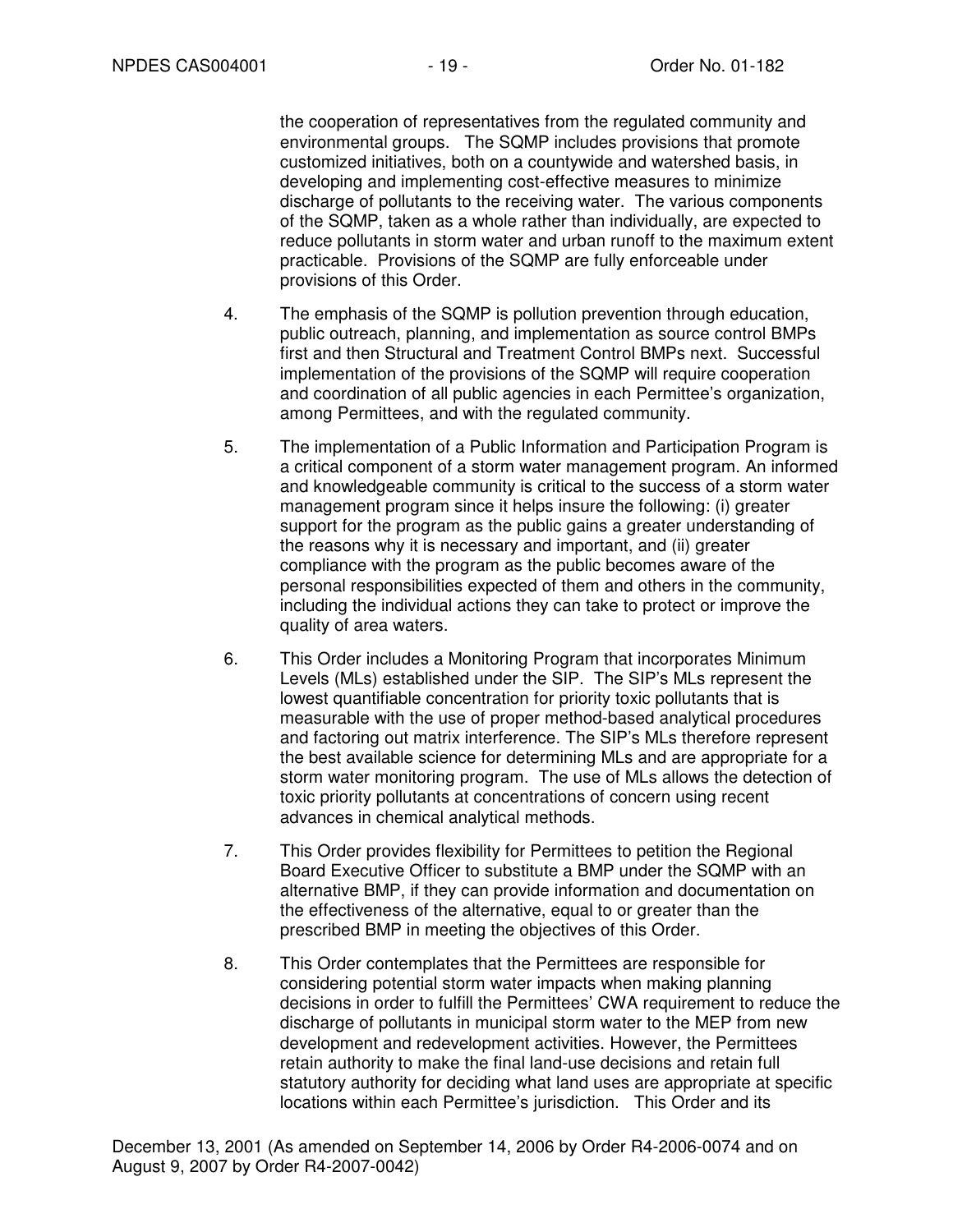the cooperation of representatives from the regulated community and environmental groups. The SQMP includes provisions that promote customized initiatives, both on a countywide and watershed basis, in developing and implementing cost-effective measures to minimize discharge of pollutants to the receiving water. The various components of the SQMP, taken as a whole rather than individually, are expected to reduce pollutants in storm water and urban runoff to the maximum extent practicable. Provisions of the SQMP are fully enforceable under provisions of this Order.

4. The emphasis of the SQMP is pollution prevention through education, public outreach, planning, and implementation as source control BMPs first and then Structural and Treatment Control BMPs next. Successful implementation of the provisions of the SQMP will require cooperation and coordination of all public agencies in each Permittee's organization, among Permittees, and with the regulated community.

5. The implementation of a Public Information and Participation Program is a critical component of a storm water management program. An informed and knowledgeable community is critical to the success of a storm water management program since it helps insure the following: (i) greater support for the program as the public gains a greater understanding of the reasons why it is necessary and important, and (ii) greater compliance with the program as the public becomes aware of the personal responsibilities expected of them and others in the community, including the individual actions they can take to protect or improve the quality of area waters.

6. This Order includes a Monitoring Program that incorporates Minimum Levels (MLs) established under the SIP. The SIP's MLs represent the lowest quantifiable concentration for priority toxic pollutants that is measurable with the use of proper method-based analytical procedures and factoring out matrix interference. The SIP's MLs therefore represent the best available science for determining MLs and are appropriate for a storm water monitoring program. The use of MLs allows the detection of toxic priority pollutants at concentrations of concern using recent advances in chemical analytical methods.

7. This Order provides flexibility for Permittees to petition the Regional Board Executive Officer to substitute a BMP under the SQMP with an alternative BMP, if they can provide information and documentation on the effectiveness of the alternative, equal to or greater than the prescribed BMP in meeting the objectives of this Order.

8. This Order contemplates that the Permittees are responsible for considering potential storm water impacts when making planning decisions in order to fulfill the Permittees' CWA requirement to reduce the discharge of pollutants in municipal storm water to the MEP from new development and redevelopment activities. However, the Permittees retain authority to make the final land-use decisions and retain full statutory authority for deciding what land uses are appropriate at specific locations within each Permittee's jurisdiction. This Order and its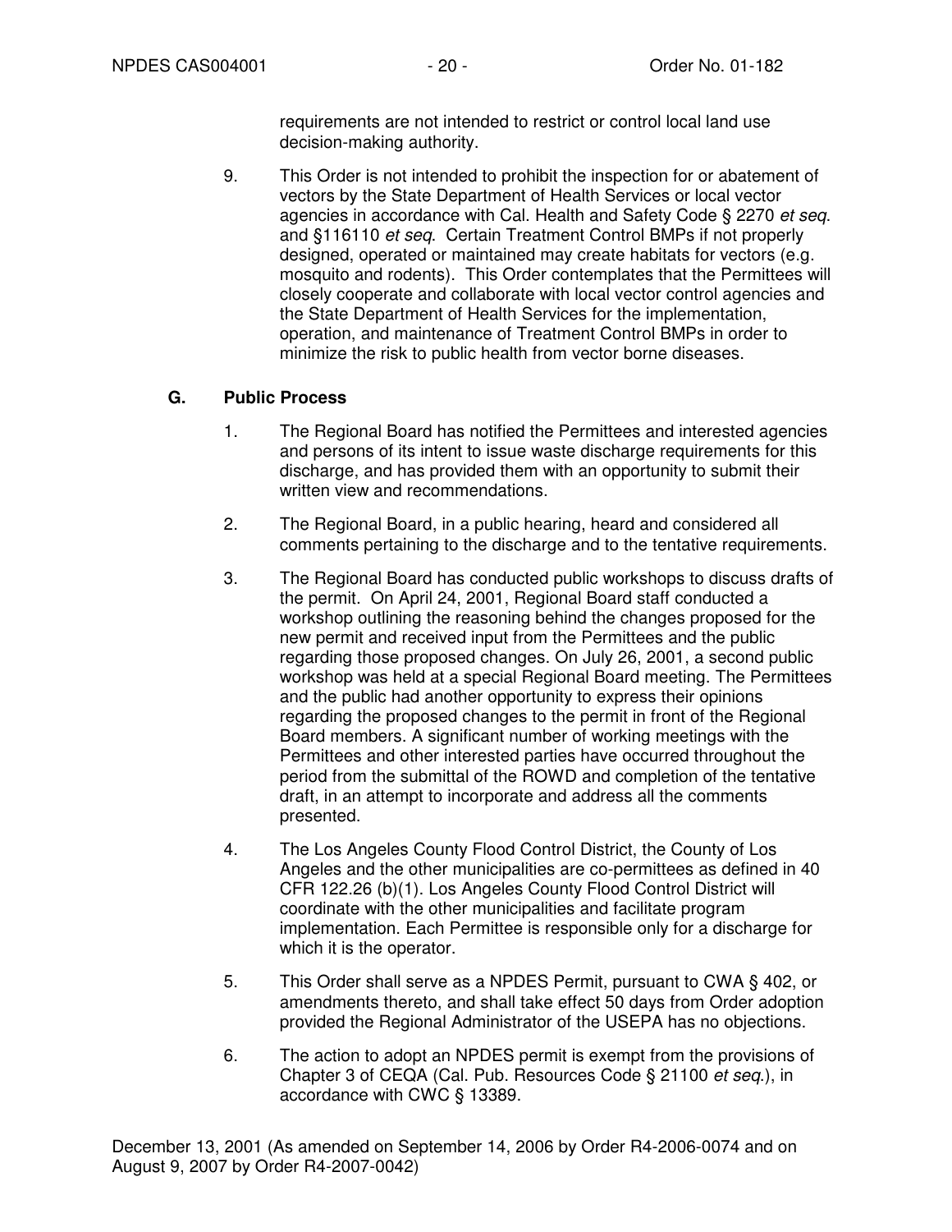requirements are not intended to restrict or control local land use decision-making authority.

9. This Order is not intended to prohibit the inspection for or abatement of vectors by the State Department of Health Services or local vector agencies in accordance with Cal. Health and Safety Code § 2270 *et seq*. and §116110 *et seq*. Certain Treatment Control BMPs if not properly designed, operated or maintained may create habitats for vectors (e.g. mosquito and rodents). This Order contemplates that the Permittees will closely cooperate and collaborate with local vector control agencies and the State Department of Health Services for the implementation, operation, and maintenance of Treatment Control BMPs in order to minimize the risk to public health from vector borne diseases.

### G. Public Process

1. The Regional Board has notified the Permittees and interested agencies and persons of its intent to issue waste discharge requirements for this discharge, and has provided them with an opportunity to submit their written view and recommendations.

2. The Regional Board, in a public hearing, heard and considered all comments pertaining to the discharge and to the tentative requirements.

3. The Regional Board has conducted public workshops to discuss drafts of the permit. On April 24, 2001, Regional Board staff conducted a workshop outlining the reasoning behind the changes proposed for the new permit and received input from the Permittees and the public regarding those proposed changes. On July 26, 2001, a second public workshop was held at a special Regional Board meeting. The Permittees and the public had another opportunity to express their opinions regarding the proposed changes to the permit in front of the Regional Board members. A significant number of working meetings with the Permittees and other interested parties have occurred throughout the period from the submittal of the ROWD and completion of the tentative draft, in an attempt to incorporate and address all the comments presented.

4. The Los Angeles County Flood Control District, the County of Los Angeles and the other municipalities are co-permittees as defined in 40 CFR 122.26 (b)(1). Los Angeles County Flood Control District will coordinate with the other municipalities and facilitate program implementation. Each Permittee is responsible only for a discharge for which it is the operator.

5. This Order shall serve as a NPDES Permit, pursuant to CWA § 402, or amendments thereto, and shall take effect 50 days from Order adoption provided the Regional Administrator of the USEPA has no objections.

6. The action to adopt an NPDES permit is exempt from the provisions of Chapter 3 of CEQA (Cal. Pub. Resources Code § 21100 *et seq.*), in accordance with CWC § 13389.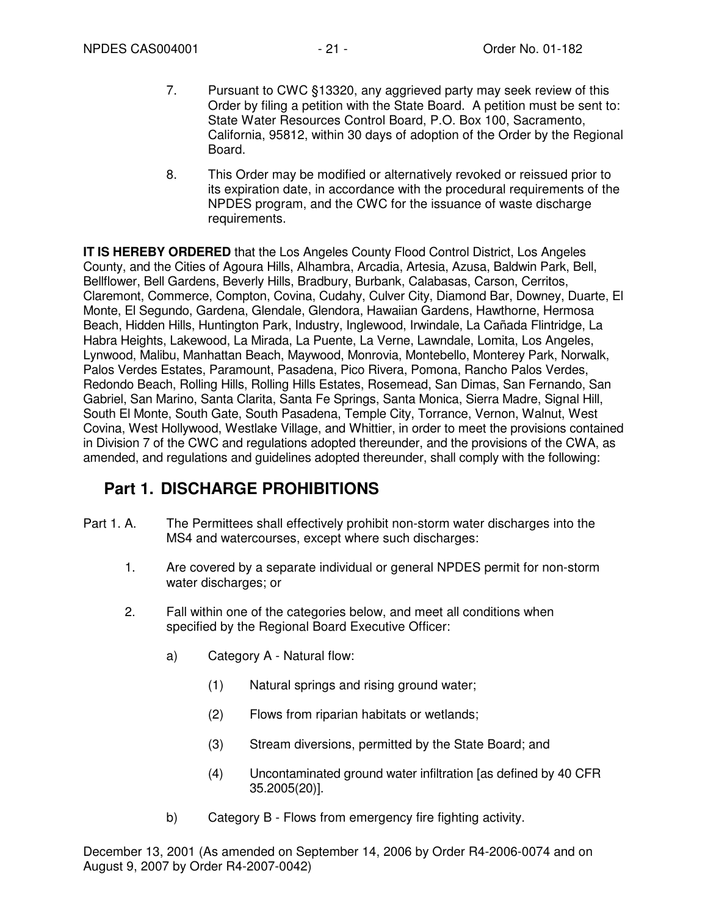7. Pursuant to CWC §13320, any aggrieved party may seek review of this Order by filing a petition with the State Board. A petition must be sent to: State Water Resources Control Board, P.O. Box 100, Sacramento, California, 95812, within 30 days of adoption of the Order by the Regional Board.

8. This Order may be modified or alternatively revoked or reissued prior to its expiration date, in accordance with the procedural requirements of the NPDES program, and the CWC for the issuance of waste discharge requirements.

**IT IS HEREBY ORDERED** that the Los Angeles County Flood Control District, Los Angeles County, and the Cities of Agoura Hills, Alhambra, Arcadia, Artesia, Azusa, Baldwin Park, Bell, Bellflower, Bell Gardens, Beverly Hills, Bradbury, Burbank, Calabasas, Carson, Cerritos, Claremont, Commerce, Compton, Covina, Cudahy, Culver City, Diamond Bar, Downey, Duarte, El Monte, El Segundo, Gardena, Glendale, Glendora, Hawaiian Gardens, Hawthorne, Hermosa Beach, Hidden Hills, Huntington Park, Industry, Inglewood, Irwindale, La Cañada Flintridge, La Habra Heights, Lakewood, La Mirada, La Puente, La Verne, Lawndale, Lomita, Los Angeles, Lynwood, Malibu, Manhattan Beach, Maywood, Monrovia, Montebello, Monterey Park, Norwalk, Palos Verdes Estates, Paramount, Pasadena, Pico Rivera, Pomona, Rancho Palos Verdes, Redondo Beach, Rolling Hills, Rolling Hills Estates, Rosemead, San Dimas, San Fernando, San Gabriel, San Marino, Santa Clarita, Santa Fe Springs, Santa Monica, Sierra Madre, Signal Hill, South El Monte, South Gate, South Pasadena, Temple City, Torrance, Vernon, Walnut, West Covina, West Hollywood, Westlake Village, and Whittier, in order to meet the provisions contained in Division 7 of the CWC and regulations adopted thereunder, and the provisions of the CWA, as amended, and regulations and guidelines adopted thereunder, shall comply with the following:

## Part 1. DISCHARGE PROHIBITIONS

Part 1. A. The Permittees shall effectively prohibit non-storm water discharges into the MS4 and watercourses, except where such discharges:

1. Are covered by a separate individual or general NPDES permit for non-storm water discharges; or

2. Fall within one of the categories below, and meet all conditions when specified by the Regional Board Executive Officer:

   a) Category A - Natural flow:

      (1) Natural springs and rising ground water;

      (2) Flows from riparian habitats or wetlands;

      (3) Stream diversions, permitted by the State Board; and

      (4) Uncontaminated ground water infiltration [as defined by 40 CFR 35.2005(20)].

   b) Category B - Flows from emergency fire fighting activity.

December 13, 2001 (As amended on September 14, 2006 by Order R4-2006-0074 and on August 9, 2007 by Order R4-2007-0042)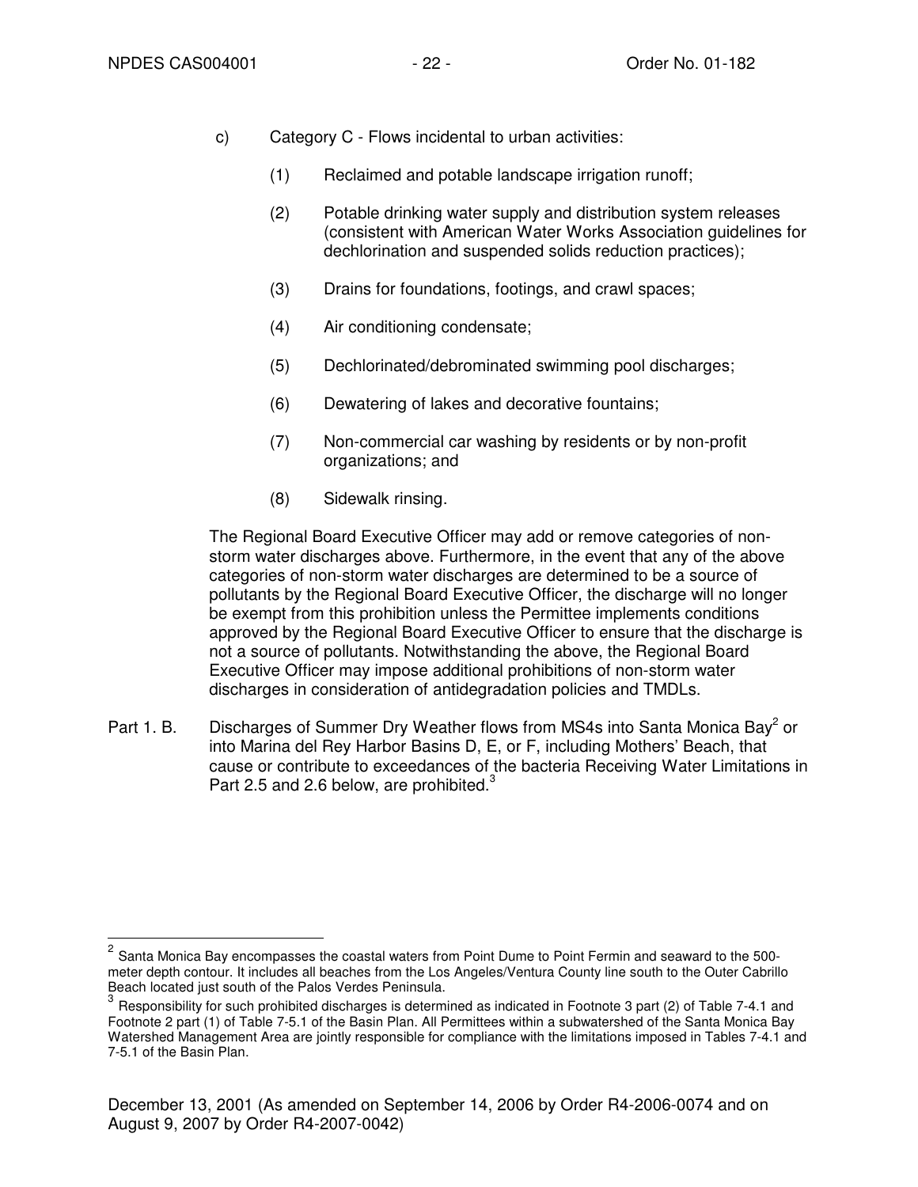c) Category C - Flows incidental to urban activities:

(1) Reclaimed and potable landscape irrigation runoff;

(2) Potable drinking water supply and distribution system releases (consistent with American Water Works Association guidelines for dechlorination and suspended solids reduction practices);

(3) Drains for foundations, footings, and crawl spaces;

(4) Air conditioning condensate;

(5) Dechlorinated/debrominated swimming pool discharges;

(6) Dewatering of lakes and decorative fountains;

(7) Non-commercial car washing by residents or by non-profit organizations; and

(8) Sidewalk rinsing.

The Regional Board Executive Officer may add or remove categories of non-storm water discharges above. Furthermore, in the event that any of the above categories of non-storm water discharges are determined to be a source of pollutants by the Regional Board Executive Officer, the discharge will no longer be exempt from this prohibition unless the Permittee implements conditions approved by the Regional Board Executive Officer to ensure that the discharge is not a source of pollutants. Notwithstanding the above, the Regional Board Executive Officer may impose additional prohibitions of non-storm water discharges in consideration of antidegradation policies and TMDLs.

Part 1. B. Discharges of Summer Dry Weather flows from MS4s into Santa Monica Bay[2] or into Marina del Rey Harbor Basins D, E, or F, including Mothers' Beach, that cause or contribute to exceedances of the bacteria Receiving Water Limitations in Part 2.5 and 2.6 below, are prohibited.[3]

---

[2] Santa Monica Bay encompasses the coastal waters from Point Dume to Point Fermin and seaward to the 500-meter depth contour. It includes all beaches from the Los Angeles/Ventura County line south to the Outer Cabrillo Beach located just south of the Palos Verdes Peninsula.

[3] Responsibility for such prohibited discharges is determined as indicated in Footnote 3 part (2) of Table 7-4.1 and Footnote 2 part (1) of Table 7-5.1 of the Basin Plan. All Permittees within a subwatershed of the Santa Monica Bay Watershed Management Area are jointly responsible for compliance with the limitations imposed in Tables 7-4.1 and 7-5.1 of the Basin Plan.

December 13, 2001 (As amended on September 14, 2006 by Order R4-2006-0074 and on August 9, 2007 by Order R4-2007-0042)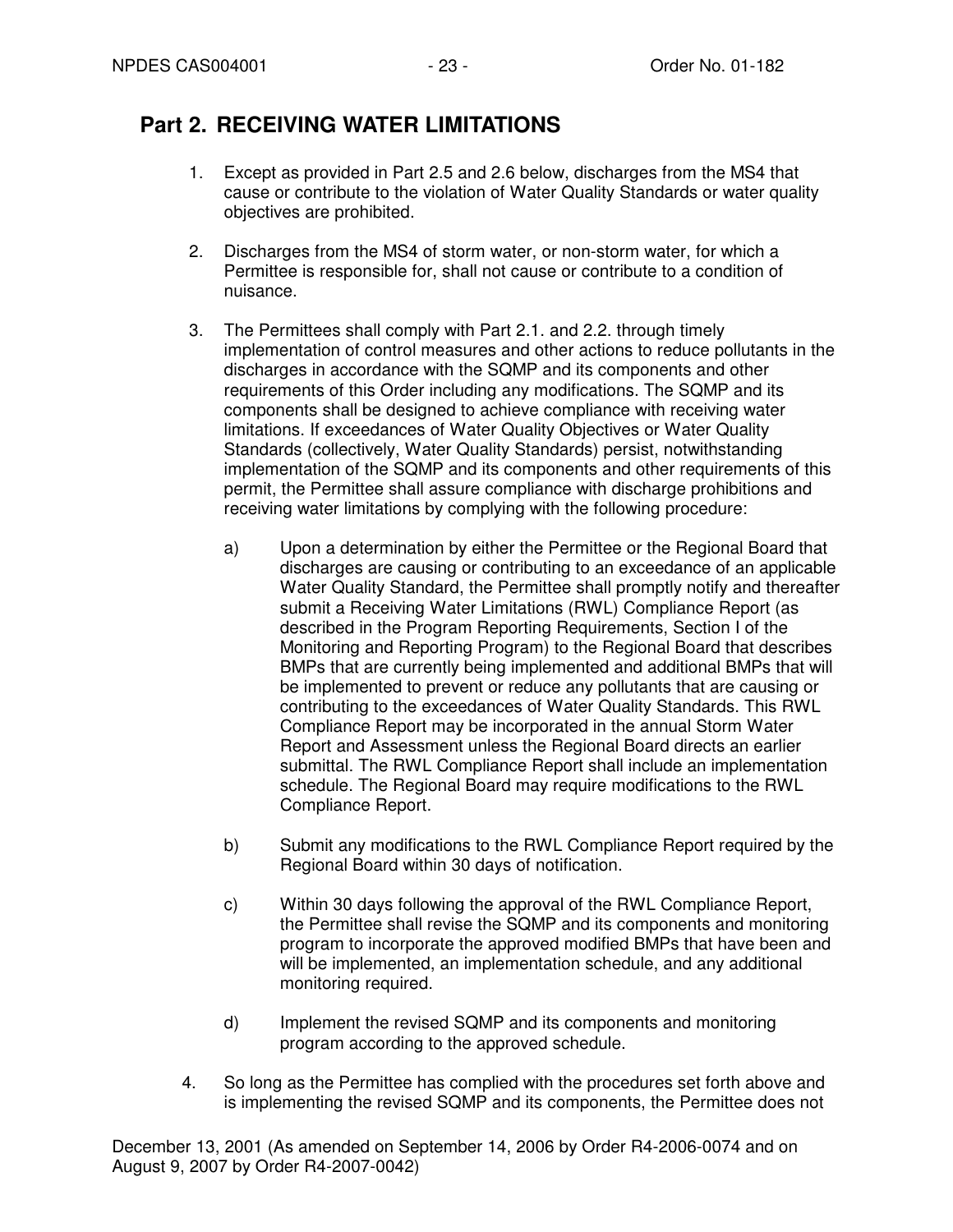## Part 2. RECEIVING WATER LIMITATIONS

1. Except as provided in Part 2.5 and 2.6 below, discharges from the MS4 that cause or contribute to the violation of Water Quality Standards or water quality objectives are prohibited.

2. Discharges from the MS4 of storm water, or non-storm water, for which a Permittee is responsible for, shall not cause or contribute to a condition of nuisance.

3. The Permittees shall comply with Part 2.1. and 2.2. through timely implementation of control measures and other actions to reduce pollutants in the discharges in accordance with the SQMP and its components and other requirements of this Order including any modifications. The SQMP and its components shall be designed to achieve compliance with receiving water limitations. If exceedances of Water Quality Objectives or Water Quality Standards (collectively, Water Quality Standards) persist, notwithstanding implementation of the SQMP and its components and other requirements of this permit, the Permittee shall assure compliance with discharge prohibitions and receiving water limitations by complying with the following procedure:

   a) Upon a determination by either the Permittee or the Regional Board that discharges are causing or contributing to an exceedance of an applicable Water Quality Standard, the Permittee shall promptly notify and thereafter submit a Receiving Water Limitations (RWL) Compliance Report (as described in the Program Reporting Requirements, Section I of the Monitoring and Reporting Program) to the Regional Board that describes BMPs that are currently being implemented and additional BMPs that will be implemented to prevent or reduce any pollutants that are causing or contributing to the exceedances of Water Quality Standards. This RWL Compliance Report may be incorporated in the annual Storm Water Report and Assessment unless the Regional Board directs an earlier submittal. The RWL Compliance Report shall include an implementation schedule. The Regional Board may require modifications to the RWL Compliance Report.

   b) Submit any modifications to the RWL Compliance Report required by the Regional Board within 30 days of notification.

   c) Within 30 days following the approval of the RWL Compliance Report, the Permittee shall revise the SQMP and its components and monitoring program to incorporate the approved modified BMPs that have been and will be implemented, an implementation schedule, and any additional monitoring required.

   d) Implement the revised SQMP and its components and monitoring program according to the approved schedule.

4. So long as the Permittee has complied with the procedures set forth above and is implementing the revised SQMP and its components, the Permittee does not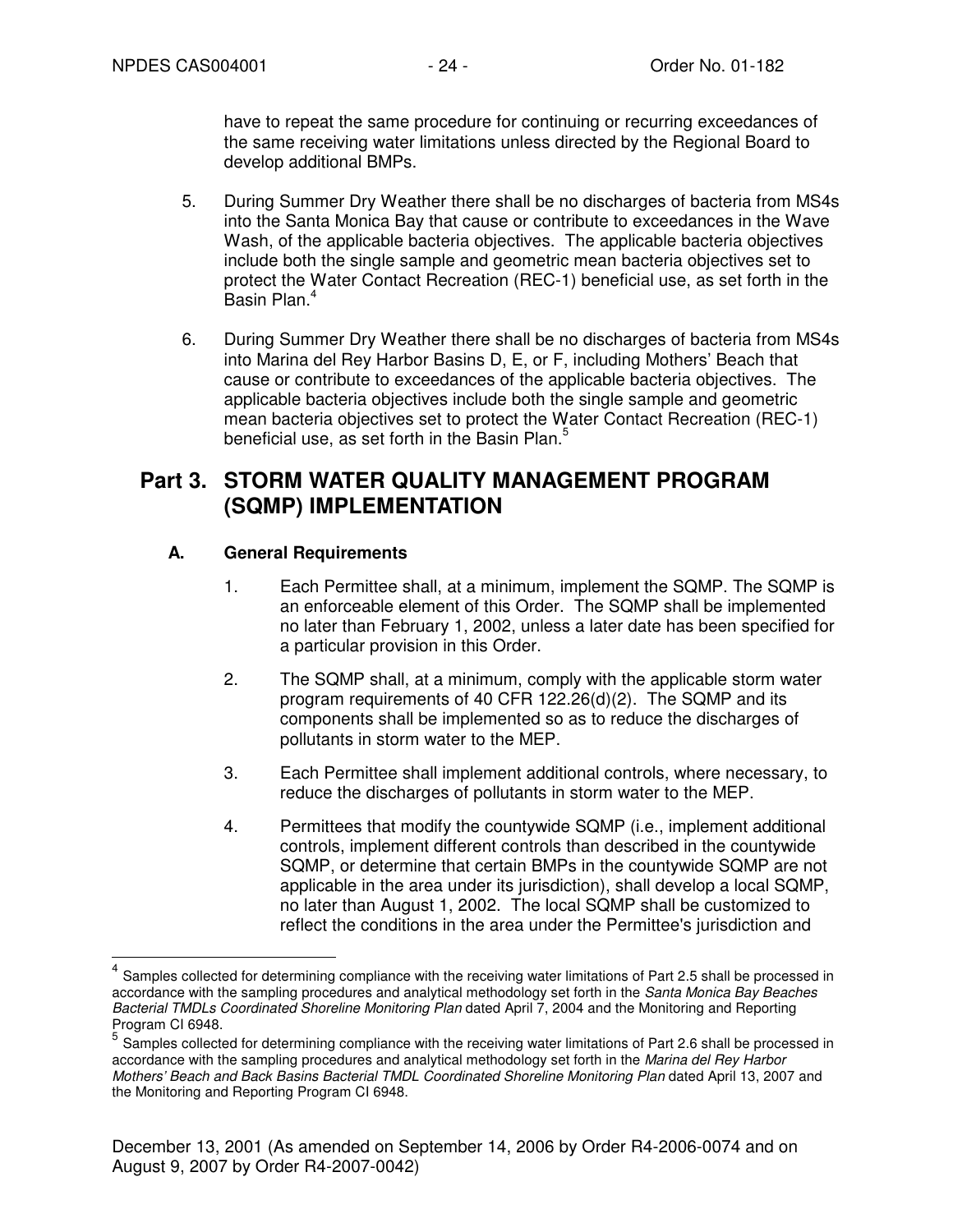have to repeat the same procedure for continuing or recurring exceedances of the same receiving water limitations unless directed by the Regional Board to develop additional BMPs.

5. During Summer Dry Weather there shall be no discharges of bacteria from MS4s into the Santa Monica Bay that cause or contribute to exceedances in the Wave Wash, of the applicable bacteria objectives. The applicable bacteria objectives include both the single sample and geometric mean bacteria objectives set to protect the Water Contact Recreation (REC-1) beneficial use, as set forth in the Basin Plan.[4]

6. During Summer Dry Weather there shall be no discharges of bacteria from MS4s into Marina del Rey Harbor Basins D, E, or F, including Mothers' Beach that cause or contribute to exceedances of the applicable bacteria objectives. The applicable bacteria objectives include both the single sample and geometric mean bacteria objectives set to protect the Water Contact Recreation (REC-1) beneficial use, as set forth in the Basin Plan.[5]

## Part 3. STORM WATER QUALITY MANAGEMENT PROGRAM (SQMP) IMPLEMENTATION

### A. General Requirements

1. Each Permittee shall, at a minimum, implement the SQMP. The SQMP is an enforceable element of this Order. The SQMP shall be implemented no later than February 1, 2002, unless a later date has been specified for a particular provision in this Order.

2. The SQMP shall, at a minimum, comply with the applicable storm water program requirements of 40 CFR 122.26(d)(2). The SQMP and its components shall be implemented so as to reduce the discharges of pollutants in storm water to the MEP.

3. Each Permittee shall implement additional controls, where necessary, to reduce the discharges of pollutants in storm water to the MEP.

4. Permittees that modify the countywide SQMP (i.e., implement additional controls, implement different controls than described in the countywide SQMP, or determine that certain BMPs in the countywide SQMP are not applicable in the area under its jurisdiction), shall develop a local SQMP, no later than August 1, 2002. The local SQMP shall be customized to reflect the conditions in the area under the Permittee's jurisdiction and

---

[4] Samples collected for determining compliance with the receiving water limitations of Part 2.5 shall be processed in accordance with the sampling procedures and analytical methodology set forth in the *Santa Monica Bay Beaches Bacterial TMDLs Coordinated Shoreline Monitoring Plan* dated April 7, 2004 and the Monitoring and Reporting Program CI 6948.

[5] Samples collected for determining compliance with the receiving water limitations of Part 2.6 shall be processed in accordance with the sampling procedures and analytical methodology set forth in the *Marina del Rey Harbor Mothers' Beach and Back Basins Bacterial TMDL Coordinated Shoreline Monitoring Plan* dated April 13, 2007 and the Monitoring and Reporting Program CI 6948.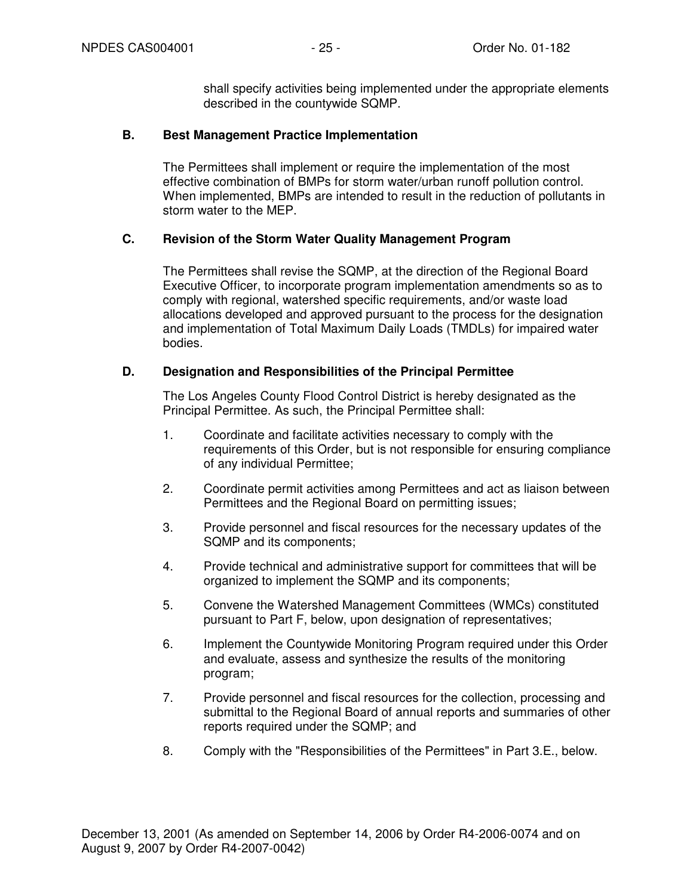shall specify activities being implemented under the appropriate elements described in the countywide SQMP.

**B. Best Management Practice Implementation**

The Permittees shall implement or require the implementation of the most effective combination of BMPs for storm water/urban runoff pollution control. When implemented, BMPs are intended to result in the reduction of pollutants in storm water to the MEP.

**C. Revision of the Storm Water Quality Management Program**

The Permittees shall revise the SQMP, at the direction of the Regional Board Executive Officer, to incorporate program implementation amendments so as to comply with regional, watershed specific requirements, and/or waste load allocations developed and approved pursuant to the process for the designation and implementation of Total Maximum Daily Loads (TMDLs) for impaired water bodies.

**D. Designation and Responsibilities of the Principal Permittee**

The Los Angeles County Flood Control District is hereby designated as the Principal Permittee. As such, the Principal Permittee shall:

1. Coordinate and facilitate activities necessary to comply with the requirements of this Order, but is not responsible for ensuring compliance of any individual Permittee;
2. Coordinate permit activities among Permittees and act as liaison between Permittees and the Regional Board on permitting issues;
3. Provide personnel and fiscal resources for the necessary updates of the SQMP and its components;
4. Provide technical and administrative support for committees that will be organized to implement the SQMP and its components;
5. Convene the Watershed Management Committees (WMCs) constituted pursuant to Part F, below, upon designation of representatives;
6. Implement the Countywide Monitoring Program required under this Order and evaluate, assess and synthesize the results of the monitoring program;
7. Provide personnel and fiscal resources for the collection, processing and submittal to the Regional Board of annual reports and summaries of other reports required under the SQMP; and
8. Comply with the "Responsibilities of the Permittees" in Part 3.E., below.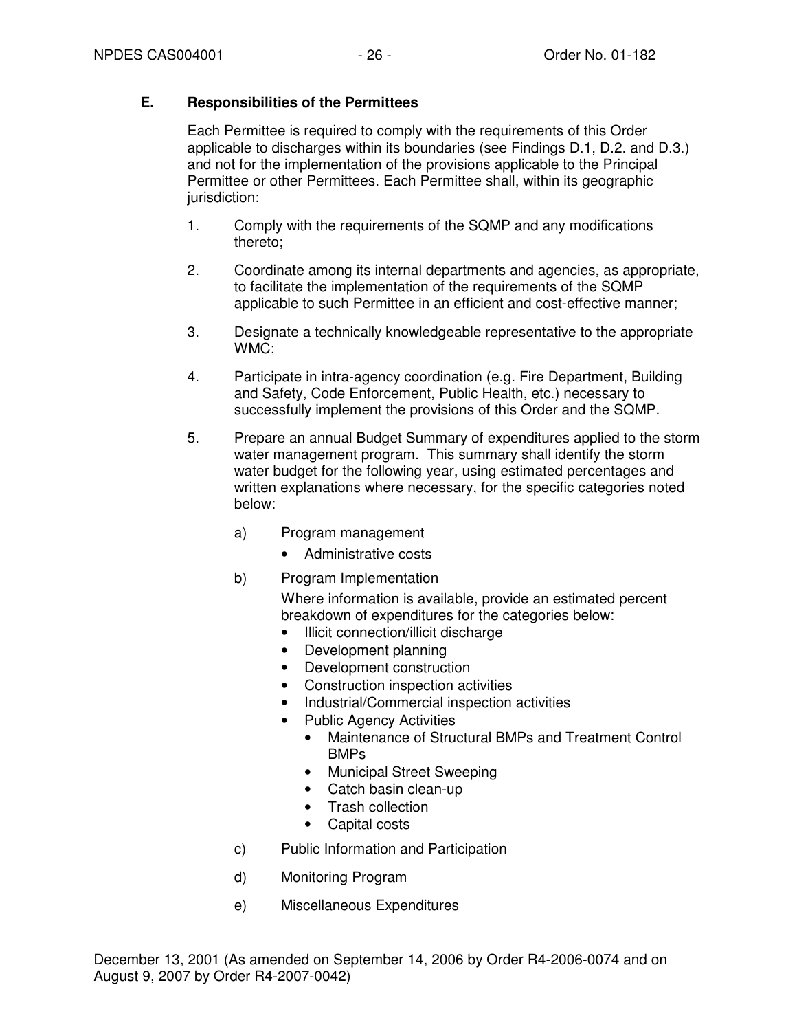## E. Responsibilities of the Permittees

Each Permittee is required to comply with the requirements of this Order applicable to discharges within its boundaries (see Findings D.1, D.2. and D.3.) and not for the implementation of the provisions applicable to the Principal Permittee or other Permittees. Each Permittee shall, within its geographic jurisdiction:

1. Comply with the requirements of the SQMP and any modifications thereto;

2. Coordinate among its internal departments and agencies, as appropriate, to facilitate the implementation of the requirements of the SQMP applicable to such Permittee in an efficient and cost-effective manner;

3. Designate a technically knowledgeable representative to the appropriate WMC;

4. Participate in intra-agency coordination (e.g. Fire Department, Building and Safety, Code Enforcement, Public Health, etc.) necessary to successfully implement the provisions of this Order and the SQMP.

5. Prepare an annual Budget Summary of expenditures applied to the storm water management program. This summary shall identify the storm water budget for the following year, using estimated percentages and written explanations where necessary, for the specific categories noted below:

   a) Program management
      - Administrative costs

   b) Program Implementation

      Where information is available, provide an estimated percent breakdown of expenditures for the categories below:
      - Illicit connection/illicit discharge
      - Development planning
      - Development construction
      - Construction inspection activities
      - Industrial/Commercial inspection activities
      - Public Agency Activities
        - Maintenance of Structural BMPs and Treatment Control BMPs
        - Municipal Street Sweeping
        - Catch basin clean-up
        - Trash collection
        - Capital costs

   c) Public Information and Participation

   d) Monitoring Program

   e) Miscellaneous Expenditures

December 13, 2001 (As amended on September 14, 2006 by Order R4-2006-0074 and on August 9, 2007 by Order R4-2007-0042)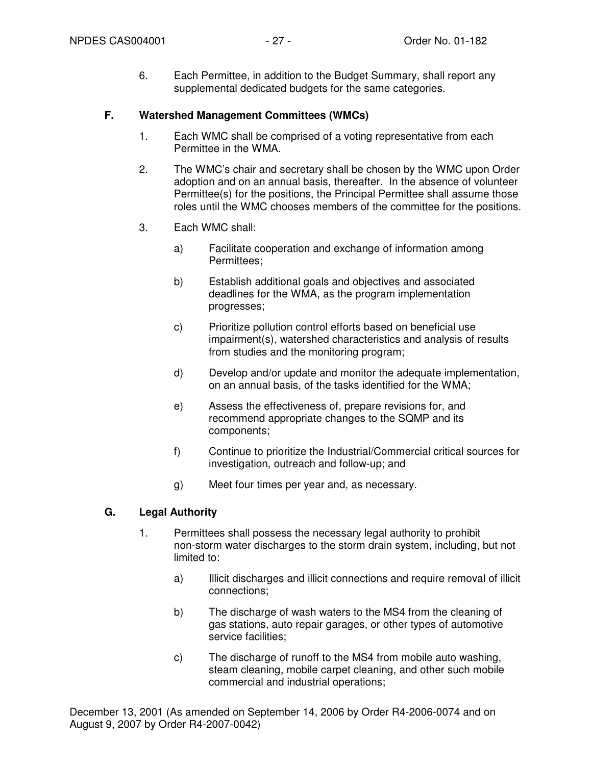6. Each Permittee, in addition to the Budget Summary, shall report any supplemental dedicated budgets for the same categories.

### F. Watershed Management Committees (WMCs)

1. Each WMC shall be comprised of a voting representative from each Permittee in the WMA.

2. The WMC's chair and secretary shall be chosen by the WMC upon Order adoption and on an annual basis, thereafter. In the absence of volunteer Permittee(s) for the positions, the Principal Permittee shall assume those roles until the WMC chooses members of the committee for the positions.

3. Each WMC shall:

   a) Facilitate cooperation and exchange of information among Permittees;

   b) Establish additional goals and objectives and associated deadlines for the WMA, as the program implementation progresses;

   c) Prioritize pollution control efforts based on beneficial use impairment(s), watershed characteristics and analysis of results from studies and the monitoring program;

   d) Develop and/or update and monitor the adequate implementation, on an annual basis, of the tasks identified for the WMA;

   e) Assess the effectiveness of, prepare revisions for, and recommend appropriate changes to the SQMP and its components;

   f) Continue to prioritize the Industrial/Commercial critical sources for investigation, outreach and follow-up; and

   g) Meet four times per year and, as necessary.

### G. Legal Authority

1. Permittees shall possess the necessary legal authority to prohibit non-storm water discharges to the storm drain system, including, but not limited to:

   a) Illicit discharges and illicit connections and require removal of illicit connections;

   b) The discharge of wash waters to the MS4 from the cleaning of gas stations, auto repair garages, or other types of automotive service facilities;

   c) The discharge of runoff to the MS4 from mobile auto washing, steam cleaning, mobile carpet cleaning, and other such mobile commercial and industrial operations;

December 13, 2001 (As amended on September 14, 2006 by Order R4-2006-0074 and on August 9, 2007 by Order R4-2007-0042)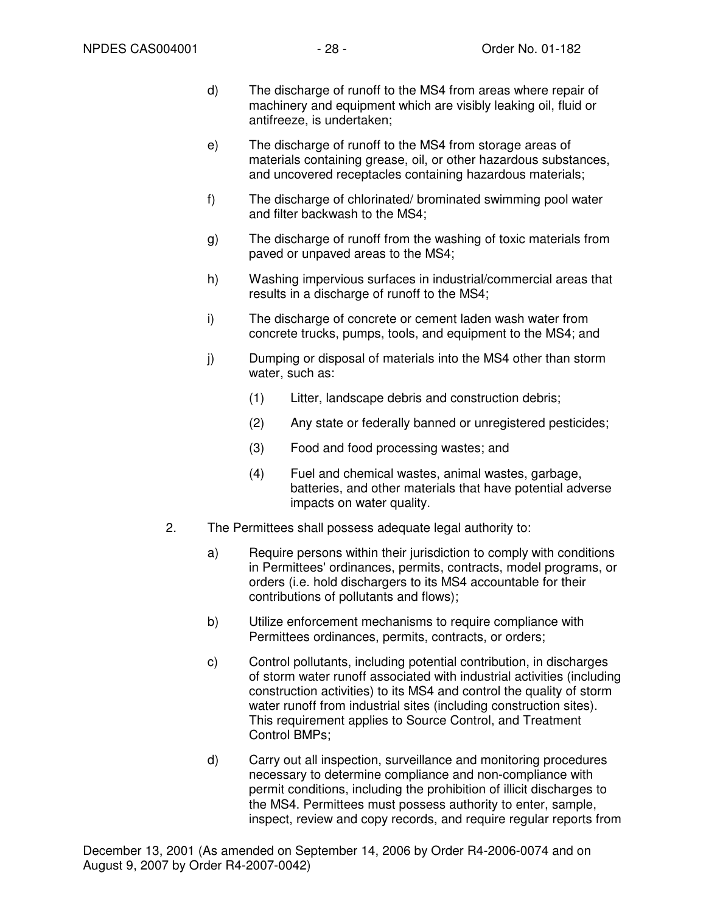d) The discharge of runoff to the MS4 from areas where repair of machinery and equipment which are visibly leaking oil, fluid or antifreeze, is undertaken;

e) The discharge of runoff to the MS4 from storage areas of materials containing grease, oil, or other hazardous substances, and uncovered receptacles containing hazardous materials;

f) The discharge of chlorinated/ brominated swimming pool water and filter backwash to the MS4;

g) The discharge of runoff from the washing of toxic materials from paved or unpaved areas to the MS4;

h) Washing impervious surfaces in industrial/commercial areas that results in a discharge of runoff to the MS4;

i) The discharge of concrete or cement laden wash water from concrete trucks, pumps, tools, and equipment to the MS4; and

j) Dumping or disposal of materials into the MS4 other than storm water, such as:

   (1) Litter, landscape debris and construction debris;

   (2) Any state or federally banned or unregistered pesticides;

   (3) Food and food processing wastes; and

   (4) Fuel and chemical wastes, animal wastes, garbage, batteries, and other materials that have potential adverse impacts on water quality.

2. The Permittees shall possess adequate legal authority to:

   a) Require persons within their jurisdiction to comply with conditions in Permittees' ordinances, permits, contracts, model programs, or orders (i.e. hold dischargers to its MS4 accountable for their contributions of pollutants and flows);

   b) Utilize enforcement mechanisms to require compliance with Permittees ordinances, permits, contracts, or orders;

   c) Control pollutants, including potential contribution, in discharges of storm water runoff associated with industrial activities (including construction activities) to its MS4 and control the quality of storm water runoff from industrial sites (including construction sites). This requirement applies to Source Control, and Treatment Control BMPs;

   d) Carry out all inspection, surveillance and monitoring procedures necessary to determine compliance and non-compliance with permit conditions, including the prohibition of illicit discharges to the MS4. Permittees must possess authority to enter, sample, inspect, review and copy records, and require regular reports from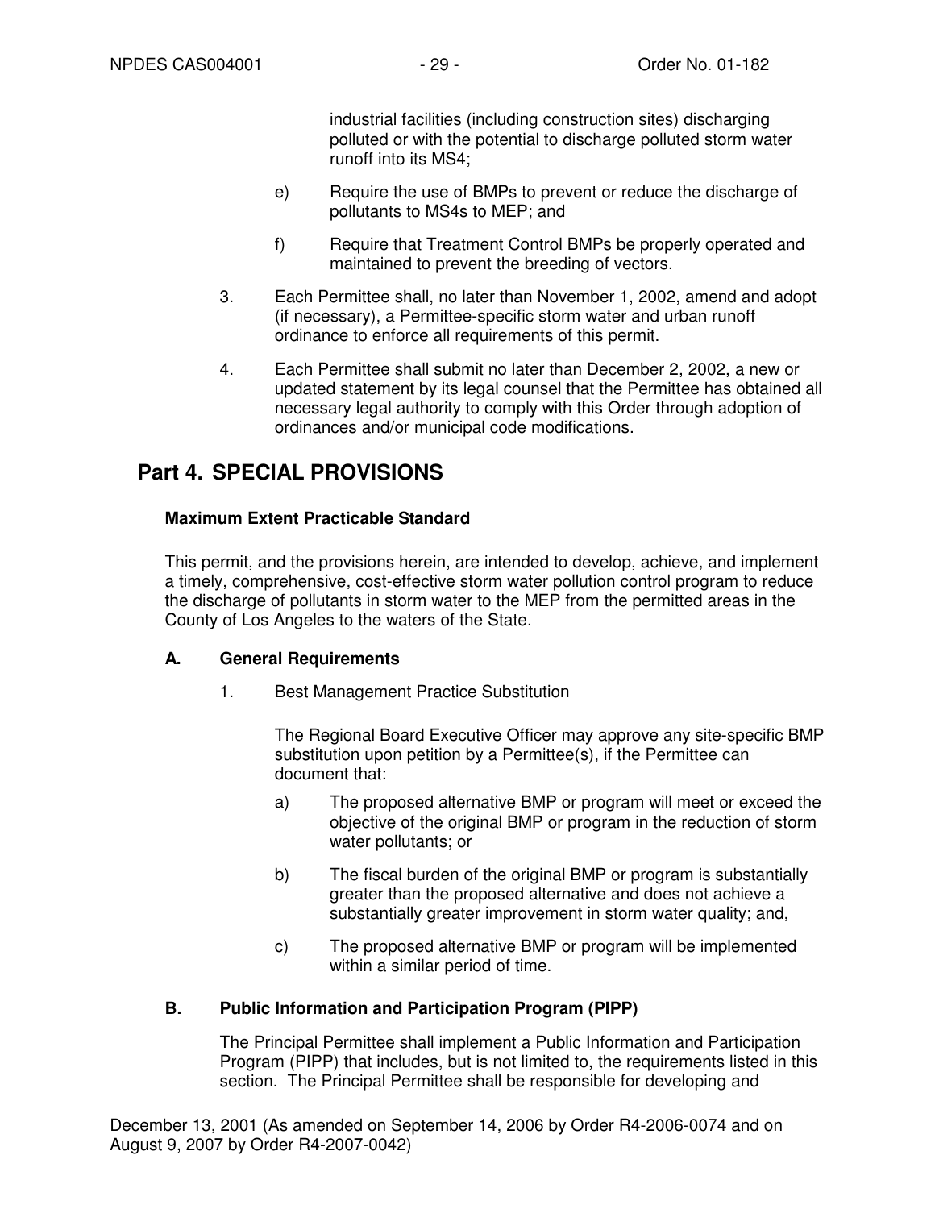industrial facilities (including construction sites) discharging polluted or with the potential to discharge polluted storm water runoff into its MS4;

e) Require the use of BMPs to prevent or reduce the discharge of pollutants to MS4s to MEP; and

f) Require that Treatment Control BMPs be properly operated and maintained to prevent the breeding of vectors.

3. Each Permittee shall, no later than November 1, 2002, amend and adopt (if necessary), a Permittee-specific storm water and urban runoff ordinance to enforce all requirements of this permit.

4. Each Permittee shall submit no later than December 2, 2002, a new or updated statement by its legal counsel that the Permittee has obtained all necessary legal authority to comply with this Order through adoption of ordinances and/or municipal code modifications.

## Part 4. SPECIAL PROVISIONS

**Maximum Extent Practicable Standard**

This permit, and the provisions herein, are intended to develop, achieve, and implement a timely, comprehensive, cost-effective storm water pollution control program to reduce the discharge of pollutants in storm water to the MEP from the permitted areas in the County of Los Angeles to the waters of the State.

### A. General Requirements

1. Best Management Practice Substitution

   The Regional Board Executive Officer may approve any site-specific BMP substitution upon petition by a Permittee(s), if the Permittee can document that:

   a) The proposed alternative BMP or program will meet or exceed the objective of the original BMP or program in the reduction of storm water pollutants; or

   b) The fiscal burden of the original BMP or program is substantially greater than the proposed alternative and does not achieve a substantially greater improvement in storm water quality; and,

   c) The proposed alternative BMP or program will be implemented within a similar period of time.

### B. Public Information and Participation Program (PIPP)

The Principal Permittee shall implement a Public Information and Participation Program (PIPP) that includes, but is not limited to, the requirements listed in this section. The Principal Permittee shall be responsible for developing and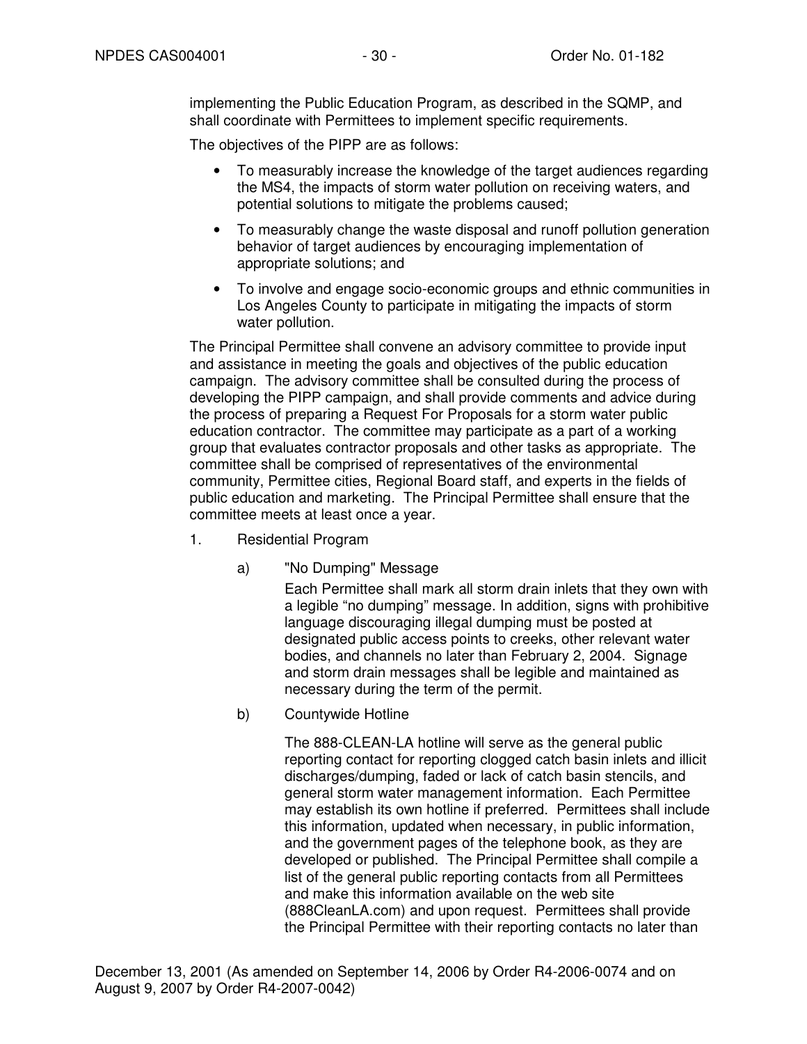implementing the Public Education Program, as described in the SQMP, and shall coordinate with Permittees to implement specific requirements.

The objectives of the PIPP are as follows:

- To measurably increase the knowledge of the target audiences regarding the MS4, the impacts of storm water pollution on receiving waters, and potential solutions to mitigate the problems caused;
- To measurably change the waste disposal and runoff pollution generation behavior of target audiences by encouraging implementation of appropriate solutions; and
- To involve and engage socio-economic groups and ethnic communities in Los Angeles County to participate in mitigating the impacts of storm water pollution.

The Principal Permittee shall convene an advisory committee to provide input and assistance in meeting the goals and objectives of the public education campaign. The advisory committee shall be consulted during the process of developing the PIPP campaign, and shall provide comments and advice during the process of preparing a Request For Proposals for a storm water public education contractor. The committee may participate as a part of a working group that evaluates contractor proposals and other tasks as appropriate. The committee shall be comprised of representatives of the environmental community, Permittee cities, Regional Board staff, and experts in the fields of public education and marketing. The Principal Permittee shall ensure that the committee meets at least once a year.

1. Residential Program

   a) "No Dumping" Message

      Each Permittee shall mark all storm drain inlets that they own with a legible “no dumping” message. In addition, signs with prohibitive language discouraging illegal dumping must be posted at designated public access points to creeks, other relevant water bodies, and channels no later than February 2, 2004. Signage and storm drain messages shall be legible and maintained as necessary during the term of the permit.

   b) Countywide Hotline

      The 888-CLEAN-LA hotline will serve as the general public reporting contact for reporting clogged catch basin inlets and illicit discharges/dumping, faded or lack of catch basin stencils, and general storm water management information. Each Permittee may establish its own hotline if preferred. Permittees shall include this information, updated when necessary, in public information, and the government pages of the telephone book, as they are developed or published. The Principal Permittee shall compile a list of the general public reporting contacts from all Permittees and make this information available on the web site (888CleanLA.com) and upon request. Permittees shall provide the Principal Permittee with their reporting contacts no later than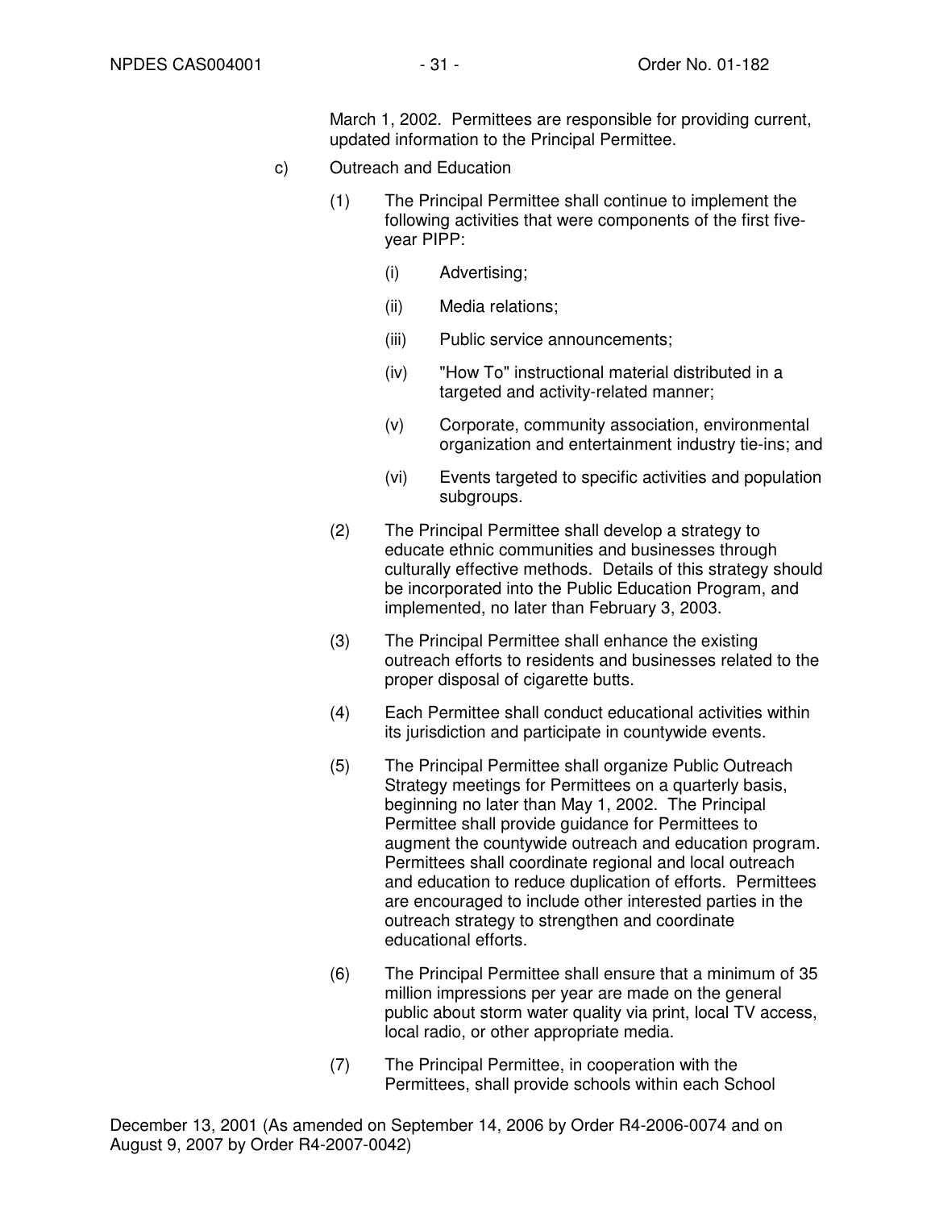March 1, 2002. Permittees are responsible for providing current, updated information to the Principal Permittee.

c) Outreach and Education

(1) The Principal Permittee shall continue to implement the following activities that were components of the first five-year PIPP:

(i) Advertising;

(ii) Media relations;

(iii) Public service announcements;

(iv) "How To" instructional material distributed in a targeted and activity-related manner;

(v) Corporate, community association, environmental organization and entertainment industry tie-ins; and

(vi) Events targeted to specific activities and population subgroups.

(2) The Principal Permittee shall develop a strategy to educate ethnic communities and businesses through culturally effective methods. Details of this strategy should be incorporated into the Public Education Program, and implemented, no later than February 3, 2003.

(3) The Principal Permittee shall enhance the existing outreach efforts to residents and businesses related to the proper disposal of cigarette butts.

(4) Each Permittee shall conduct educational activities within its jurisdiction and participate in countywide events.

(5) The Principal Permittee shall organize Public Outreach Strategy meetings for Permittees on a quarterly basis, beginning no later than May 1, 2002. The Principal Permittee shall provide guidance for Permittees to augment the countywide outreach and education program. Permittees shall coordinate regional and local outreach and education to reduce duplication of efforts. Permittees are encouraged to include other interested parties in the outreach strategy to strengthen and coordinate educational efforts.

(6) The Principal Permittee shall ensure that a minimum of 35 million impressions per year are made on the general public about storm water quality via print, local TV access, local radio, or other appropriate media.

(7) The Principal Permittee, in cooperation with the Permittees, shall provide schools within each School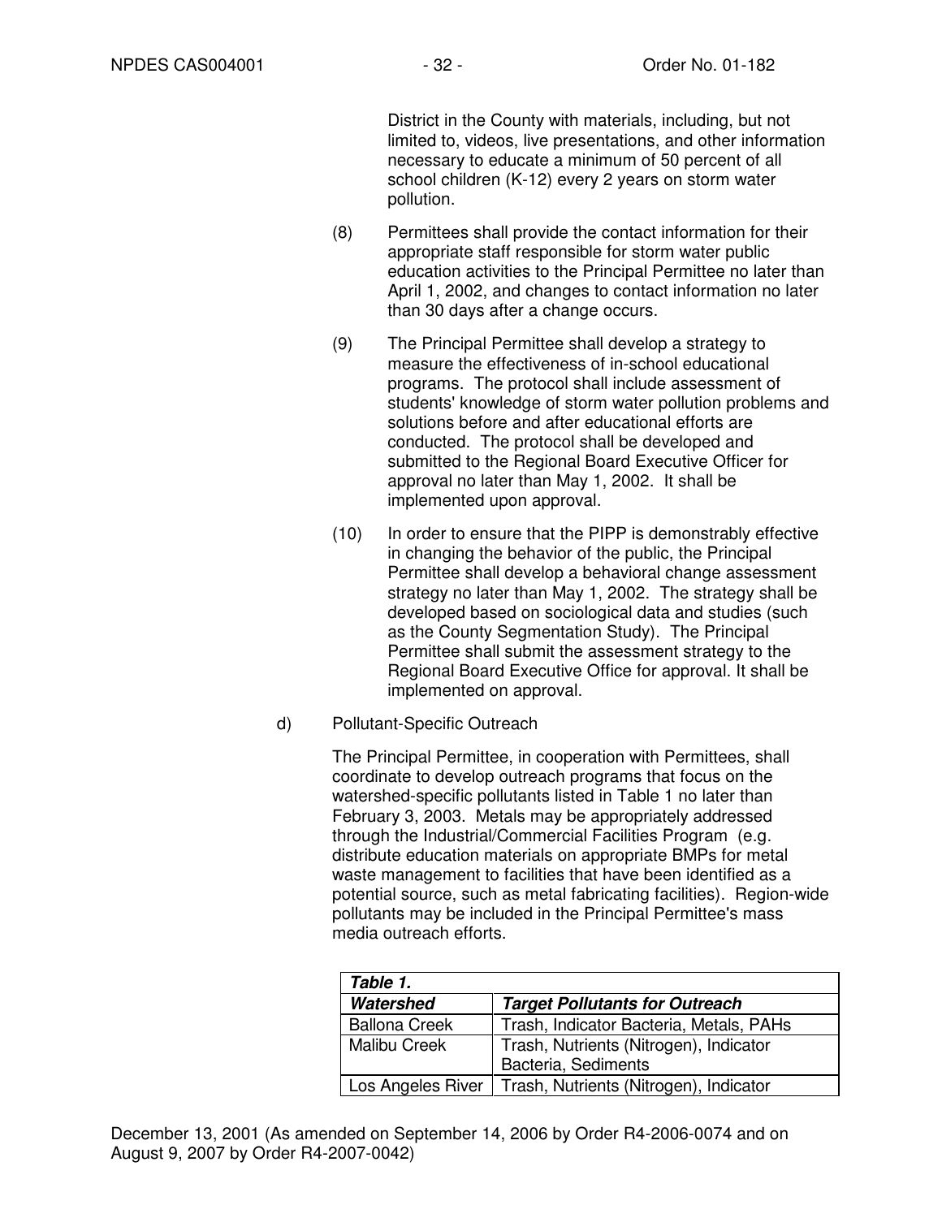District in the County with materials, including, but not limited to, videos, live presentations, and other information necessary to educate a minimum of 50 percent of all school children (K-12) every 2 years on storm water pollution.

(8) Permittees shall provide the contact information for their appropriate staff responsible for storm water public education activities to the Principal Permittee no later than April 1, 2002, and changes to contact information no later than 30 days after a change occurs.

(9) The Principal Permittee shall develop a strategy to measure the effectiveness of in-school educational programs. The protocol shall include assessment of students' knowledge of storm water pollution problems and solutions before and after educational efforts are conducted. The protocol shall be developed and submitted to the Regional Board Executive Officer for approval no later than May 1, 2002. It shall be implemented upon approval.

(10) In order to ensure that the PIPP is demonstrably effective in changing the behavior of the public, the Principal Permittee shall develop a behavioral change assessment strategy no later than May 1, 2002. The strategy shall be developed based on sociological data and studies (such as the County Segmentation Study). The Principal Permittee shall submit the assessment strategy to the Regional Board Executive Office for approval. It shall be implemented on approval.

d) Pollutant-Specific Outreach

The Principal Permittee, in cooperation with Permittees, shall coordinate to develop outreach programs that focus on the watershed-specific pollutants listed in Table 1 no later than February 3, 2003. Metals may be appropriately addressed through the Industrial/Commercial Facilities Program (e.g. distribute education materials on appropriate BMPs for metal waste management to facilities that have been identified as a potential source, such as metal fabricating facilities). Region-wide pollutants may be included in the Principal Permittee's mass media outreach efforts.

***Table 1.***

| ***Watershed*** | ***Target Pollutants for Outreach*** |
| --- | --- |
| Ballona Creek | Trash, Indicator Bacteria, Metals, PAHs |
| Malibu Creek | Trash, Nutrients (Nitrogen), Indicator Bacteria, Sediments |
| Los Angeles River | Trash, Nutrients (Nitrogen), Indicator |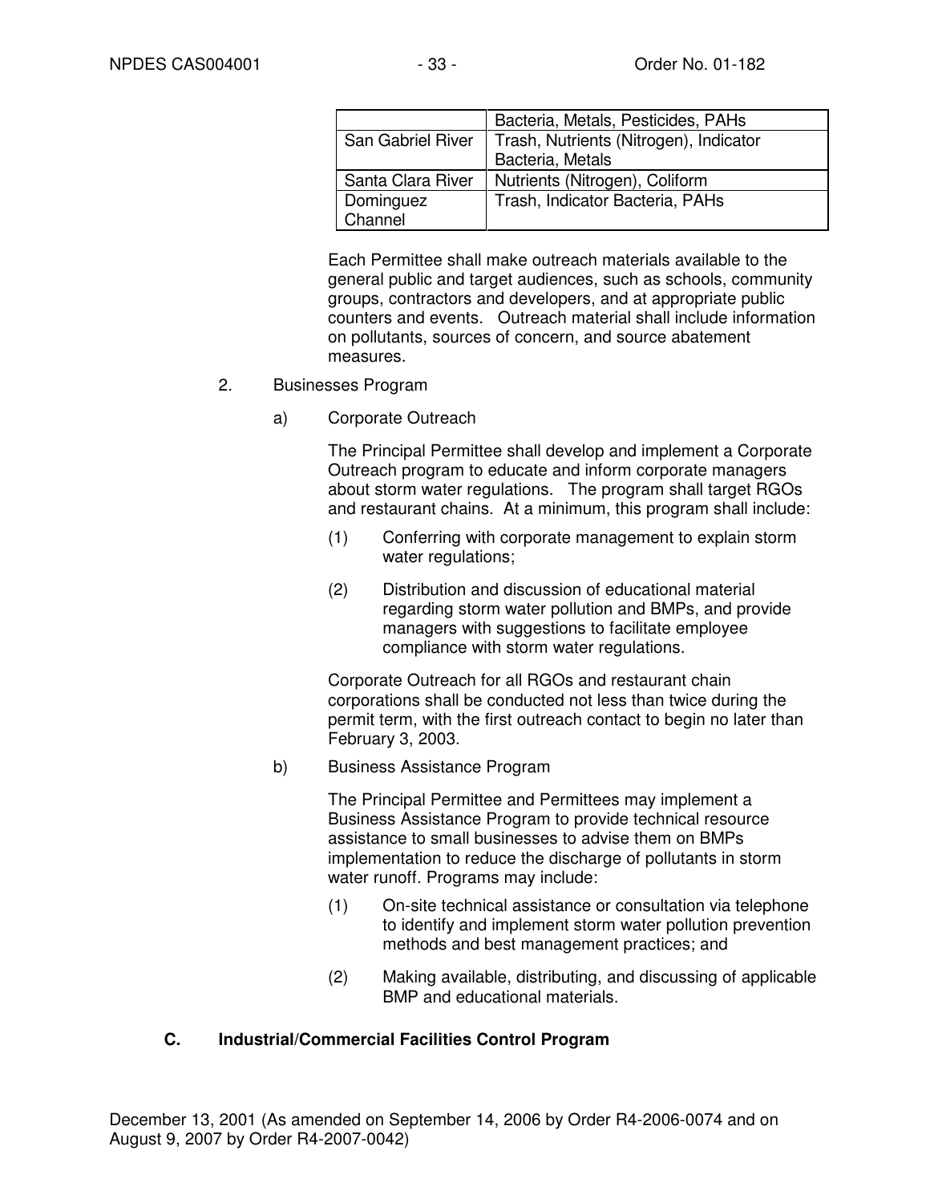| | |
|---|---|
| | Bacteria, Metals, Pesticides, PAHs |
| San Gabriel River | Trash, Nutrients (Nitrogen), Indicator Bacteria, Metals |
| Santa Clara River | Nutrients (Nitrogen), Coliform |
| Dominguez Channel | Trash, Indicator Bacteria, PAHs |

Each Permittee shall make outreach materials available to the general public and target audiences, such as schools, community groups, contractors and developers, and at appropriate public counters and events. Outreach material shall include information on pollutants, sources of concern, and source abatement measures.

2. Businesses Program

a) Corporate Outreach

The Principal Permittee shall develop and implement a Corporate Outreach program to educate and inform corporate managers about storm water regulations. The program shall target RGOs and restaurant chains. At a minimum, this program shall include:

(1) Conferring with corporate management to explain storm water regulations;

(2) Distribution and discussion of educational material regarding storm water pollution and BMPs, and provide managers with suggestions to facilitate employee compliance with storm water regulations.

Corporate Outreach for all RGOs and restaurant chain corporations shall be conducted not less than twice during the permit term, with the first outreach contact to begin no later than February 3, 2003.

b) Business Assistance Program

The Principal Permittee and Permittees may implement a Business Assistance Program to provide technical resource assistance to small businesses to advise them on BMPs implementation to reduce the discharge of pollutants in storm water runoff. Programs may include:

(1) On-site technical assistance or consultation via telephone to identify and implement storm water pollution prevention methods and best management practices; and

(2) Making available, distributing, and discussing of applicable BMP and educational materials.

## C. Industrial/Commercial Facilities Control Program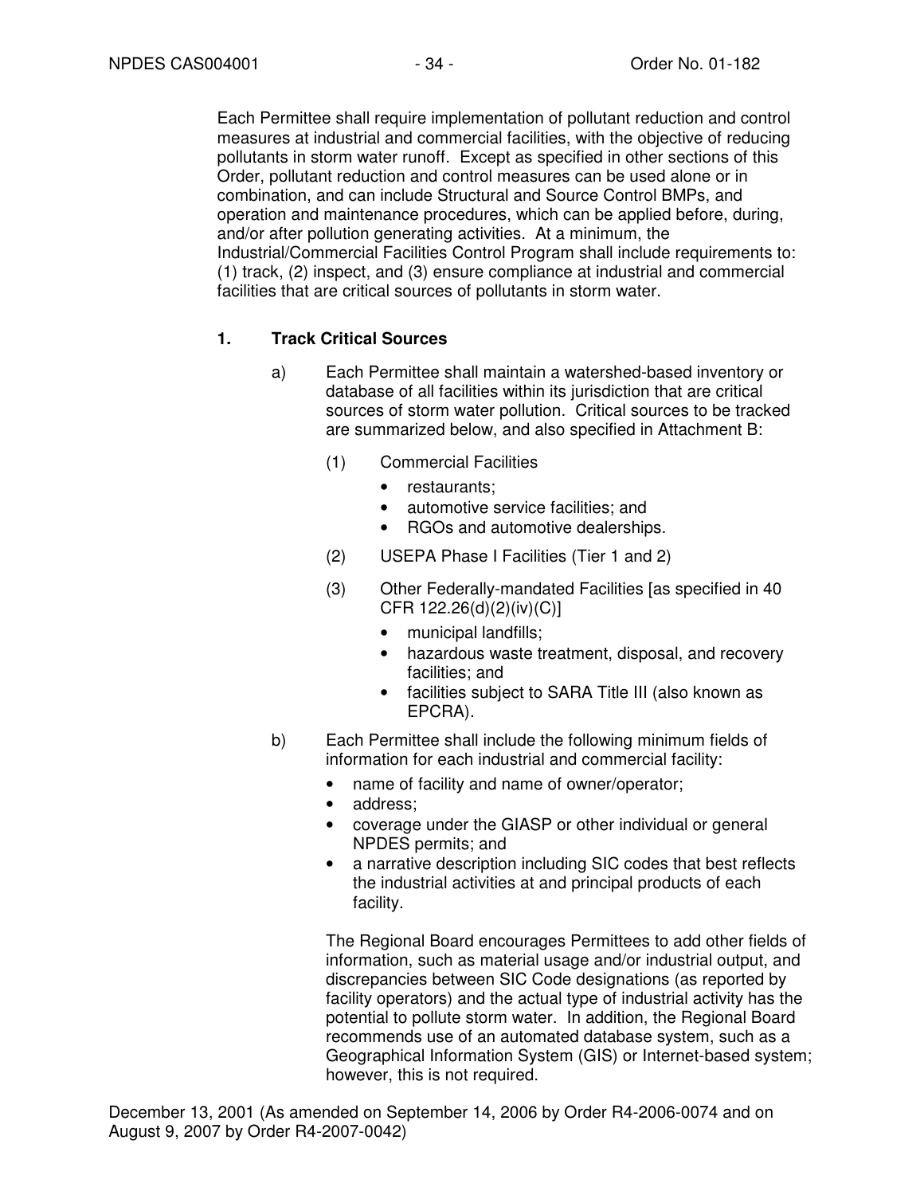Each Permittee shall require implementation of pollutant reduction and control measures at industrial and commercial facilities, with the objective of reducing pollutants in storm water runoff. Except as specified in other sections of this Order, pollutant reduction and control measures can be used alone or in combination, and can include Structural and Source Control BMPs, and operation and maintenance procedures, which can be applied before, during, and/or after pollution generating activities. At a minimum, the Industrial/Commercial Facilities Control Program shall include requirements to: (1) track, (2) inspect, and (3) ensure compliance at industrial and commercial facilities that are critical sources of pollutants in storm water.

## 1. Track Critical Sources

a) Each Permittee shall maintain a watershed-based inventory or database of all facilities within its jurisdiction that are critical sources of storm water pollution. Critical sources to be tracked are summarized below, and also specified in Attachment B:

   (1) Commercial Facilities
   - restaurants;
   - automotive service facilities; and
   - RGOs and automotive dealerships.

   (2) USEPA Phase I Facilities (Tier 1 and 2)

   (3) Other Federally-mandated Facilities [as specified in 40 CFR 122.26(d)(2)(iv)(C)]
   - municipal landfills;
   - hazardous waste treatment, disposal, and recovery facilities; and
   - facilities subject to SARA Title III (also known as EPCRA).

b) Each Permittee shall include the following minimum fields of information for each industrial and commercial facility:
   - name of facility and name of owner/operator;
   - address;
   - coverage under the GIASP or other individual or general NPDES permits; and
   - a narrative description including SIC codes that best reflects the industrial activities at and principal products of each facility.

   The Regional Board encourages Permittees to add other fields of information, such as material usage and/or industrial output, and discrepancies between SIC Code designations (as reported by facility operators) and the actual type of industrial activity has the potential to pollute storm water. In addition, the Regional Board recommends use of an automated database system, such as a Geographical Information System (GIS) or Internet-based system; however, this is not required.

December 13, 2001 (As amended on September 14, 2006 by Order R4-2006-0074 and on August 9, 2007 by Order R4-2007-0042)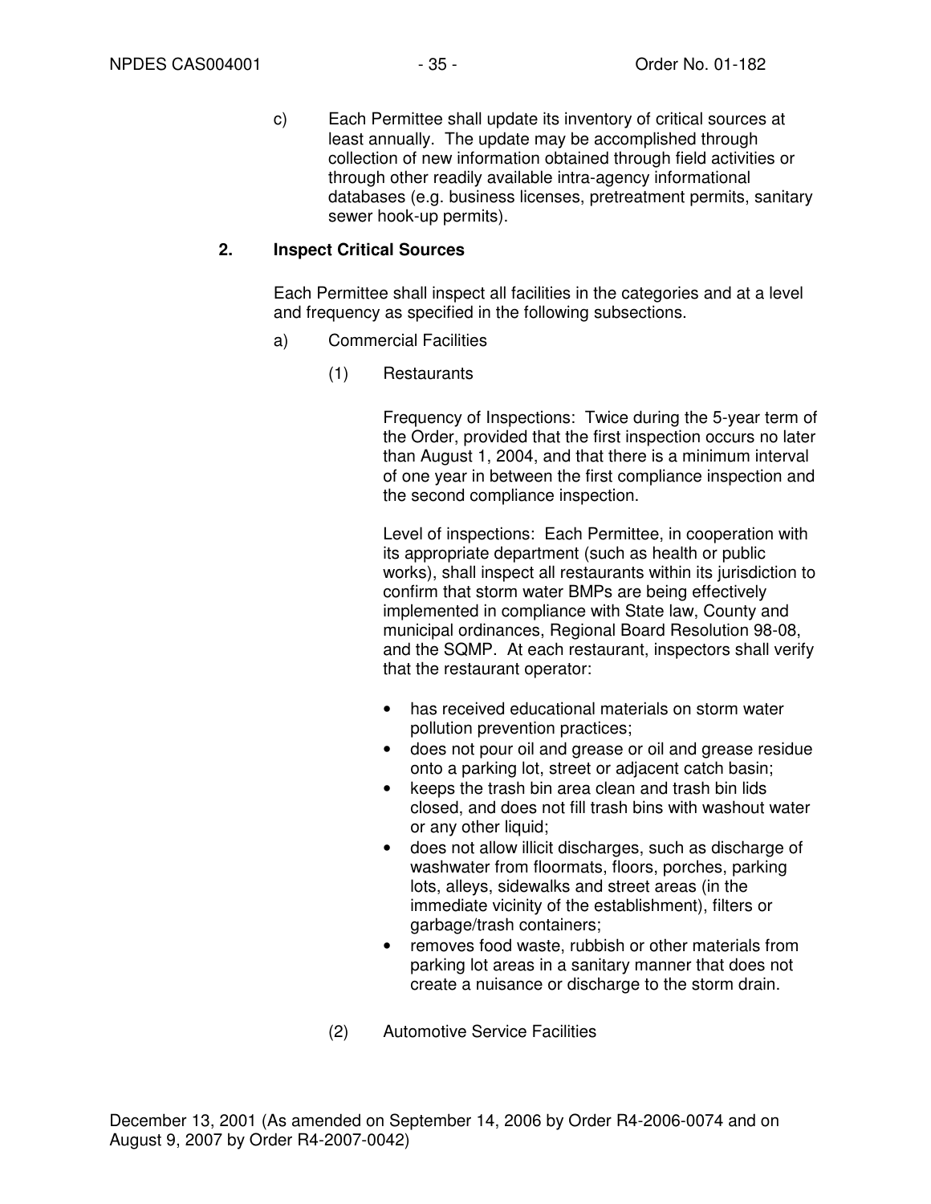c) Each Permittee shall update its inventory of critical sources at least annually. The update may be accomplished through collection of new information obtained through field activities or through other readily available intra-agency informational databases (e.g. business licenses, pretreatment permits, sanitary sewer hook-up permits).

### 2. Inspect Critical Sources

Each Permittee shall inspect all facilities in the categories and at a level and frequency as specified in the following subsections.

a) Commercial Facilities

(1) Restaurants

Frequency of Inspections: Twice during the 5-year term of the Order, provided that the first inspection occurs no later than August 1, 2004, and that there is a minimum interval of one year in between the first compliance inspection and the second compliance inspection.

Level of inspections: Each Permittee, in cooperation with its appropriate department (such as health or public works), shall inspect all restaurants within its jurisdiction to confirm that storm water BMPs are being effectively implemented in compliance with State law, County and municipal ordinances, Regional Board Resolution 98-08, and the SQMP. At each restaurant, inspectors shall verify that the restaurant operator:

- has received educational materials on storm water pollution prevention practices;
- does not pour oil and grease or oil and grease residue onto a parking lot, street or adjacent catch basin;
- keeps the trash bin area clean and trash bin lids closed, and does not fill trash bins with washout water or any other liquid;
- does not allow illicit discharges, such as discharge of washwater from floormats, floors, porches, parking lots, alleys, sidewalks and street areas (in the immediate vicinity of the establishment), filters or garbage/trash containers;
- removes food waste, rubbish or other materials from parking lot areas in a sanitary manner that does not create a nuisance or discharge to the storm drain.

(2) Automotive Service Facilities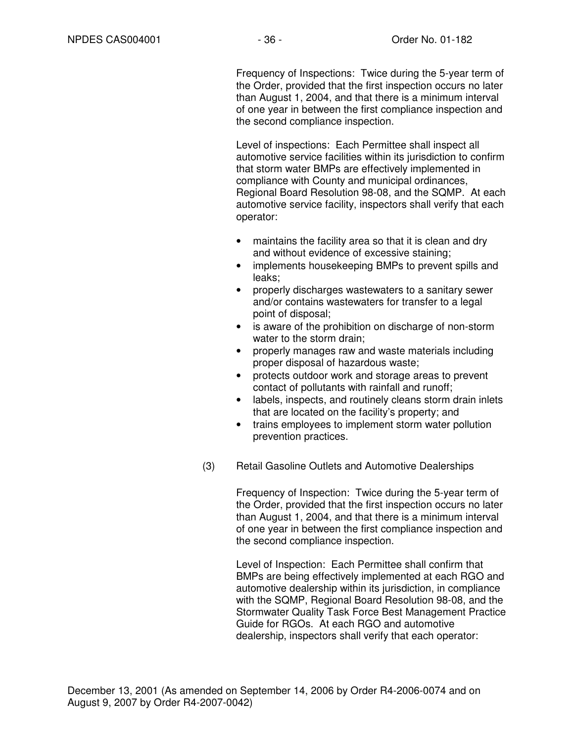Frequency of Inspections: Twice during the 5-year term of the Order, provided that the first inspection occurs no later than August 1, 2004, and that there is a minimum interval of one year in between the first compliance inspection and the second compliance inspection.

Level of inspections: Each Permittee shall inspect all automotive service facilities within its jurisdiction to confirm that storm water BMPs are effectively implemented in compliance with County and municipal ordinances, Regional Board Resolution 98-08, and the SQMP. At each automotive service facility, inspectors shall verify that each operator:

- maintains the facility area so that it is clean and dry and without evidence of excessive staining;
- implements housekeeping BMPs to prevent spills and leaks;
- properly discharges wastewaters to a sanitary sewer and/or contains wastewaters for transfer to a legal point of disposal;
- is aware of the prohibition on discharge of non-storm water to the storm drain;
- properly manages raw and waste materials including proper disposal of hazardous waste;
- protects outdoor work and storage areas to prevent contact of pollutants with rainfall and runoff;
- labels, inspects, and routinely cleans storm drain inlets that are located on the facility's property; and
- trains employees to implement storm water pollution prevention practices.

(3) Retail Gasoline Outlets and Automotive Dealerships

Frequency of Inspection: Twice during the 5-year term of the Order, provided that the first inspection occurs no later than August 1, 2004, and that there is a minimum interval of one year in between the first compliance inspection and the second compliance inspection.

Level of Inspection: Each Permittee shall confirm that BMPs are being effectively implemented at each RGO and automotive dealership within its jurisdiction, in compliance with the SQMP, Regional Board Resolution 98-08, and the Stormwater Quality Task Force Best Management Practice Guide for RGOs. At each RGO and automotive dealership, inspectors shall verify that each operator: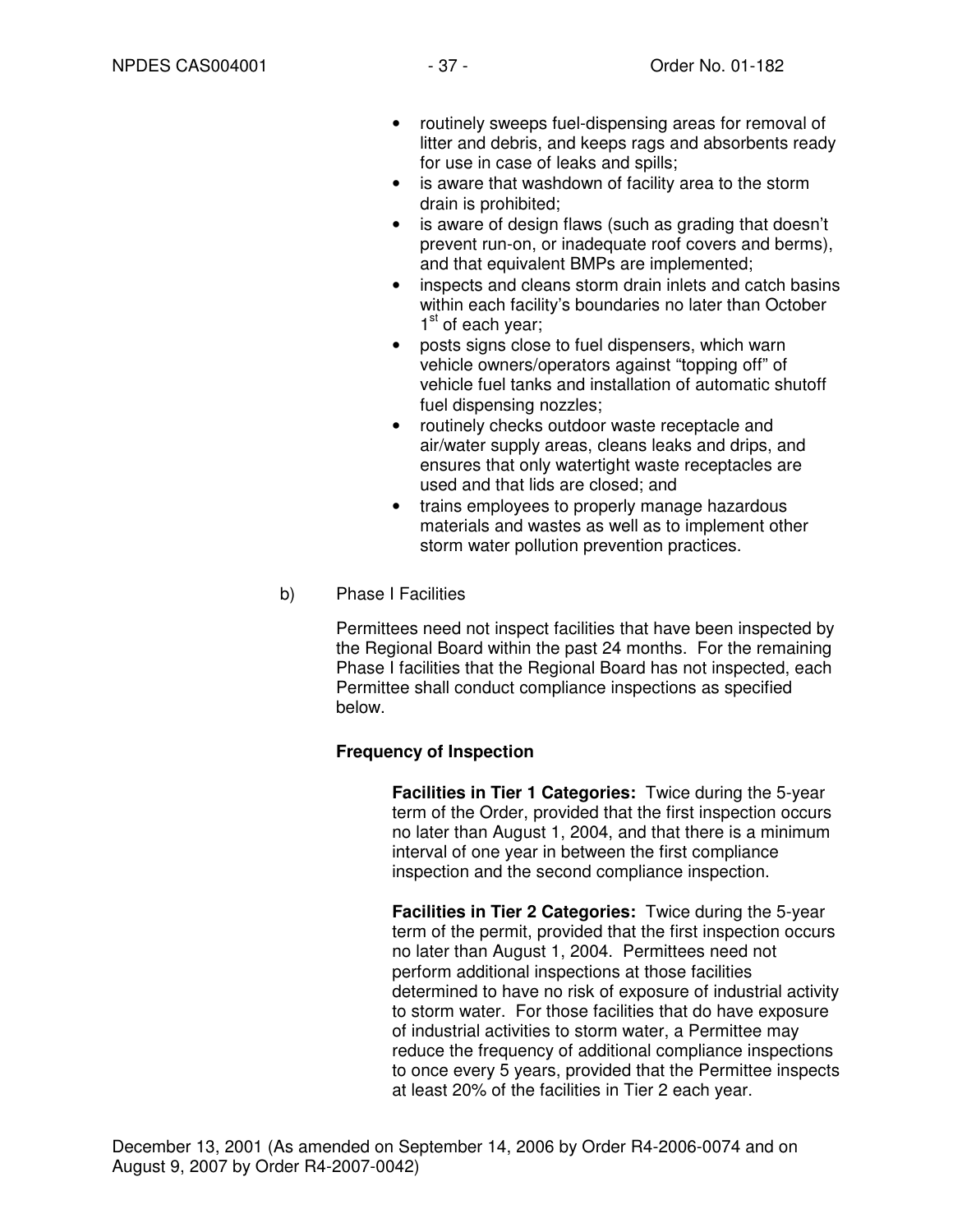- routinely sweeps fuel-dispensing areas for removal of litter and debris, and keeps rags and absorbents ready for use in case of leaks and spills;
- is aware that washdown of facility area to the storm drain is prohibited;
- is aware of design flaws (such as grading that doesn't prevent run-on, or inadequate roof covers and berms), and that equivalent BMPs are implemented;
- inspects and cleans storm drain inlets and catch basins within each facility's boundaries no later than October 1st of each year;
- posts signs close to fuel dispensers, which warn vehicle owners/operators against "topping off" of vehicle fuel tanks and installation of automatic shutoff fuel dispensing nozzles;
- routinely checks outdoor waste receptacle and air/water supply areas, cleans leaks and drips, and ensures that only watertight waste receptacles are used and that lids are closed; and
- trains employees to properly manage hazardous materials and wastes as well as to implement other storm water pollution prevention practices.

b) Phase I Facilities

Permittees need not inspect facilities that have been inspected by the Regional Board within the past 24 months. For the remaining Phase I facilities that the Regional Board has not inspected, each Permittee shall conduct compliance inspections as specified below.

**Frequency of Inspection**

**Facilities in Tier 1 Categories:** Twice during the 5-year term of the Order, provided that the first inspection occurs no later than August 1, 2004, and that there is a minimum interval of one year in between the first compliance inspection and the second compliance inspection.

**Facilities in Tier 2 Categories:** Twice during the 5-year term of the permit, provided that the first inspection occurs no later than August 1, 2004. Permittees need not perform additional inspections at those facilities determined to have no risk of exposure of industrial activity to storm water. For those facilities that do have exposure of industrial activities to storm water, a Permittee may reduce the frequency of additional compliance inspections to once every 5 years, provided that the Permittee inspects at least 20% of the facilities in Tier 2 each year.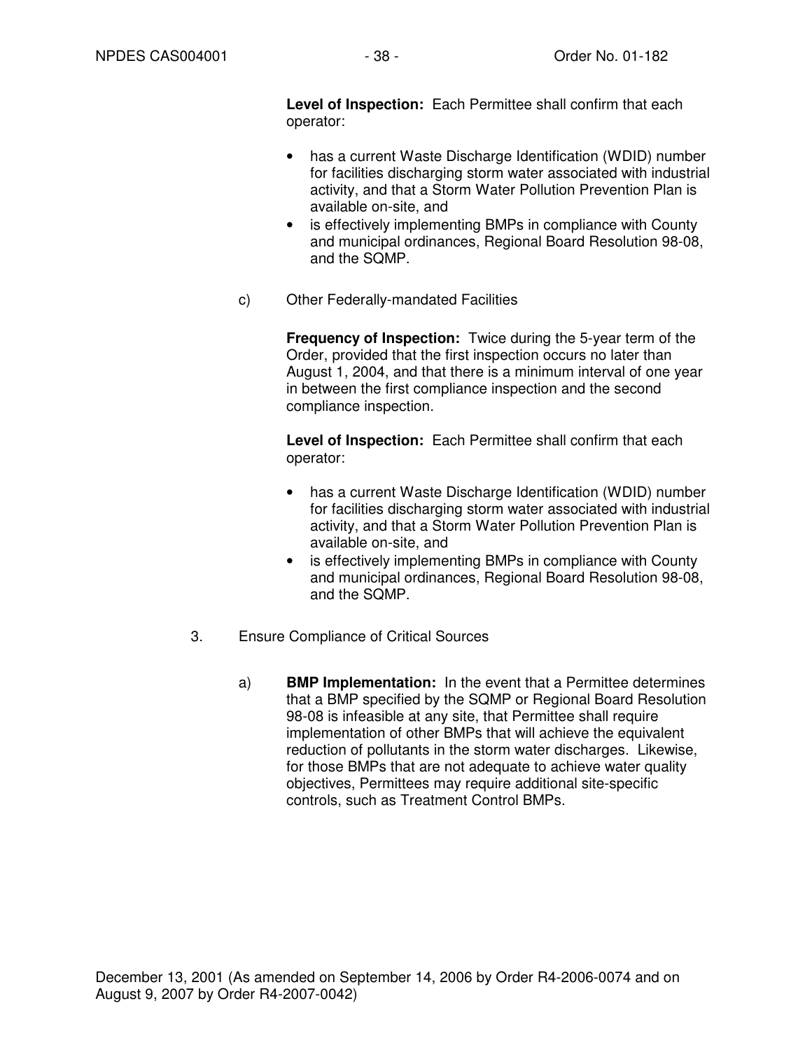**Level of Inspection:** Each Permittee shall confirm that each operator:

- has a current Waste Discharge Identification (WDID) number for facilities discharging storm water associated with industrial activity, and that a Storm Water Pollution Prevention Plan is available on-site, and
- is effectively implementing BMPs in compliance with County and municipal ordinances, Regional Board Resolution 98-08, and the SQMP.

c) Other Federally-mandated Facilities

**Frequency of Inspection:** Twice during the 5-year term of the Order, provided that the first inspection occurs no later than August 1, 2004, and that there is a minimum interval of one year in between the first compliance inspection and the second compliance inspection.

**Level of Inspection:** Each Permittee shall confirm that each operator:

- has a current Waste Discharge Identification (WDID) number for facilities discharging storm water associated with industrial activity, and that a Storm Water Pollution Prevention Plan is available on-site, and
- is effectively implementing BMPs in compliance with County and municipal ordinances, Regional Board Resolution 98-08, and the SQMP.

3. Ensure Compliance of Critical Sources

a) **BMP Implementation:** In the event that a Permittee determines that a BMP specified by the SQMP or Regional Board Resolution 98-08 is infeasible at any site, that Permittee shall require implementation of other BMPs that will achieve the equivalent reduction of pollutants in the storm water discharges. Likewise, for those BMPs that are not adequate to achieve water quality objectives, Permittees may require additional site-specific controls, such as Treatment Control BMPs.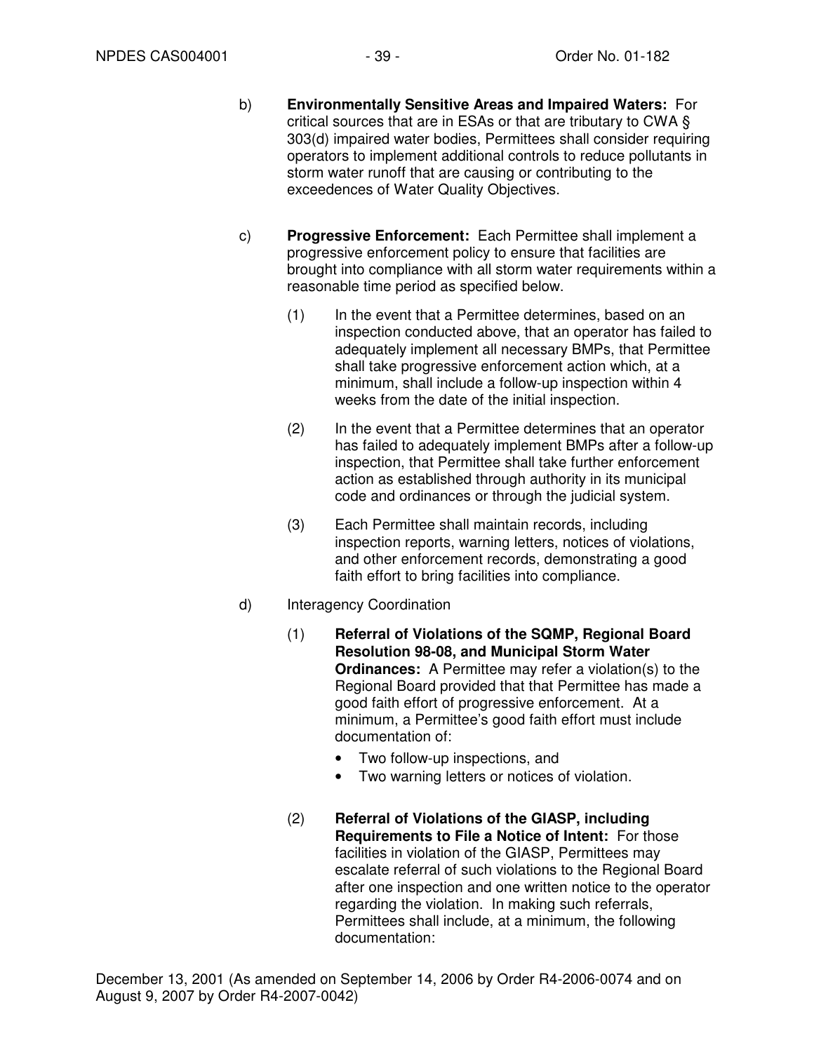b) **Environmentally Sensitive Areas and Impaired Waters:** For critical sources that are in ESAs or that are tributary to CWA § 303(d) impaired water bodies, Permittees shall consider requiring operators to implement additional controls to reduce pollutants in storm water runoff that are causing or contributing to the exceedences of Water Quality Objectives.

c) **Progressive Enforcement:** Each Permittee shall implement a progressive enforcement policy to ensure that facilities are brought into compliance with all storm water requirements within a reasonable time period as specified below.

(1) In the event that a Permittee determines, based on an inspection conducted above, that an operator has failed to adequately implement all necessary BMPs, that Permittee shall take progressive enforcement action which, at a minimum, shall include a follow-up inspection within 4 weeks from the date of the initial inspection.

(2) In the event that a Permittee determines that an operator has failed to adequately implement BMPs after a follow-up inspection, that Permittee shall take further enforcement action as established through authority in its municipal code and ordinances or through the judicial system.

(3) Each Permittee shall maintain records, including inspection reports, warning letters, notices of violations, and other enforcement records, demonstrating a good faith effort to bring facilities into compliance.

d) Interagency Coordination

(1) **Referral of Violations of the SQMP, Regional Board Resolution 98-08, and Municipal Storm Water Ordinances:** A Permittee may refer a violation(s) to the Regional Board provided that that Permittee has made a good faith effort of progressive enforcement. At a minimum, a Permittee's good faith effort must include documentation of:

- Two follow-up inspections, and
- Two warning letters or notices of violation.

(2) **Referral of Violations of the GIASP, including Requirements to File a Notice of Intent:** For those facilities in violation of the GIASP, Permittees may escalate referral of such violations to the Regional Board after one inspection and one written notice to the operator regarding the violation. In making such referrals, Permittees shall include, at a minimum, the following documentation:

December 13, 2001 (As amended on September 14, 2006 by Order R4-2006-0074 and on August 9, 2007 by Order R4-2007-0042)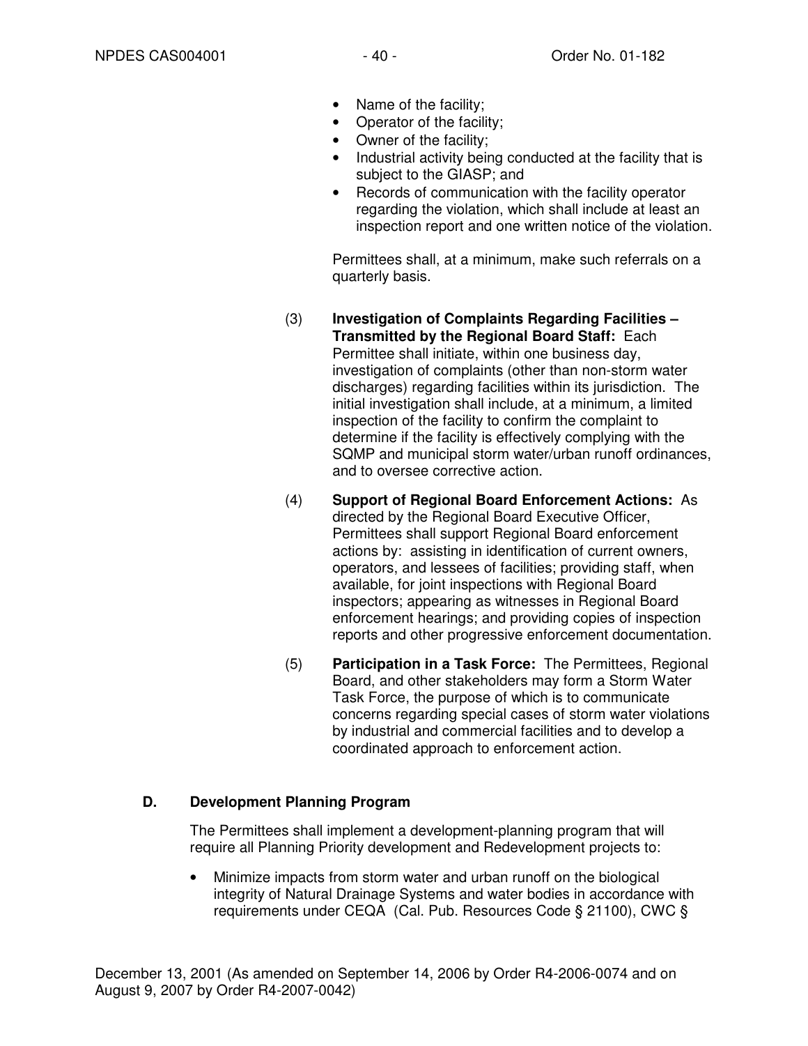- Name of the facility;
- Operator of the facility;
- Owner of the facility;
- Industrial activity being conducted at the facility that is subject to the GIASP; and
- Records of communication with the facility operator regarding the violation, which shall include at least an inspection report and one written notice of the violation.

Permittees shall, at a minimum, make such referrals on a quarterly basis.

(3) **Investigation of Complaints Regarding Facilities – Transmitted by the Regional Board Staff:** Each Permittee shall initiate, within one business day, investigation of complaints (other than non-storm water discharges) regarding facilities within its jurisdiction. The initial investigation shall include, at a minimum, a limited inspection of the facility to confirm the complaint to determine if the facility is effectively complying with the SQMP and municipal storm water/urban runoff ordinances, and to oversee corrective action.

(4) **Support of Regional Board Enforcement Actions:** As directed by the Regional Board Executive Officer, Permittees shall support Regional Board enforcement actions by: assisting in identification of current owners, operators, and lessees of facilities; providing staff, when available, for joint inspections with Regional Board inspectors; appearing as witnesses in Regional Board enforcement hearings; and providing copies of inspection reports and other progressive enforcement documentation.

(5) **Participation in a Task Force:** The Permittees, Regional Board, and other stakeholders may form a Storm Water Task Force, the purpose of which is to communicate concerns regarding special cases of storm water violations by industrial and commercial facilities and to develop a coordinated approach to enforcement action.

## D. Development Planning Program

The Permittees shall implement a development-planning program that will require all Planning Priority development and Redevelopment projects to:

- Minimize impacts from storm water and urban runoff on the biological integrity of Natural Drainage Systems and water bodies in accordance with requirements under CEQA (Cal. Pub. Resources Code § 21100), CWC §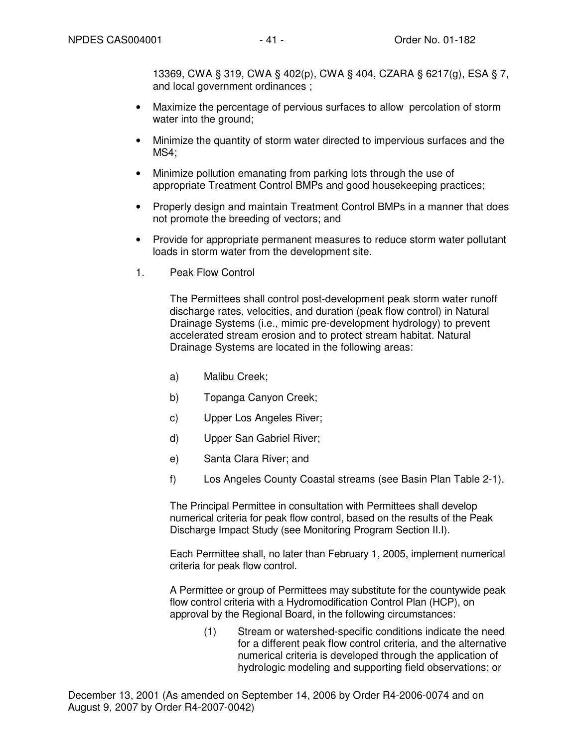13369, CWA § 319, CWA § 402(p), CWA § 404, CZARA § 6217(g), ESA § 7, and local government ordinances ;

- Maximize the percentage of pervious surfaces to allow percolation of storm water into the ground;
- Minimize the quantity of storm water directed to impervious surfaces and the MS4;
- Minimize pollution emanating from parking lots through the use of appropriate Treatment Control BMPs and good housekeeping practices;
- Properly design and maintain Treatment Control BMPs in a manner that does not promote the breeding of vectors; and
- Provide for appropriate permanent measures to reduce storm water pollutant loads in storm water from the development site.

1. Peak Flow Control

The Permittees shall control post-development peak storm water runoff discharge rates, velocities, and duration (peak flow control) in Natural Drainage Systems (i.e., mimic pre-development hydrology) to prevent accelerated stream erosion and to protect stream habitat. Natural Drainage Systems are located in the following areas:

a) Malibu Creek;

b) Topanga Canyon Creek;

c) Upper Los Angeles River;

d) Upper San Gabriel River;

e) Santa Clara River; and

f) Los Angeles County Coastal streams (see Basin Plan Table 2-1).

The Principal Permittee in consultation with Permittees shall develop numerical criteria for peak flow control, based on the results of the Peak Discharge Impact Study (see Monitoring Program Section II.I).

Each Permittee shall, no later than February 1, 2005, implement numerical criteria for peak flow control.

A Permittee or group of Permittees may substitute for the countywide peak flow control criteria with a Hydromodification Control Plan (HCP), on approval by the Regional Board, in the following circumstances:

(1) Stream or watershed-specific conditions indicate the need for a different peak flow control criteria, and the alternative numerical criteria is developed through the application of hydrologic modeling and supporting field observations; or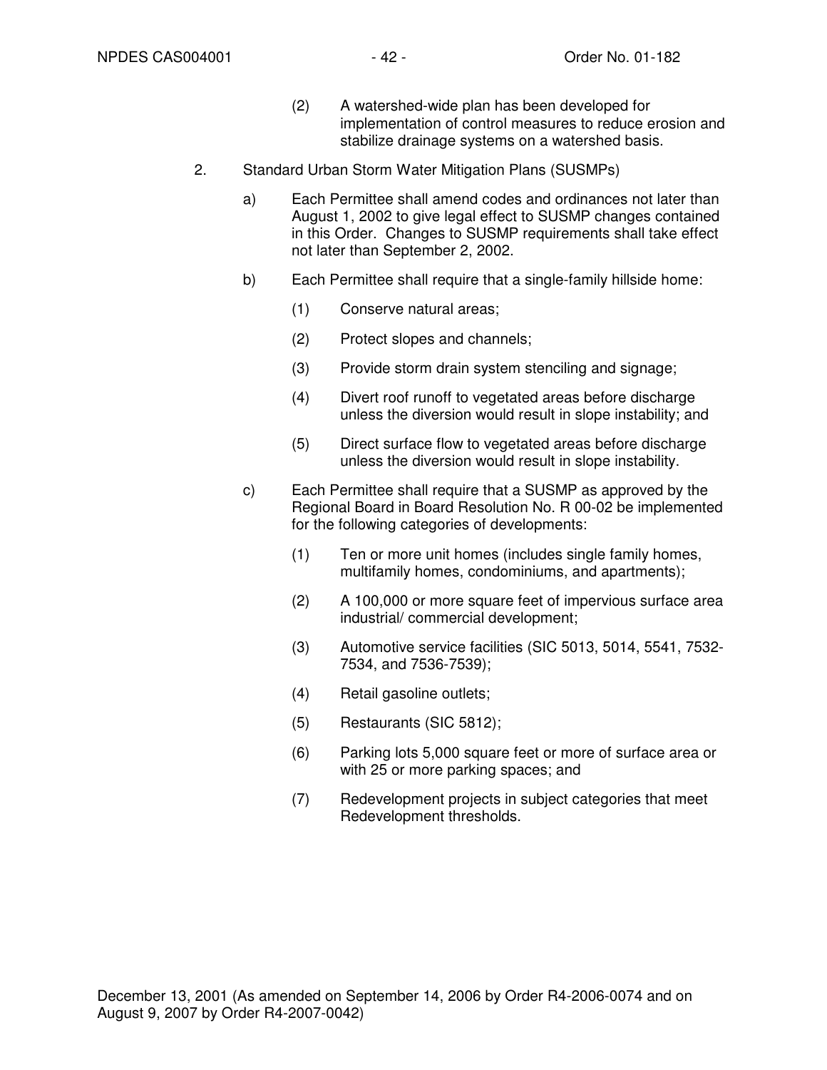(2) A watershed-wide plan has been developed for implementation of control measures to reduce erosion and stabilize drainage systems on a watershed basis.

2. Standard Urban Storm Water Mitigation Plans (SUSMPs)

a) Each Permittee shall amend codes and ordinances not later than August 1, 2002 to give legal effect to SUSMP changes contained in this Order. Changes to SUSMP requirements shall take effect not later than September 2, 2002.

b) Each Permittee shall require that a single-family hillside home:

(1) Conserve natural areas;

(2) Protect slopes and channels;

(3) Provide storm drain system stenciling and signage;

(4) Divert roof runoff to vegetated areas before discharge unless the diversion would result in slope instability; and

(5) Direct surface flow to vegetated areas before discharge unless the diversion would result in slope instability.

c) Each Permittee shall require that a SUSMP as approved by the Regional Board in Board Resolution No. R 00-02 be implemented for the following categories of developments:

(1) Ten or more unit homes (includes single family homes, multifamily homes, condominiums, and apartments);

(2) A 100,000 or more square feet of impervious surface area industrial/ commercial development;

(3) Automotive service facilities (SIC 5013, 5014, 5541, 7532-7534, and 7536-7539);

(4) Retail gasoline outlets;

(5) Restaurants (SIC 5812);

(6) Parking lots 5,000 square feet or more of surface area or with 25 or more parking spaces; and

(7) Redevelopment projects in subject categories that meet Redevelopment thresholds.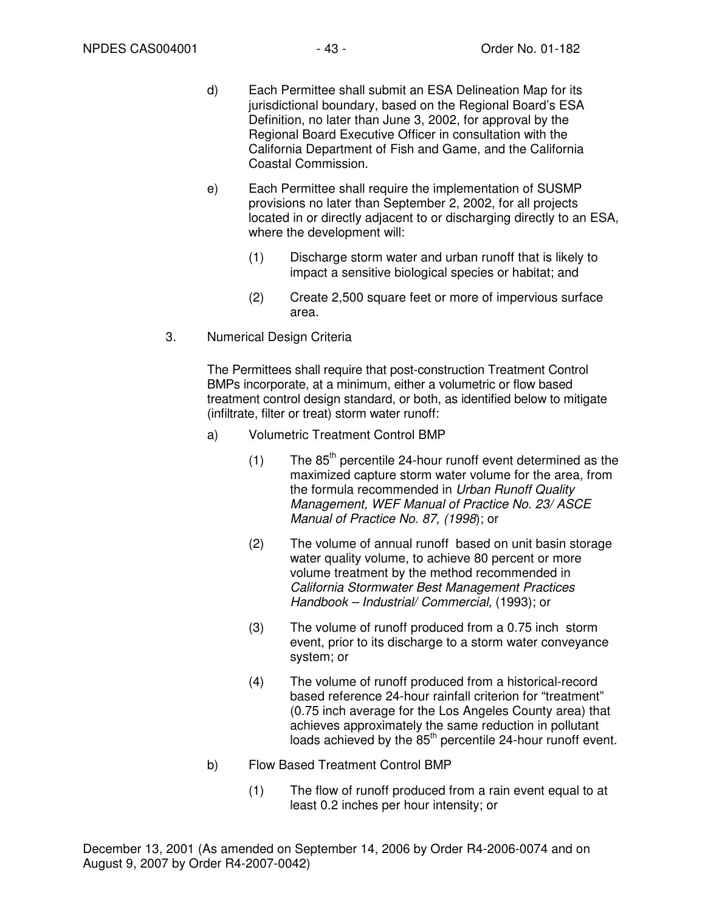d) Each Permittee shall submit an ESA Delineation Map for its jurisdictional boundary, based on the Regional Board's ESA Definition, no later than June 3, 2002, for approval by the Regional Board Executive Officer in consultation with the California Department of Fish and Game, and the California Coastal Commission.

e) Each Permittee shall require the implementation of SUSMP provisions no later than September 2, 2002, for all projects located in or directly adjacent to or discharging directly to an ESA, where the development will:

   (1) Discharge storm water and urban runoff that is likely to impact a sensitive biological species or habitat; and

   (2) Create 2,500 square feet or more of impervious surface area.

3. Numerical Design Criteria

   The Permittees shall require that post-construction Treatment Control BMPs incorporate, at a minimum, either a volumetric or flow based treatment control design standard, or both, as identified below to mitigate (infiltrate, filter or treat) storm water runoff:

   a) Volumetric Treatment Control BMP

      (1) The 85th percentile 24-hour runoff event determined as the maximized capture storm water volume for the area, from the formula recommended in *Urban Runoff Quality Management, WEF Manual of Practice No. 23/ ASCE Manual of Practice No. 87, (1998)*; or

      (2) The volume of annual runoff based on unit basin storage water quality volume, to achieve 80 percent or more volume treatment by the method recommended in *California Stormwater Best Management Practices Handbook – Industrial/ Commercial,* (1993); or

      (3) The volume of runoff produced from a 0.75 inch storm event, prior to its discharge to a storm water conveyance system; or

      (4) The volume of runoff produced from a historical-record based reference 24-hour rainfall criterion for "treatment" (0.75 inch average for the Los Angeles County area) that achieves approximately the same reduction in pollutant loads achieved by the 85th percentile 24-hour runoff event.

   b) Flow Based Treatment Control BMP

      (1) The flow of runoff produced from a rain event equal to at least 0.2 inches per hour intensity; or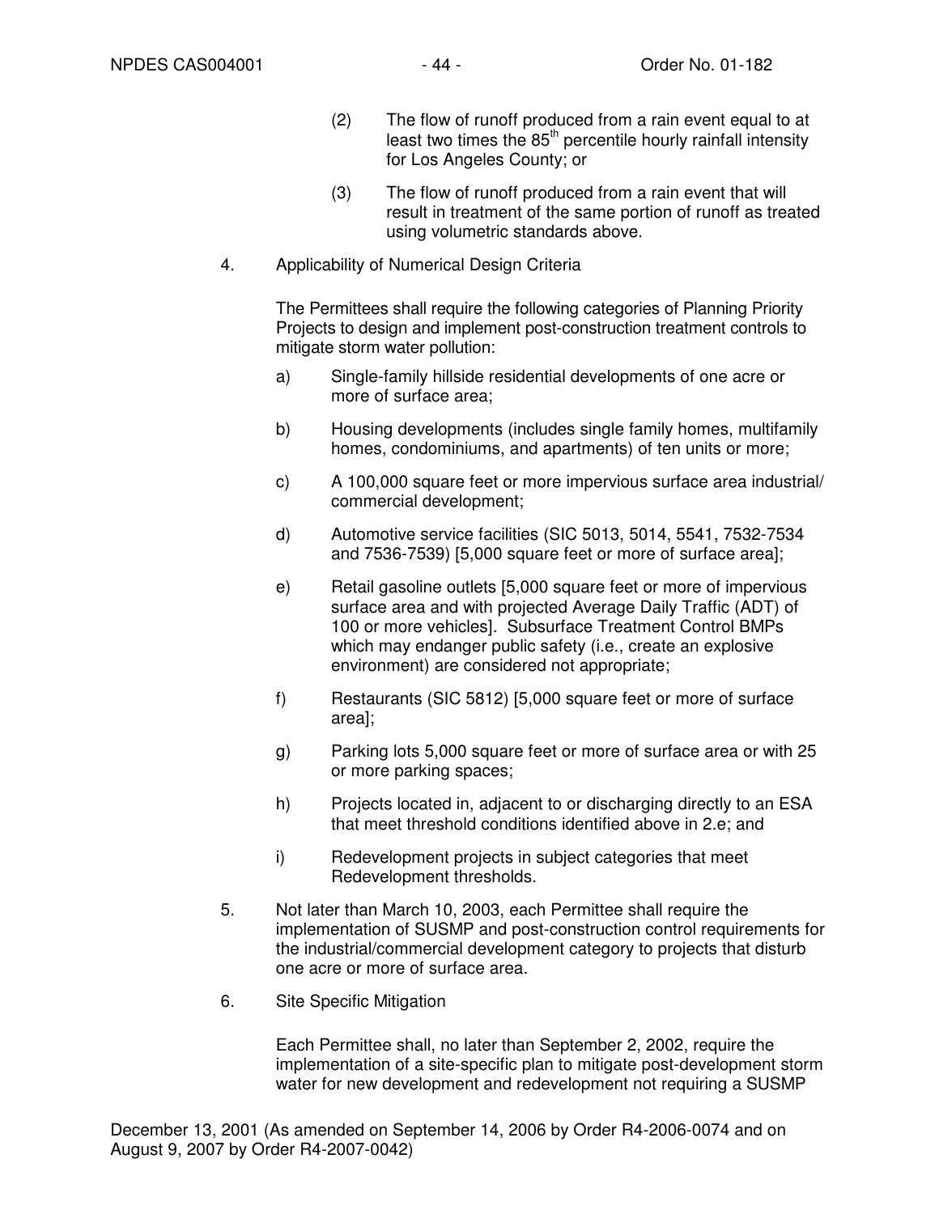(2) The flow of runoff produced from a rain event equal to at least two times the 85$^{th}$ percentile hourly rainfall intensity for Los Angeles County; or

(3) The flow of runoff produced from a rain event that will result in treatment of the same portion of runoff as treated using volumetric standards above.

4. Applicability of Numerical Design Criteria

   The Permittees shall require the following categories of Planning Priority Projects to design and implement post-construction treatment controls to mitigate storm water pollution:

   a) Single-family hillside residential developments of one acre or more of surface area;

   b) Housing developments (includes single family homes, multifamily homes, condominiums, and apartments) of ten units or more;

   c) A 100,000 square feet or more impervious surface area industrial/ commercial development;

   d) Automotive service facilities (SIC 5013, 5014, 5541, 7532-7534 and 7536-7539) [5,000 square feet or more of surface area];

   e) Retail gasoline outlets [5,000 square feet or more of impervious surface area and with projected Average Daily Traffic (ADT) of 100 or more vehicles]. Subsurface Treatment Control BMPs which may endanger public safety (i.e., create an explosive environment) are considered not appropriate;

   f) Restaurants (SIC 5812) [5,000 square feet or more of surface area];

   g) Parking lots 5,000 square feet or more of surface area or with 25 or more parking spaces;

   h) Projects located in, adjacent to or discharging directly to an ESA that meet threshold conditions identified above in 2.e; and

   i) Redevelopment projects in subject categories that meet Redevelopment thresholds.

5. Not later than March 10, 2003, each Permittee shall require the implementation of SUSMP and post-construction control requirements for the industrial/commercial development category to projects that disturb one acre or more of surface area.

6. Site Specific Mitigation

   Each Permittee shall, no later than September 2, 2002, require the implementation of a site-specific plan to mitigate post-development storm water for new development and redevelopment not requiring a SUSMP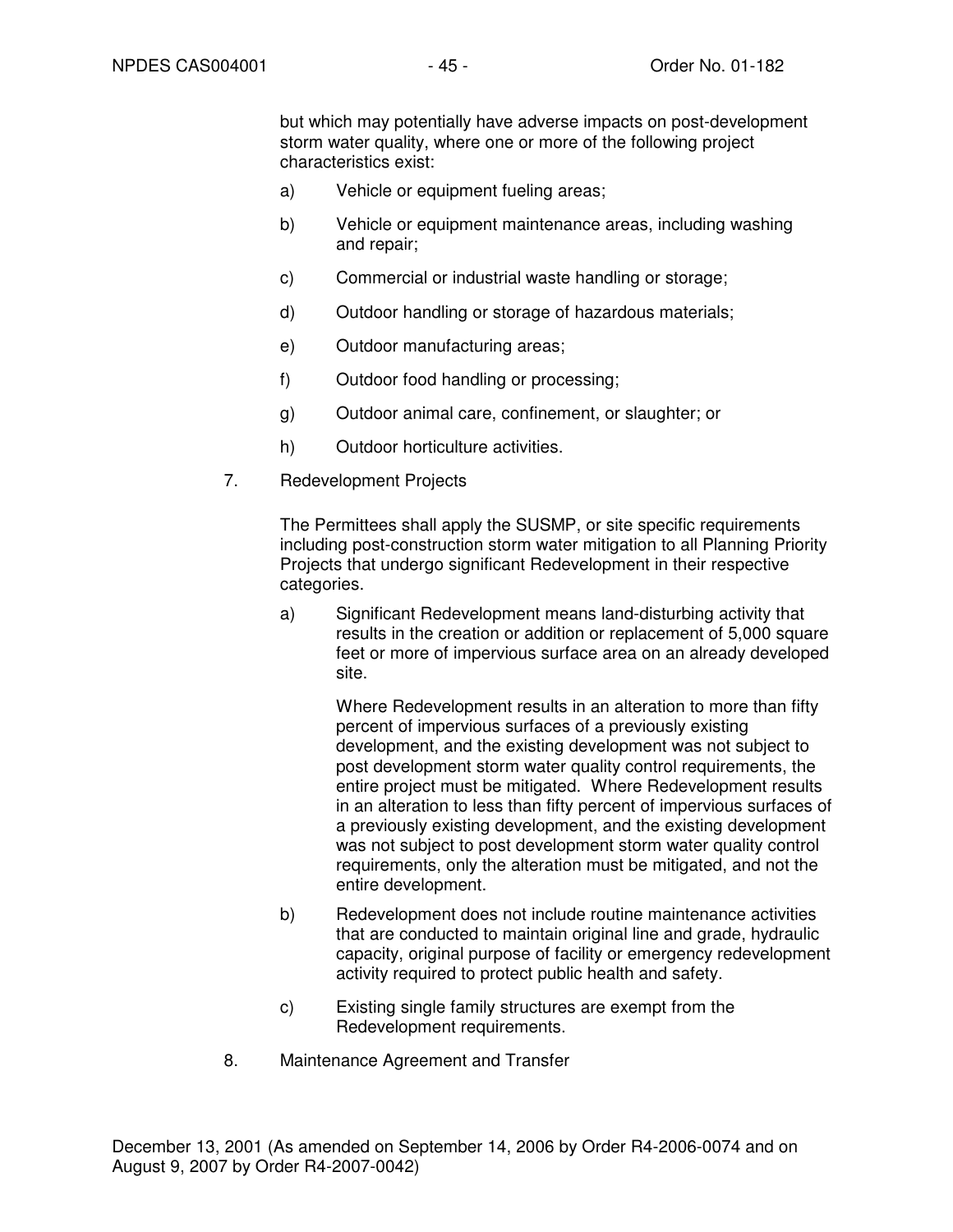but which may potentially have adverse impacts on post-development storm water quality, where one or more of the following project characteristics exist:

a) Vehicle or equipment fueling areas;

b) Vehicle or equipment maintenance areas, including washing and repair;

c) Commercial or industrial waste handling or storage;

d) Outdoor handling or storage of hazardous materials;

e) Outdoor manufacturing areas;

f) Outdoor food handling or processing;

g) Outdoor animal care, confinement, or slaughter; or

h) Outdoor horticulture activities.

7. Redevelopment Projects

The Permittees shall apply the SUSMP, or site specific requirements including post-construction storm water mitigation to all Planning Priority Projects that undergo significant Redevelopment in their respective categories.

a) Significant Redevelopment means land-disturbing activity that results in the creation or addition or replacement of 5,000 square feet or more of impervious surface area on an already developed site.

Where Redevelopment results in an alteration to more than fifty percent of impervious surfaces of a previously existing development, and the existing development was not subject to post development storm water quality control requirements, the entire project must be mitigated. Where Redevelopment results in an alteration to less than fifty percent of impervious surfaces of a previously existing development, and the existing development was not subject to post development storm water quality control requirements, only the alteration must be mitigated, and not the entire development.

b) Redevelopment does not include routine maintenance activities that are conducted to maintain original line and grade, hydraulic capacity, original purpose of facility or emergency redevelopment activity required to protect public health and safety.

c) Existing single family structures are exempt from the Redevelopment requirements.

8. Maintenance Agreement and Transfer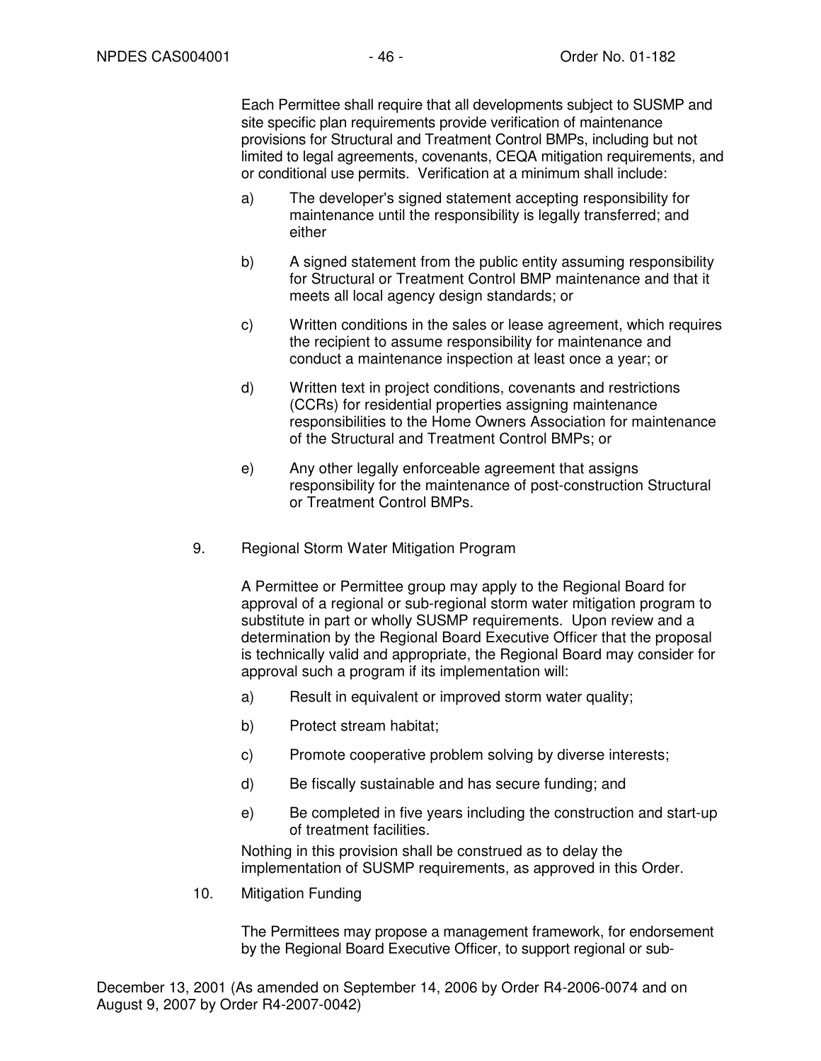Each Permittee shall require that all developments subject to SUSMP and site specific plan requirements provide verification of maintenance provisions for Structural and Treatment Control BMPs, including but not limited to legal agreements, covenants, CEQA mitigation requirements, and or conditional use permits. Verification at a minimum shall include:

a) The developer's signed statement accepting responsibility for maintenance until the responsibility is legally transferred; and either

b) A signed statement from the public entity assuming responsibility for Structural or Treatment Control BMP maintenance and that it meets all local agency design standards; or

c) Written conditions in the sales or lease agreement, which requires the recipient to assume responsibility for maintenance and conduct a maintenance inspection at least once a year; or

d) Written text in project conditions, covenants and restrictions (CCRs) for residential properties assigning maintenance responsibilities to the Home Owners Association for maintenance of the Structural and Treatment Control BMPs; or

e) Any other legally enforceable agreement that assigns responsibility for the maintenance of post-construction Structural or Treatment Control BMPs.

9. Regional Storm Water Mitigation Program

A Permittee or Permittee group may apply to the Regional Board for approval of a regional or sub-regional storm water mitigation program to substitute in part or wholly SUSMP requirements. Upon review and a determination by the Regional Board Executive Officer that the proposal is technically valid and appropriate, the Regional Board may consider for approval such a program if its implementation will:

a) Result in equivalent or improved storm water quality;

b) Protect stream habitat;

c) Promote cooperative problem solving by diverse interests;

d) Be fiscally sustainable and has secure funding; and

e) Be completed in five years including the construction and start-up of treatment facilities.

Nothing in this provision shall be construed as to delay the implementation of SUSMP requirements, as approved in this Order.

10. Mitigation Funding

The Permittees may propose a management framework, for endorsement by the Regional Board Executive Officer, to support regional or sub-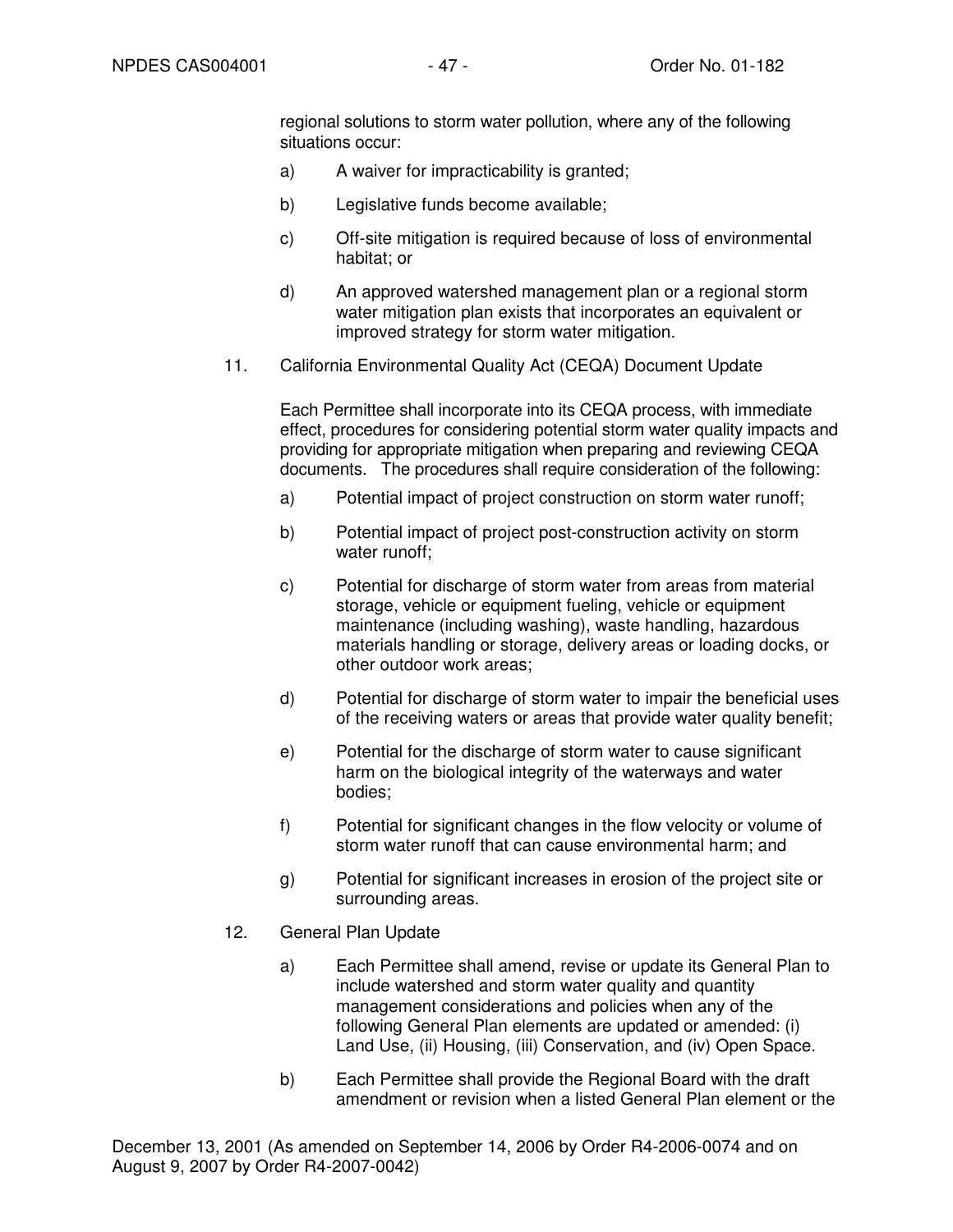regional solutions to storm water pollution, where any of the following situations occur:

a) A waiver for impracticability is granted;

b) Legislative funds become available;

c) Off-site mitigation is required because of loss of environmental habitat; or

d) An approved watershed management plan or a regional storm water mitigation plan exists that incorporates an equivalent or improved strategy for storm water mitigation.

11. California Environmental Quality Act (CEQA) Document Update

Each Permittee shall incorporate into its CEQA process, with immediate effect, procedures for considering potential storm water quality impacts and providing for appropriate mitigation when preparing and reviewing CEQA documents. The procedures shall require consideration of the following:

a) Potential impact of project construction on storm water runoff;

b) Potential impact of project post-construction activity on storm water runoff;

c) Potential for discharge of storm water from areas from material storage, vehicle or equipment fueling, vehicle or equipment maintenance (including washing), waste handling, hazardous materials handling or storage, delivery areas or loading docks, or other outdoor work areas;

d) Potential for discharge of storm water to impair the beneficial uses of the receiving waters or areas that provide water quality benefit;

e) Potential for the discharge of storm water to cause significant harm on the biological integrity of the waterways and water bodies;

f) Potential for significant changes in the flow velocity or volume of storm water runoff that can cause environmental harm; and

g) Potential for significant increases in erosion of the project site or surrounding areas.

12. General Plan Update

a) Each Permittee shall amend, revise or update its General Plan to include watershed and storm water quality and quantity management considerations and policies when any of the following General Plan elements are updated or amended: (i) Land Use, (ii) Housing, (iii) Conservation, and (iv) Open Space.

b) Each Permittee shall provide the Regional Board with the draft amendment or revision when a listed General Plan element or the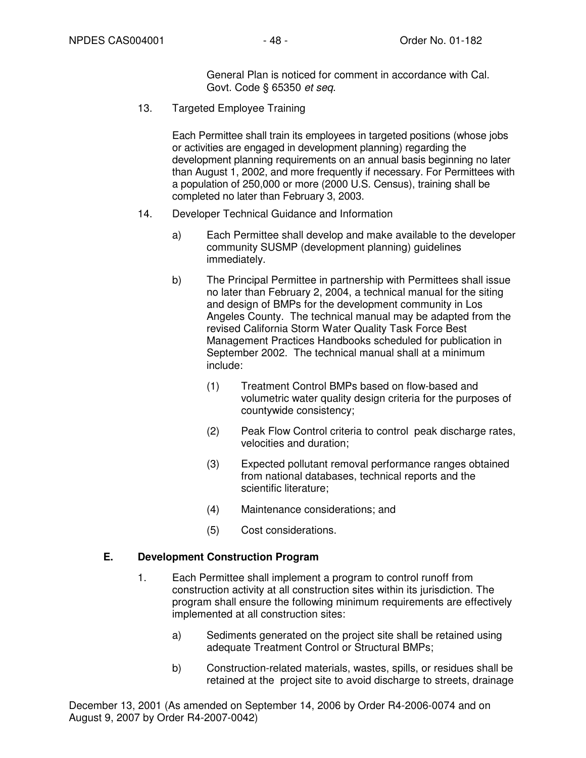General Plan is noticed for comment in accordance with Cal. Govt. Code § 65350 *et seq*.

13. Targeted Employee Training

    Each Permittee shall train its employees in targeted positions (whose jobs or activities are engaged in development planning) regarding the development planning requirements on an annual basis beginning no later than August 1, 2002, and more frequently if necessary. For Permittees with a population of 250,000 or more (2000 U.S. Census), training shall be completed no later than February 3, 2003.

14. Developer Technical Guidance and Information

    a) Each Permittee shall develop and make available to the developer community SUSMP (development planning) guidelines immediately.

    b) The Principal Permittee in partnership with Permittees shall issue no later than February 2, 2004, a technical manual for the siting and design of BMPs for the development community in Los Angeles County. The technical manual may be adapted from the revised California Storm Water Quality Task Force Best Management Practices Handbooks scheduled for publication in September 2002. The technical manual shall at a minimum include:

        (1) Treatment Control BMPs based on flow-based and volumetric water quality design criteria for the purposes of countywide consistency;

        (2) Peak Flow Control criteria to control peak discharge rates, velocities and duration;

        (3) Expected pollutant removal performance ranges obtained from national databases, technical reports and the scientific literature;

        (4) Maintenance considerations; and

        (5) Cost considerations.

## E. Development Construction Program

1. Each Permittee shall implement a program to control runoff from construction activity at all construction sites within its jurisdiction. The program shall ensure the following minimum requirements are effectively implemented at all construction sites:

    a) Sediments generated on the project site shall be retained using adequate Treatment Control or Structural BMPs;

    b) Construction-related materials, wastes, spills, or residues shall be retained at the project site to avoid discharge to streets, drainage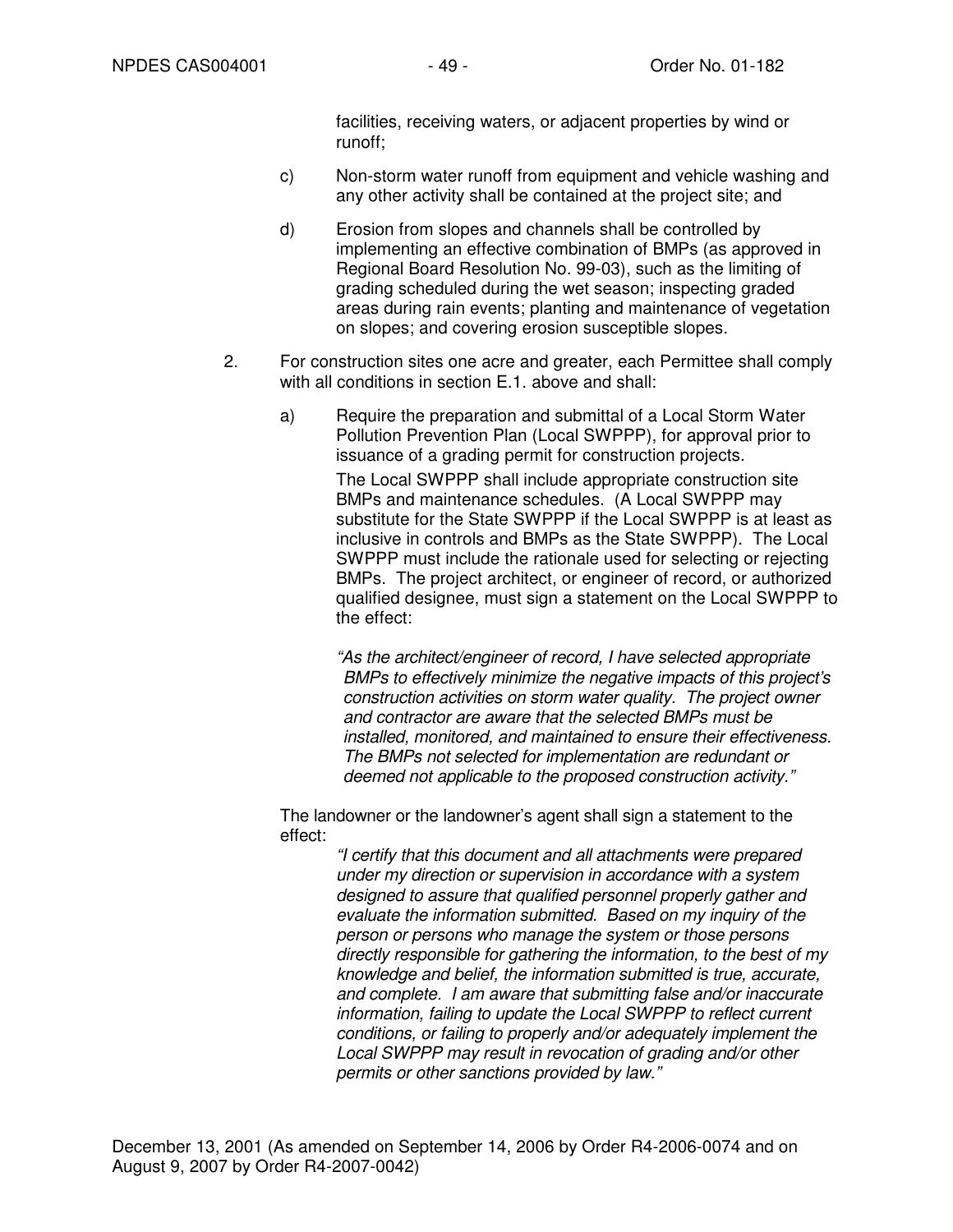facilities, receiving waters, or adjacent properties by wind or runoff;

c) Non-storm water runoff from equipment and vehicle washing and any other activity shall be contained at the project site; and

d) Erosion from slopes and channels shall be controlled by implementing an effective combination of BMPs (as approved in Regional Board Resolution No. 99-03), such as the limiting of grading scheduled during the wet season; inspecting graded areas during rain events; planting and maintenance of vegetation on slopes; and covering erosion susceptible slopes.

2. For construction sites one acre and greater, each Permittee shall comply with all conditions in section E.1. above and shall:

a) Require the preparation and submittal of a Local Storm Water Pollution Prevention Plan (Local SWPPP), for approval prior to issuance of a grading permit for construction projects.

   The Local SWPPP shall include appropriate construction site BMPs and maintenance schedules. (A Local SWPPP may substitute for the State SWPPP if the Local SWPPP is at least as inclusive in controls and BMPs as the State SWPPP). The Local SWPPP must include the rationale used for selecting or rejecting BMPs. The project architect, or engineer of record, or authorized qualified designee, must sign a statement on the Local SWPPP to the effect:

   *"As the architect/engineer of record, I have selected appropriate BMPs to effectively minimize the negative impacts of this project's construction activities on storm water quality. The project owner and contractor are aware that the selected BMPs must be installed, monitored, and maintained to ensure their effectiveness. The BMPs not selected for implementation are redundant or deemed not applicable to the proposed construction activity."*

The landowner or the landowner's agent shall sign a statement to the effect:

*"I certify that this document and all attachments were prepared under my direction or supervision in accordance with a system designed to assure that qualified personnel properly gather and evaluate the information submitted. Based on my inquiry of the person or persons who manage the system or those persons directly responsible for gathering the information, to the best of my knowledge and belief, the information submitted is true, accurate, and complete. I am aware that submitting false and/or inaccurate information, failing to update the Local SWPPP to reflect current conditions, or failing to properly and/or adequately implement the Local SWPPP may result in revocation of grading and/or other permits or other sanctions provided by law."*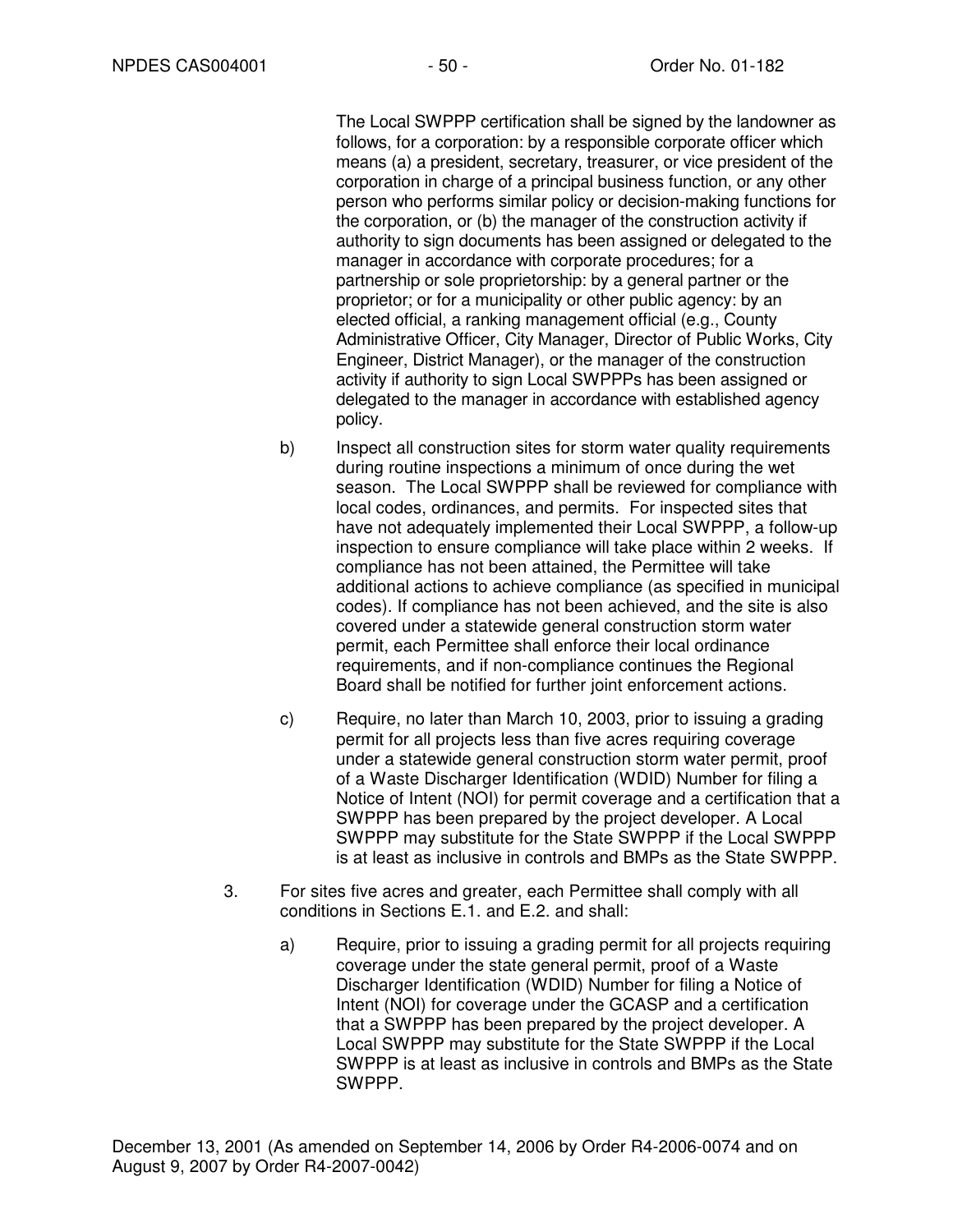The Local SWPPP certification shall be signed by the landowner as follows, for a corporation: by a responsible corporate officer which means (a) a president, secretary, treasurer, or vice president of the corporation in charge of a principal business function, or any other person who performs similar policy or decision-making functions for the corporation, or (b) the manager of the construction activity if authority to sign documents has been assigned or delegated to the manager in accordance with corporate procedures; for a partnership or sole proprietorship: by a general partner or the proprietor; or for a municipality or other public agency: by an elected official, a ranking management official (e.g., County Administrative Officer, City Manager, Director of Public Works, City Engineer, District Manager), or the manager of the construction activity if authority to sign Local SWPPPs has been assigned or delegated to the manager in accordance with established agency policy.

b) Inspect all construction sites for storm water quality requirements during routine inspections a minimum of once during the wet season. The Local SWPPP shall be reviewed for compliance with local codes, ordinances, and permits. For inspected sites that have not adequately implemented their Local SWPPP, a follow-up inspection to ensure compliance will take place within 2 weeks. If compliance has not been attained, the Permittee will take additional actions to achieve compliance (as specified in municipal codes). If compliance has not been achieved, and the site is also covered under a statewide general construction storm water permit, each Permittee shall enforce their local ordinance requirements, and if non-compliance continues the Regional Board shall be notified for further joint enforcement actions.

c) Require, no later than March 10, 2003, prior to issuing a grading permit for all projects less than five acres requiring coverage under a statewide general construction storm water permit, proof of a Waste Discharger Identification (WDID) Number for filing a Notice of Intent (NOI) for permit coverage and a certification that a SWPPP has been prepared by the project developer. A Local SWPPP may substitute for the State SWPPP if the Local SWPPP is at least as inclusive in controls and BMPs as the State SWPPP.

3. For sites five acres and greater, each Permittee shall comply with all conditions in Sections E.1. and E.2. and shall:

   a) Require, prior to issuing a grading permit for all projects requiring coverage under the state general permit, proof of a Waste Discharger Identification (WDID) Number for filing a Notice of Intent (NOI) for coverage under the GCASP and a certification that a SWPPP has been prepared by the project developer. A Local SWPPP may substitute for the State SWPPP if the Local SWPPP is at least as inclusive in controls and BMPs as the State SWPPP.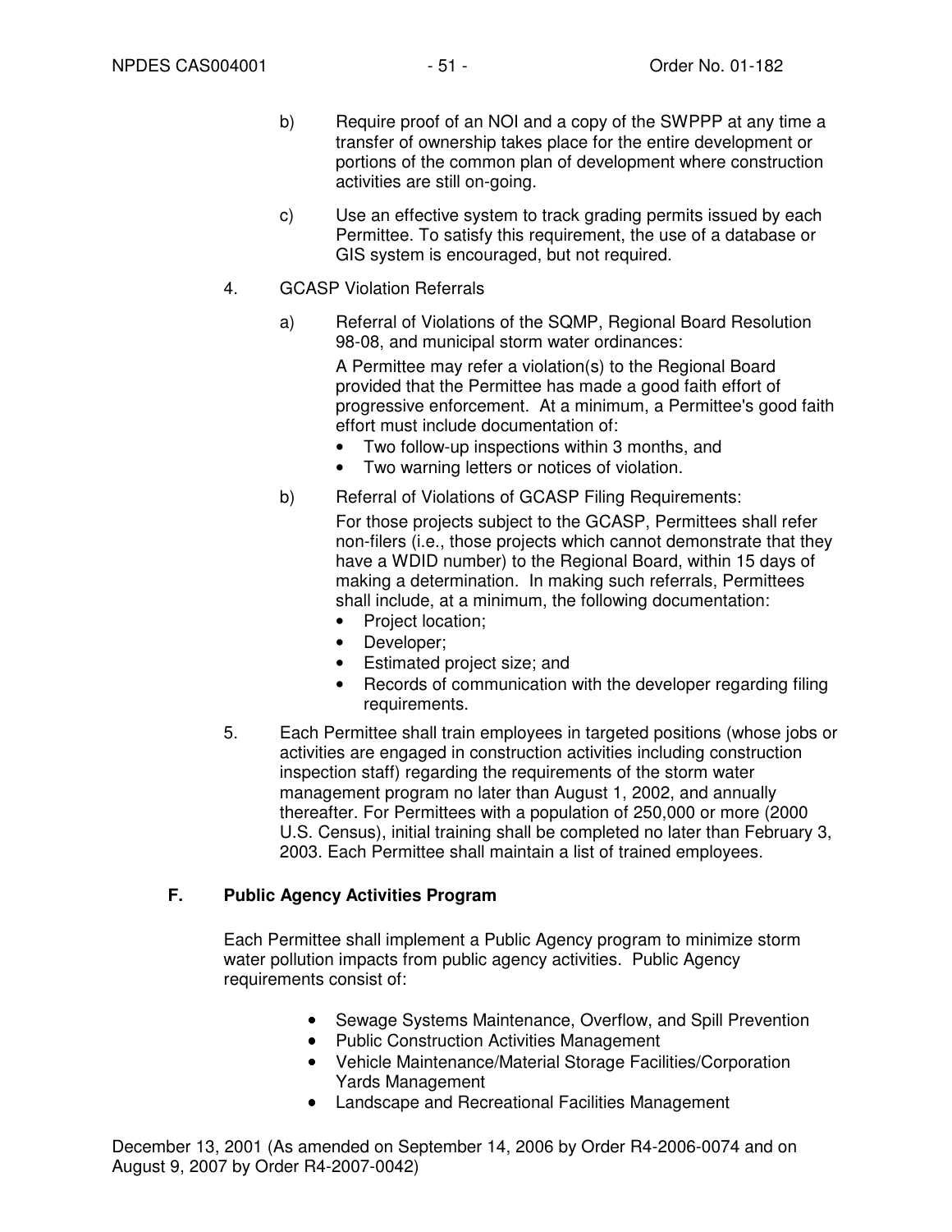b) Require proof of an NOI and a copy of the SWPPP at any time a transfer of ownership takes place for the entire development or portions of the common plan of development where construction activities are still on-going.

c) Use an effective system to track grading permits issued by each Permittee. To satisfy this requirement, the use of a database or GIS system is encouraged, but not required.

4. GCASP Violation Referrals

a) Referral of Violations of the SQMP, Regional Board Resolution 98-08, and municipal storm water ordinances:

A Permittee may refer a violation(s) to the Regional Board provided that the Permittee has made a good faith effort of progressive enforcement. At a minimum, a Permittee's good faith effort must include documentation of:

- Two follow-up inspections within 3 months, and
- Two warning letters or notices of violation.

b) Referral of Violations of GCASP Filing Requirements:

For those projects subject to the GCASP, Permittees shall refer non-filers (i.e., those projects which cannot demonstrate that they have a WDID number) to the Regional Board, within 15 days of making a determination. In making such referrals, Permittees shall include, at a minimum, the following documentation:

- Project location;
- Developer;
- Estimated project size; and
- Records of communication with the developer regarding filing requirements.

5. Each Permittee shall train employees in targeted positions (whose jobs or activities are engaged in construction activities including construction inspection staff) regarding the requirements of the storm water management program no later than August 1, 2002, and annually thereafter. For Permittees with a population of 250,000 or more (2000 U.S. Census), initial training shall be completed no later than February 3, 2003. Each Permittee shall maintain a list of trained employees.

## F. Public Agency Activities Program

Each Permittee shall implement a Public Agency program to minimize storm water pollution impacts from public agency activities. Public Agency requirements consist of:

- Sewage Systems Maintenance, Overflow, and Spill Prevention
- Public Construction Activities Management
- Vehicle Maintenance/Material Storage Facilities/Corporation Yards Management
- Landscape and Recreational Facilities Management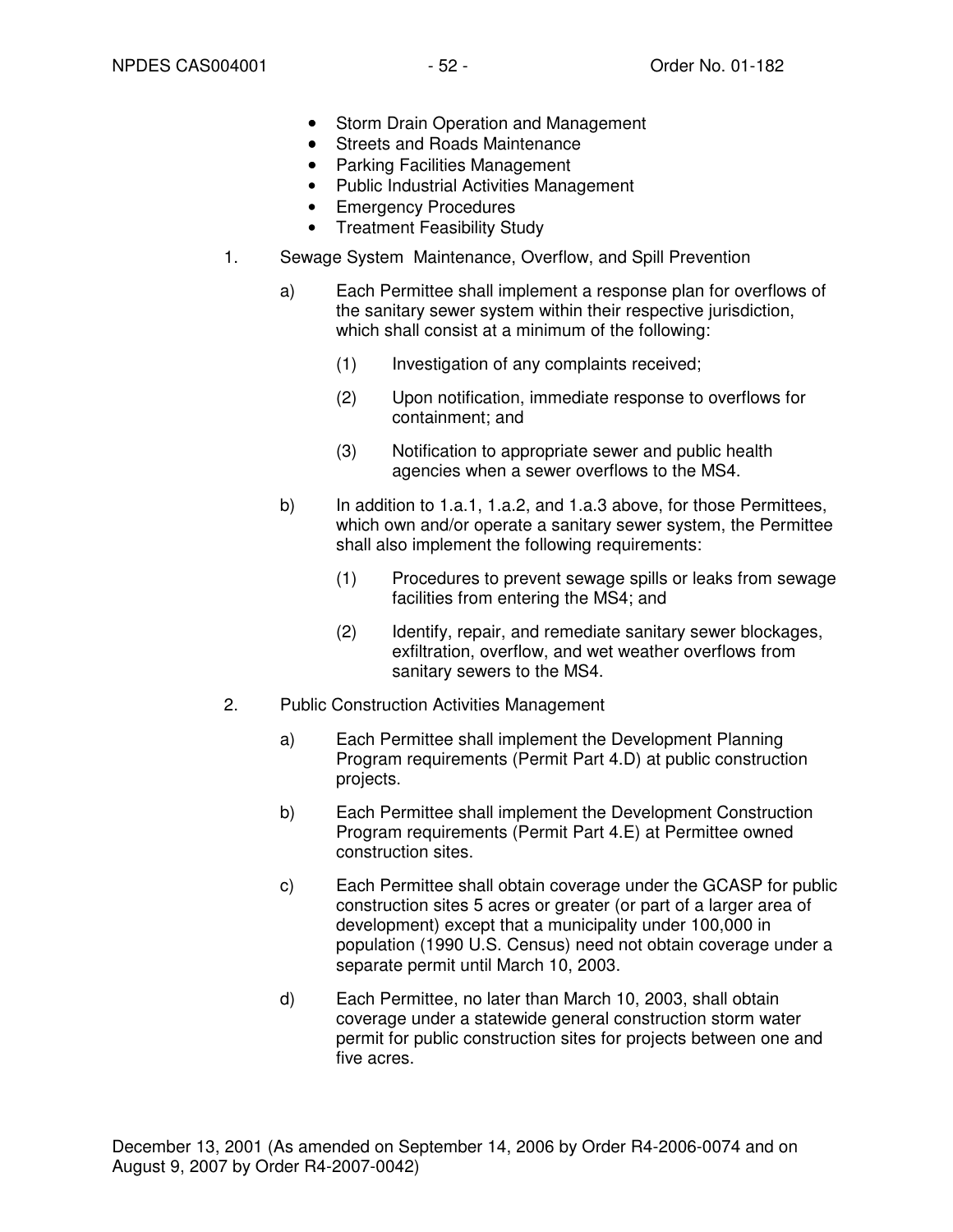- Storm Drain Operation and Management
- Streets and Roads Maintenance
- Parking Facilities Management
- Public Industrial Activities Management
- Emergency Procedures
- Treatment Feasibility Study

1. Sewage System Maintenance, Overflow, and Spill Prevention

   a) Each Permittee shall implement a response plan for overflows of the sanitary sewer system within their respective jurisdiction, which shall consist at a minimum of the following:

      (1) Investigation of any complaints received;

      (2) Upon notification, immediate response to overflows for containment; and

      (3) Notification to appropriate sewer and public health agencies when a sewer overflows to the MS4.

   b) In addition to 1.a.1, 1.a.2, and 1.a.3 above, for those Permittees, which own and/or operate a sanitary sewer system, the Permittee shall also implement the following requirements:

      (1) Procedures to prevent sewage spills or leaks from sewage facilities from entering the MS4; and

      (2) Identify, repair, and remediate sanitary sewer blockages, exfiltration, overflow, and wet weather overflows from sanitary sewers to the MS4.

2. Public Construction Activities Management

   a) Each Permittee shall implement the Development Planning Program requirements (Permit Part 4.D) at public construction projects.

   b) Each Permittee shall implement the Development Construction Program requirements (Permit Part 4.E) at Permittee owned construction sites.

   c) Each Permittee shall obtain coverage under the GCASP for public construction sites 5 acres or greater (or part of a larger area of development) except that a municipality under 100,000 in population (1990 U.S. Census) need not obtain coverage under a separate permit until March 10, 2003.

   d) Each Permittee, no later than March 10, 2003, shall obtain coverage under a statewide general construction storm water permit for public construction sites for projects between one and five acres.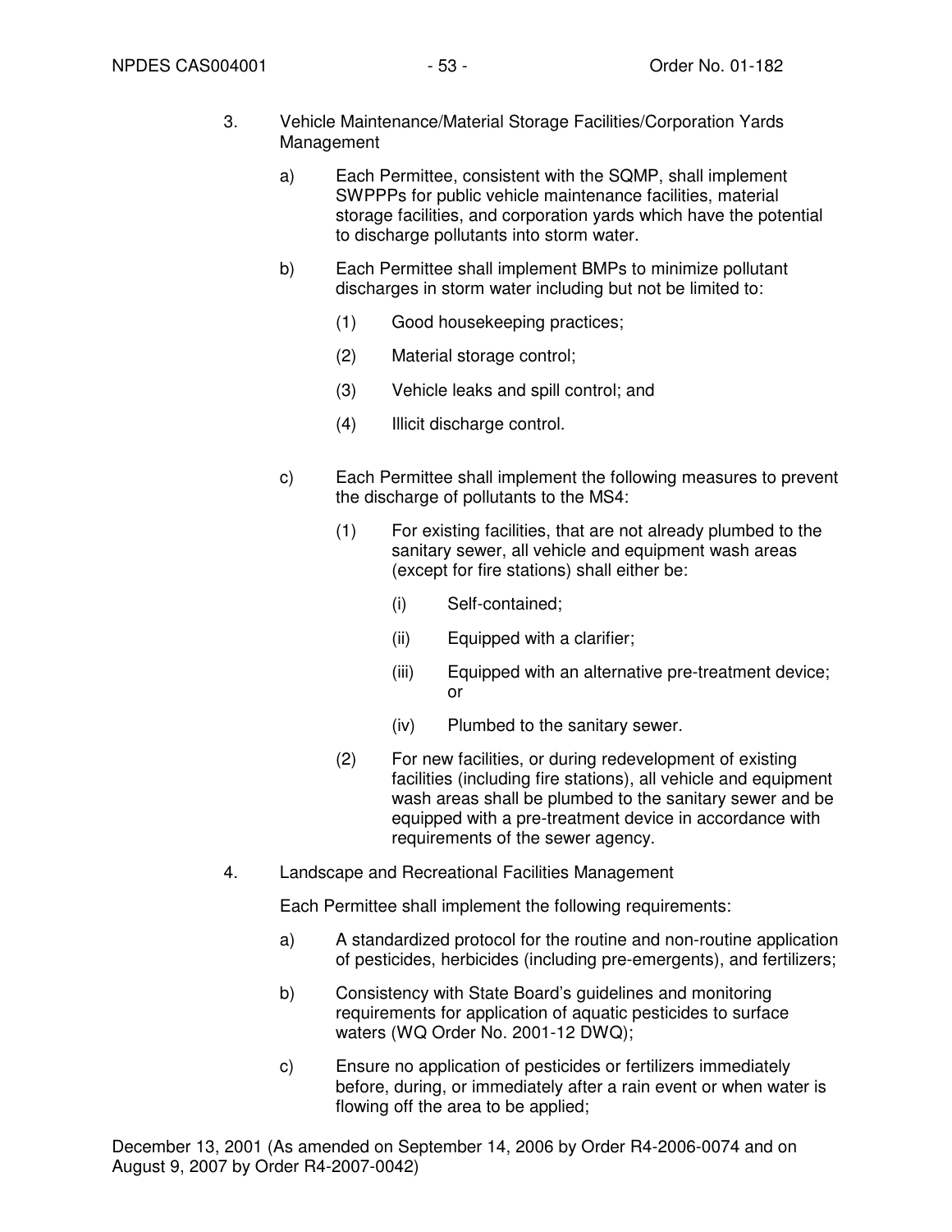3. Vehicle Maintenance/Material Storage Facilities/Corporation Yards Management

   a) Each Permittee, consistent with the SQMP, shall implement SWPPPs for public vehicle maintenance facilities, material storage facilities, and corporation yards which have the potential to discharge pollutants into storm water.

   b) Each Permittee shall implement BMPs to minimize pollutant discharges in storm water including but not be limited to:

      (1) Good housekeeping practices;

      (2) Material storage control;

      (3) Vehicle leaks and spill control; and

      (4) Illicit discharge control.

   c) Each Permittee shall implement the following measures to prevent the discharge of pollutants to the MS4:

      (1) For existing facilities, that are not already plumbed to the sanitary sewer, all vehicle and equipment wash areas (except for fire stations) shall either be:

         (i) Self-contained;

         (ii) Equipped with a clarifier;

         (iii) Equipped with an alternative pre-treatment device; or

         (iv) Plumbed to the sanitary sewer.

      (2) For new facilities, or during redevelopment of existing facilities (including fire stations), all vehicle and equipment wash areas shall be plumbed to the sanitary sewer and be equipped with a pre-treatment device in accordance with requirements of the sewer agency.

4. Landscape and Recreational Facilities Management

   Each Permittee shall implement the following requirements:

   a) A standardized protocol for the routine and non-routine application of pesticides, herbicides (including pre-emergents), and fertilizers;

   b) Consistency with State Board's guidelines and monitoring requirements for application of aquatic pesticides to surface waters (WQ Order No. 2001-12 DWQ);

   c) Ensure no application of pesticides or fertilizers immediately before, during, or immediately after a rain event or when water is flowing off the area to be applied;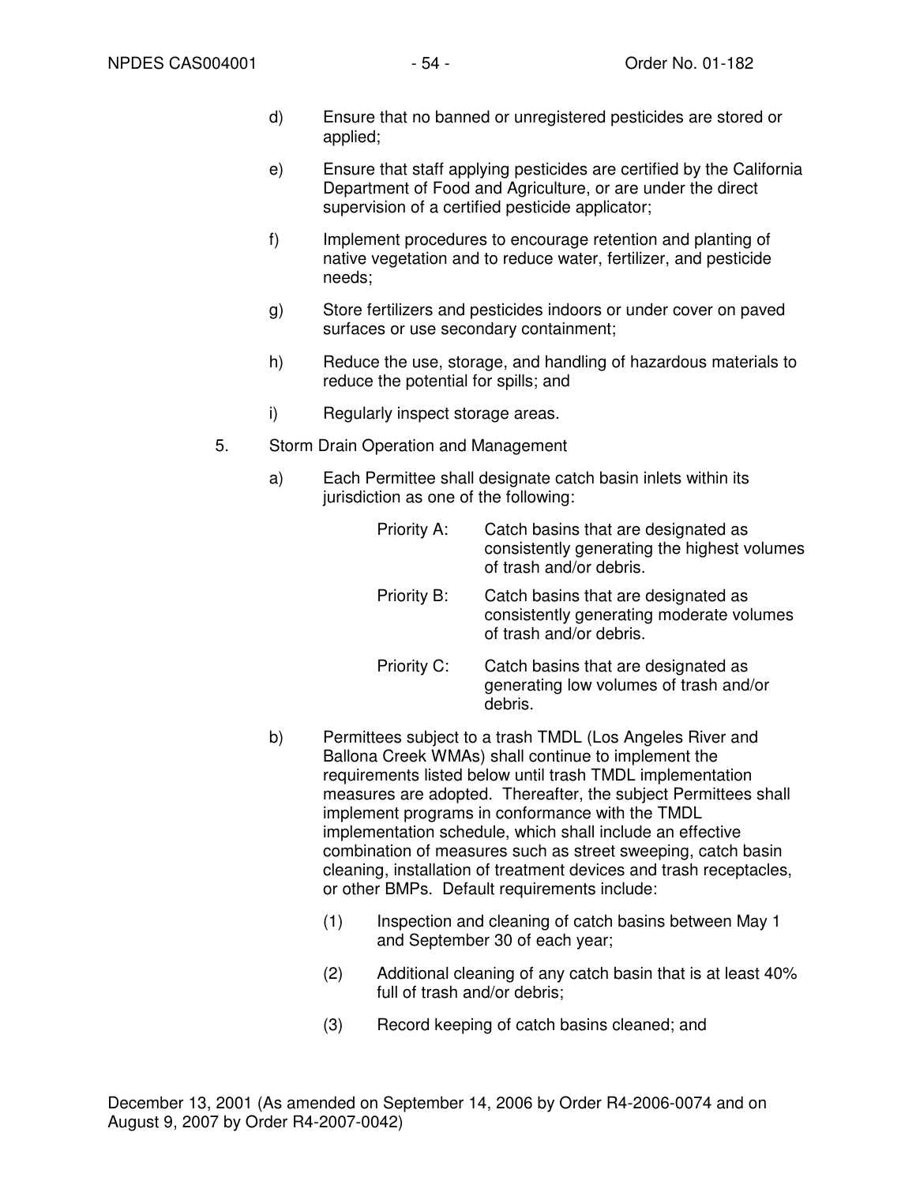d) Ensure that no banned or unregistered pesticides are stored or applied;

e) Ensure that staff applying pesticides are certified by the California Department of Food and Agriculture, or are under the direct supervision of a certified pesticide applicator;

f) Implement procedures to encourage retention and planting of native vegetation and to reduce water, fertilizer, and pesticide needs;

g) Store fertilizers and pesticides indoors or under cover on paved surfaces or use secondary containment;

h) Reduce the use, storage, and handling of hazardous materials to reduce the potential for spills; and

i) Regularly inspect storage areas.

5. Storm Drain Operation and Management

a) Each Permittee shall designate catch basin inlets within its jurisdiction as one of the following:

Priority A: Catch basins that are designated as consistently generating the highest volumes of trash and/or debris.

Priority B: Catch basins that are designated as consistently generating moderate volumes of trash and/or debris.

Priority C: Catch basins that are designated as generating low volumes of trash and/or debris.

b) Permittees subject to a trash TMDL (Los Angeles River and Ballona Creek WMAs) shall continue to implement the requirements listed below until trash TMDL implementation measures are adopted. Thereafter, the subject Permittees shall implement programs in conformance with the TMDL implementation schedule, which shall include an effective combination of measures such as street sweeping, catch basin cleaning, installation of treatment devices and trash receptacles, or other BMPs. Default requirements include:

(1) Inspection and cleaning of catch basins between May 1 and September 30 of each year;

(2) Additional cleaning of any catch basin that is at least 40% full of trash and/or debris;

(3) Record keeping of catch basins cleaned; and

December 13, 2001 (As amended on September 14, 2006 by Order R4-2006-0074 and on August 9, 2007 by Order R4-2007-0042)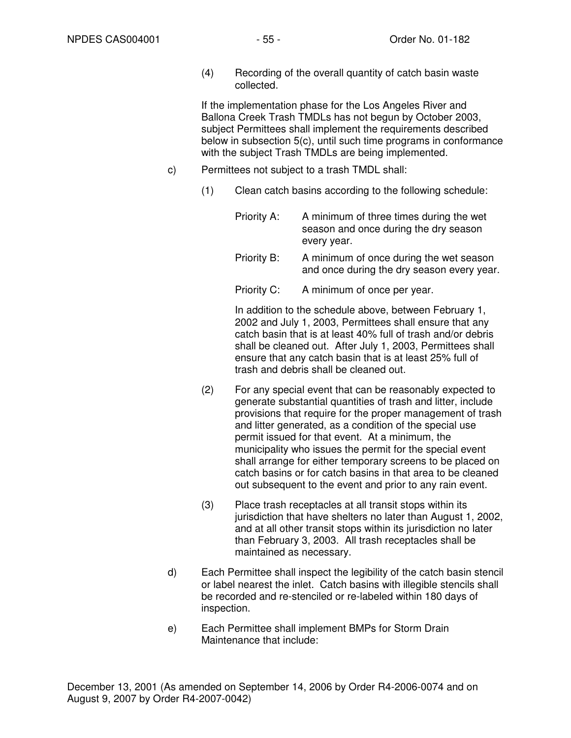(4) Recording of the overall quantity of catch basin waste collected.

If the implementation phase for the Los Angeles River and Ballona Creek Trash TMDLs has not begun by October 2003, subject Permittees shall implement the requirements described below in subsection 5(c), until such time programs in conformance with the subject Trash TMDLs are being implemented.

c) Permittees not subject to a trash TMDL shall:

(1) Clean catch basins according to the following schedule:

Priority A: A minimum of three times during the wet season and once during the dry season every year.

Priority B: A minimum of once during the wet season and once during the dry season every year.

Priority C: A minimum of once per year.

In addition to the schedule above, between February 1, 2002 and July 1, 2003, Permittees shall ensure that any catch basin that is at least 40% full of trash and/or debris shall be cleaned out. After July 1, 2003, Permittees shall ensure that any catch basin that is at least 25% full of trash and debris shall be cleaned out.

(2) For any special event that can be reasonably expected to generate substantial quantities of trash and litter, include provisions that require for the proper management of trash and litter generated, as a condition of the special use permit issued for that event. At a minimum, the municipality who issues the permit for the special event shall arrange for either temporary screens to be placed on catch basins or for catch basins in that area to be cleaned out subsequent to the event and prior to any rain event.

(3) Place trash receptacles at all transit stops within its jurisdiction that have shelters no later than August 1, 2002, and at all other transit stops within its jurisdiction no later than February 3, 2003. All trash receptacles shall be maintained as necessary.

d) Each Permittee shall inspect the legibility of the catch basin stencil or label nearest the inlet. Catch basins with illegible stencils shall be recorded and re-stenciled or re-labeled within 180 days of inspection.

e) Each Permittee shall implement BMPs for Storm Drain Maintenance that include: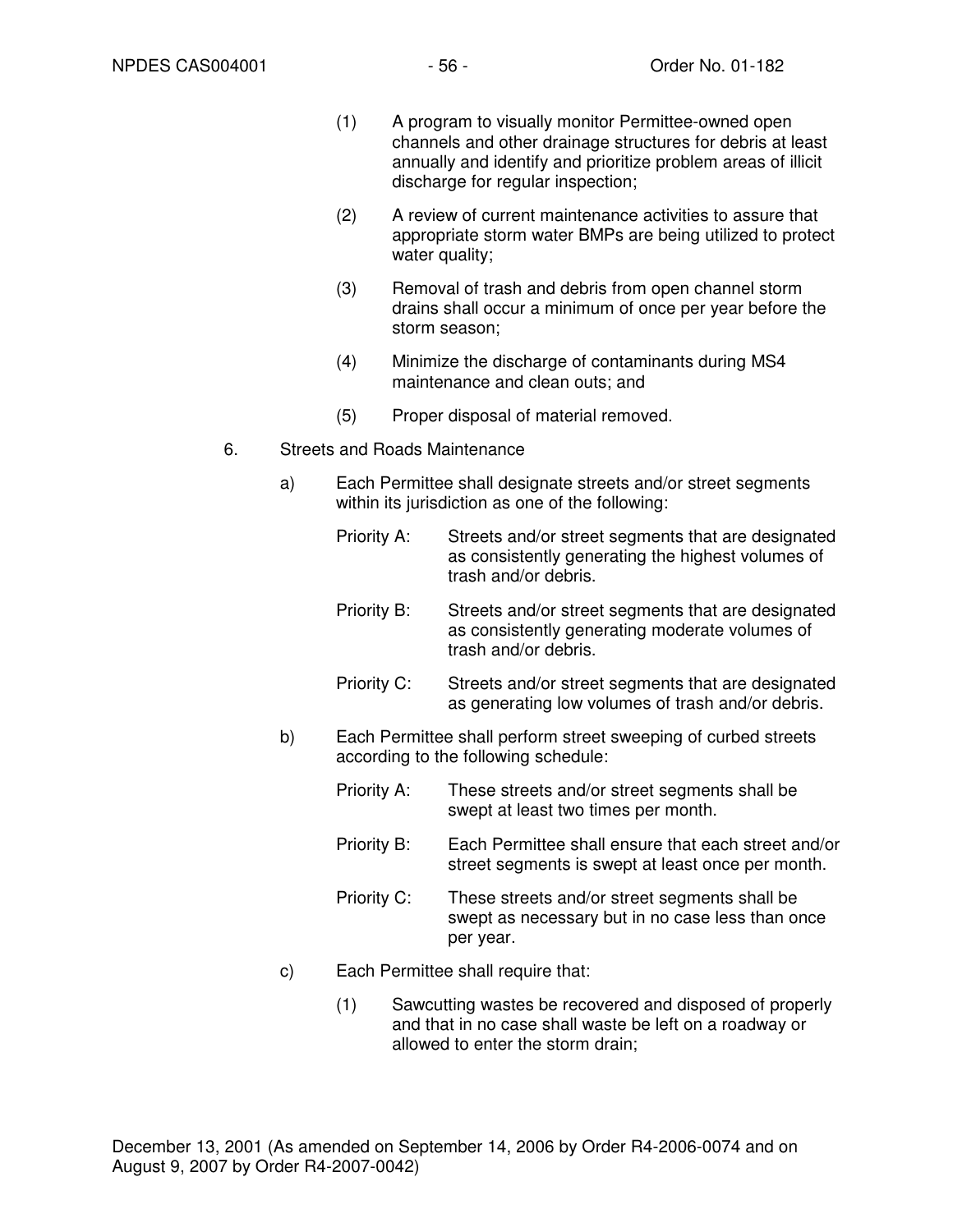(1) A program to visually monitor Permittee-owned open channels and other drainage structures for debris at least annually and identify and prioritize problem areas of illicit discharge for regular inspection;

(2) A review of current maintenance activities to assure that appropriate storm water BMPs are being utilized to protect water quality;

(3) Removal of trash and debris from open channel storm drains shall occur a minimum of once per year before the storm season;

(4) Minimize the discharge of contaminants during MS4 maintenance and clean outs; and

(5) Proper disposal of material removed.

6. Streets and Roads Maintenance

a) Each Permittee shall designate streets and/or street segments within its jurisdiction as one of the following:

Priority A: Streets and/or street segments that are designated as consistently generating the highest volumes of trash and/or debris.

Priority B: Streets and/or street segments that are designated as consistently generating moderate volumes of trash and/or debris.

Priority C: Streets and/or street segments that are designated as generating low volumes of trash and/or debris.

b) Each Permittee shall perform street sweeping of curbed streets according to the following schedule:

Priority A: These streets and/or street segments shall be swept at least two times per month.

Priority B: Each Permittee shall ensure that each street and/or street segments is swept at least once per month.

Priority C: These streets and/or street segments shall be swept as necessary but in no case less than once per year.

c) Each Permittee shall require that:

(1) Sawcutting wastes be recovered and disposed of properly and that in no case shall waste be left on a roadway or allowed to enter the storm drain;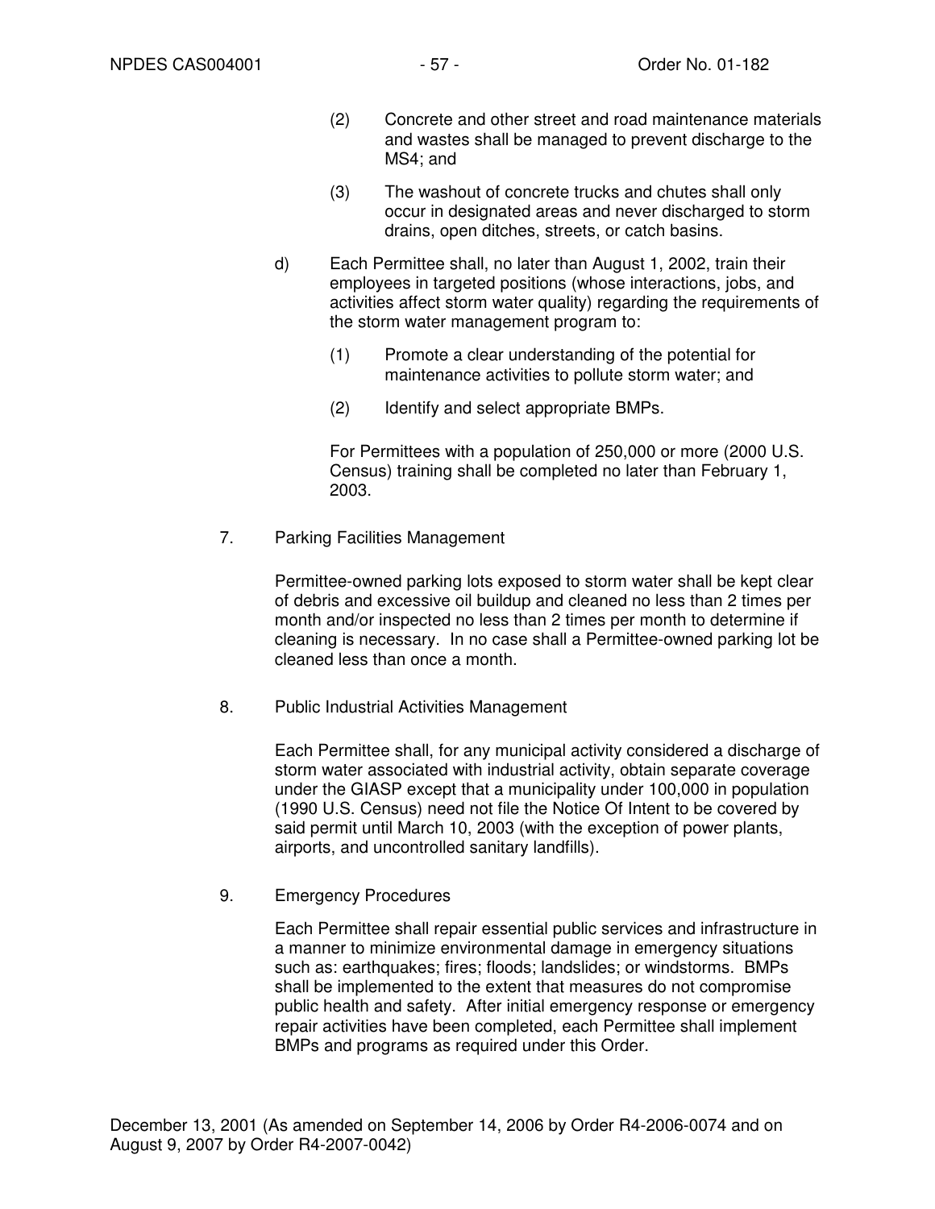(2) Concrete and other street and road maintenance materials and wastes shall be managed to prevent discharge to the MS4; and

(3) The washout of concrete trucks and chutes shall only occur in designated areas and never discharged to storm drains, open ditches, streets, or catch basins.

d) Each Permittee shall, no later than August 1, 2002, train their employees in targeted positions (whose interactions, jobs, and activities affect storm water quality) regarding the requirements of the storm water management program to:

(1) Promote a clear understanding of the potential for maintenance activities to pollute storm water; and

(2) Identify and select appropriate BMPs.

For Permittees with a population of 250,000 or more (2000 U.S. Census) training shall be completed no later than February 1, 2003.

7. Parking Facilities Management

Permittee-owned parking lots exposed to storm water shall be kept clear of debris and excessive oil buildup and cleaned no less than 2 times per month and/or inspected no less than 2 times per month to determine if cleaning is necessary. In no case shall a Permittee-owned parking lot be cleaned less than once a month.

8. Public Industrial Activities Management

Each Permittee shall, for any municipal activity considered a discharge of storm water associated with industrial activity, obtain separate coverage under the GIASP except that a municipality under 100,000 in population (1990 U.S. Census) need not file the Notice Of Intent to be covered by said permit until March 10, 2003 (with the exception of power plants, airports, and uncontrolled sanitary landfills).

9. Emergency Procedures

Each Permittee shall repair essential public services and infrastructure in a manner to minimize environmental damage in emergency situations such as: earthquakes; fires; floods; landslides; or windstorms. BMPs shall be implemented to the extent that measures do not compromise public health and safety. After initial emergency response or emergency repair activities have been completed, each Permittee shall implement BMPs and programs as required under this Order.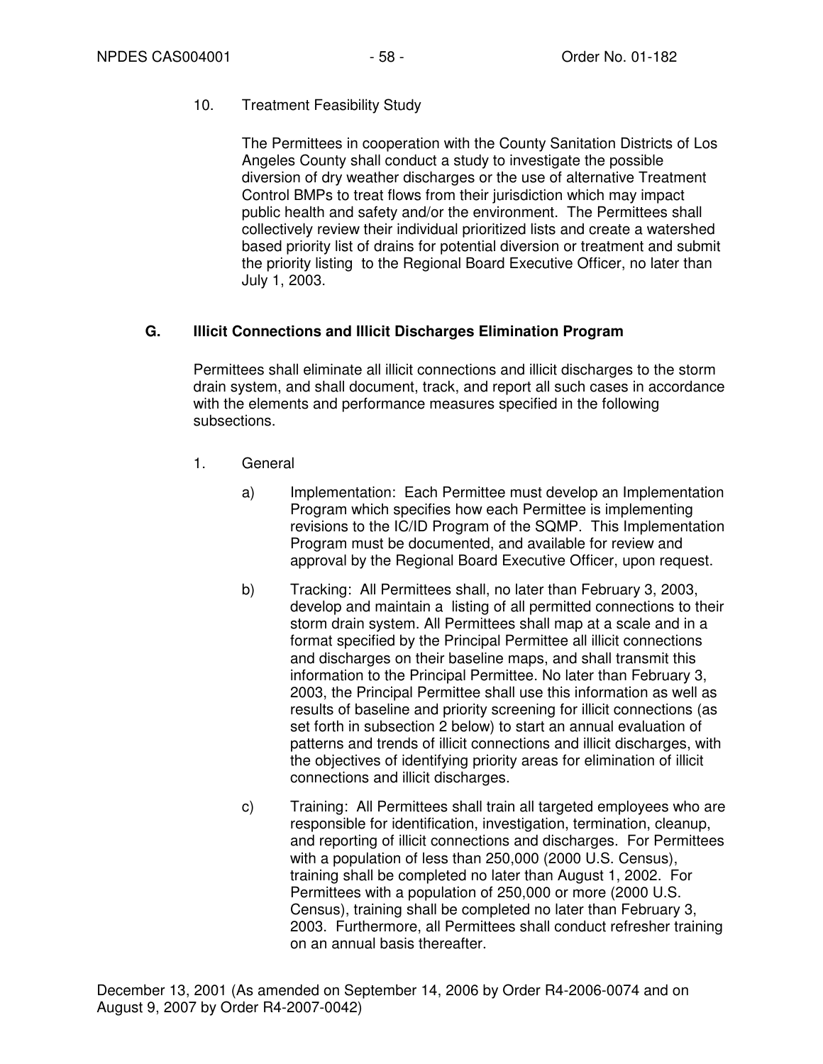10. Treatment Feasibility Study

    The Permittees in cooperation with the County Sanitation Districts of Los Angeles County shall conduct a study to investigate the possible diversion of dry weather discharges or the use of alternative Treatment Control BMPs to treat flows from their jurisdiction which may impact public health and safety and/or the environment. The Permittees shall collectively review their individual prioritized lists and create a watershed based priority list of drains for potential diversion or treatment and submit the priority listing to the Regional Board Executive Officer, no later than July 1, 2003.

## G. Illicit Connections and Illicit Discharges Elimination Program

Permittees shall eliminate all illicit connections and illicit discharges to the storm drain system, and shall document, track, and report all such cases in accordance with the elements and performance measures specified in the following subsections.

1. General

   a) Implementation: Each Permittee must develop an Implementation Program which specifies how each Permittee is implementing revisions to the IC/ID Program of the SQMP. This Implementation Program must be documented, and available for review and approval by the Regional Board Executive Officer, upon request.

   b) Tracking: All Permittees shall, no later than February 3, 2003, develop and maintain a listing of all permitted connections to their storm drain system. All Permittees shall map at a scale and in a format specified by the Principal Permittee all illicit connections and discharges on their baseline maps, and shall transmit this information to the Principal Permittee. No later than February 3, 2003, the Principal Permittee shall use this information as well as results of baseline and priority screening for illicit connections (as set forth in subsection 2 below) to start an annual evaluation of patterns and trends of illicit connections and illicit discharges, with the objectives of identifying priority areas for elimination of illicit connections and illicit discharges.

   c) Training: All Permittees shall train all targeted employees who are responsible for identification, investigation, termination, cleanup, and reporting of illicit connections and discharges. For Permittees with a population of less than 250,000 (2000 U.S. Census), training shall be completed no later than August 1, 2002. For Permittees with a population of 250,000 or more (2000 U.S. Census), training shall be completed no later than February 3, 2003. Furthermore, all Permittees shall conduct refresher training on an annual basis thereafter.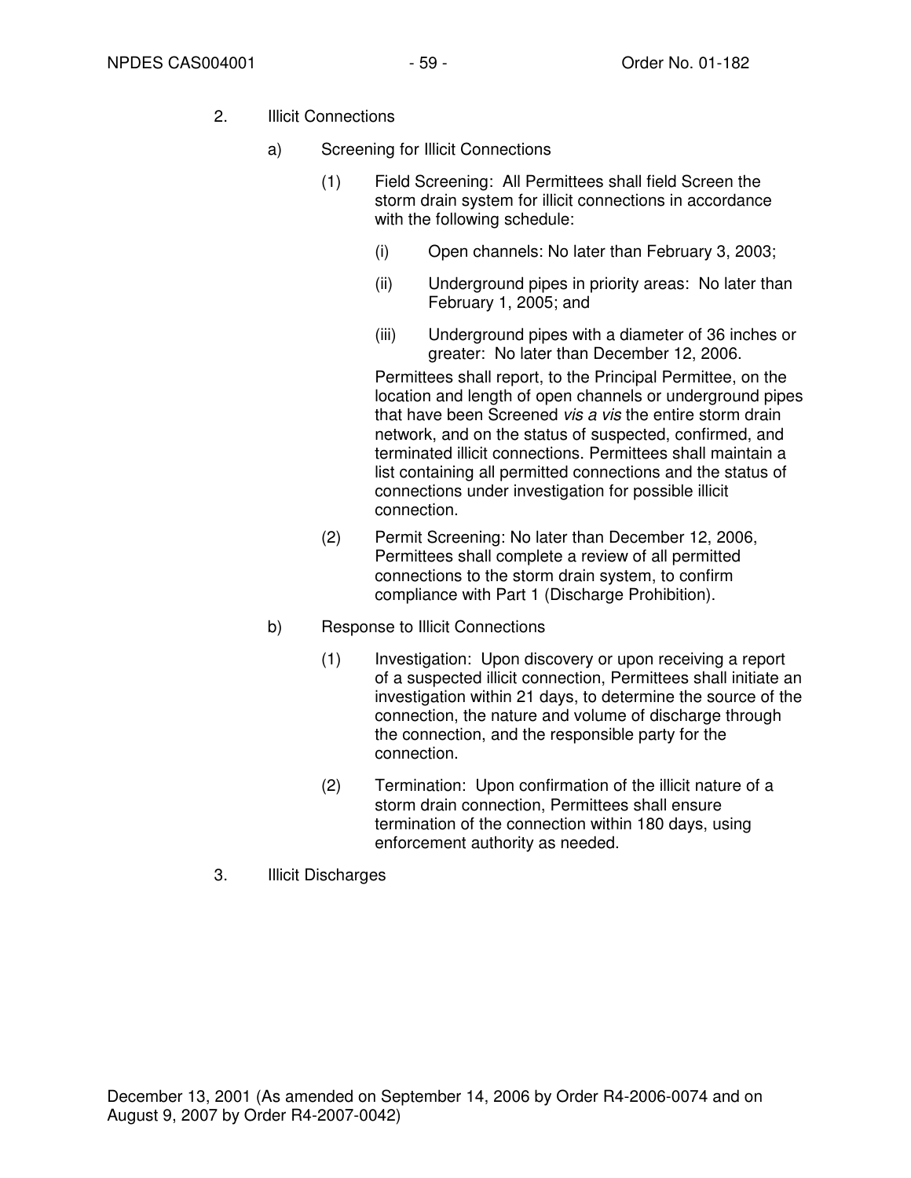2. Illicit Connections

   a) Screening for Illicit Connections

      (1) Field Screening: All Permittees shall field Screen the storm drain system for illicit connections in accordance with the following schedule:

         (i) Open channels: No later than February 3, 2003;

         (ii) Underground pipes in priority areas: No later than February 1, 2005; and

         (iii) Underground pipes with a diameter of 36 inches or greater: No later than December 12, 2006.

         Permittees shall report, to the Principal Permittee, on the location and length of open channels or underground pipes that have been Screened *vis a vis* the entire storm drain network, and on the status of suspected, confirmed, and terminated illicit connections. Permittees shall maintain a list containing all permitted connections and the status of connections under investigation for possible illicit connection.

      (2) Permit Screening: No later than December 12, 2006, Permittees shall complete a review of all permitted connections to the storm drain system, to confirm compliance with Part 1 (Discharge Prohibition).

   b) Response to Illicit Connections

      (1) Investigation: Upon discovery or upon receiving a report of a suspected illicit connection, Permittees shall initiate an investigation within 21 days, to determine the source of the connection, the nature and volume of discharge through the connection, and the responsible party for the connection.

      (2) Termination: Upon confirmation of the illicit nature of a storm drain connection, Permittees shall ensure termination of the connection within 180 days, using enforcement authority as needed.

3. Illicit Discharges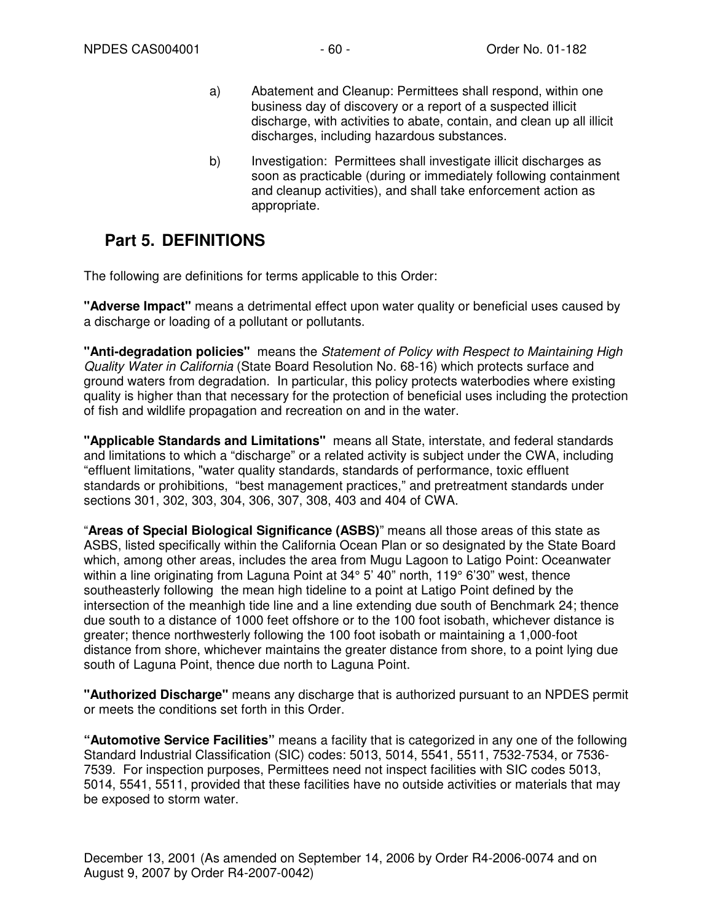a) Abatement and Cleanup: Permittees shall respond, within one business day of discovery or a report of a suspected illicit discharge, with activities to abate, contain, and clean up all illicit discharges, including hazardous substances.

b) Investigation: Permittees shall investigate illicit discharges as soon as practicable (during or immediately following containment and cleanup activities), and shall take enforcement action as appropriate.

## Part 5. DEFINITIONS

The following are definitions for terms applicable to this Order:

**"Adverse Impact"** means a detrimental effect upon water quality or beneficial uses caused by a discharge or loading of a pollutant or pollutants.

**"Anti-degradation policies"** means the *Statement of Policy with Respect to Maintaining High Quality Water in California* (State Board Resolution No. 68-16) which protects surface and ground waters from degradation. In particular, this policy protects waterbodies where existing quality is higher than that necessary for the protection of beneficial uses including the protection of fish and wildlife propagation and recreation on and in the water.

**"Applicable Standards and Limitations"** means all State, interstate, and federal standards and limitations to which a "discharge" or a related activity is subject under the CWA, including "effluent limitations, "water quality standards, standards of performance, toxic effluent standards or prohibitions, "best management practices," and pretreatment standards under sections 301, 302, 303, 304, 306, 307, 308, 403 and 404 of CWA.

"**Areas of Special Biological Significance (ASBS)**" means all those areas of this state as ASBS, listed specifically within the California Ocean Plan or so designated by the State Board which, among other areas, includes the area from Mugu Lagoon to Latigo Point: Oceanwater within a line originating from Laguna Point at 34° 5' 40" north, 119° 6'30" west, thence southeasterly following the mean high tideline to a point at Latigo Point defined by the intersection of the meanhigh tide line and a line extending due south of Benchmark 24; thence due south to a distance of 1000 feet offshore or to the 100 foot isobath, whichever distance is greater; thence northwesterly following the 100 foot isobath or maintaining a 1,000-foot distance from shore, whichever maintains the greater distance from shore, to a point lying due south of Laguna Point, thence due north to Laguna Point.

**"Authorized Discharge"** means any discharge that is authorized pursuant to an NPDES permit or meets the conditions set forth in this Order.

**"Automotive Service Facilities"** means a facility that is categorized in any one of the following Standard Industrial Classification (SIC) codes: 5013, 5014, 5541, 5511, 7532-7534, or 7536-7539. For inspection purposes, Permittees need not inspect facilities with SIC codes 5013, 5014, 5541, 5511, provided that these facilities have no outside activities or materials that may be exposed to storm water.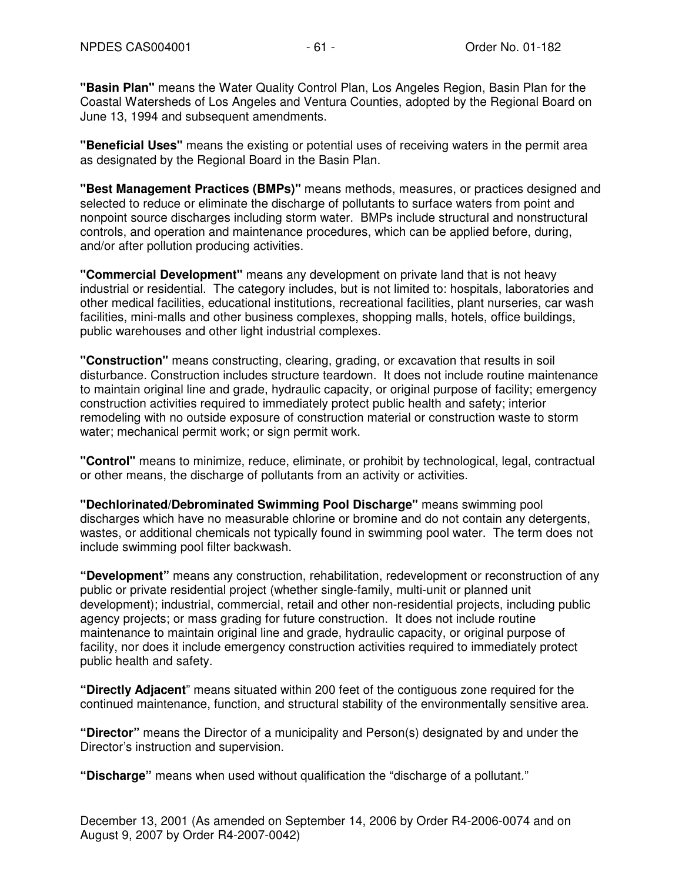**"Basin Plan"** means the Water Quality Control Plan, Los Angeles Region, Basin Plan for the Coastal Watersheds of Los Angeles and Ventura Counties, adopted by the Regional Board on June 13, 1994 and subsequent amendments.

**"Beneficial Uses"** means the existing or potential uses of receiving waters in the permit area as designated by the Regional Board in the Basin Plan.

**"Best Management Practices (BMPs)"** means methods, measures, or practices designed and selected to reduce or eliminate the discharge of pollutants to surface waters from point and nonpoint source discharges including storm water. BMPs include structural and nonstructural controls, and operation and maintenance procedures, which can be applied before, during, and/or after pollution producing activities.

**"Commercial Development"** means any development on private land that is not heavy industrial or residential. The category includes, but is not limited to: hospitals, laboratories and other medical facilities, educational institutions, recreational facilities, plant nurseries, car wash facilities, mini-malls and other business complexes, shopping malls, hotels, office buildings, public warehouses and other light industrial complexes.

**"Construction"** means constructing, clearing, grading, or excavation that results in soil disturbance. Construction includes structure teardown. It does not include routine maintenance to maintain original line and grade, hydraulic capacity, or original purpose of facility; emergency construction activities required to immediately protect public health and safety; interior remodeling with no outside exposure of construction material or construction waste to storm water; mechanical permit work; or sign permit work.

**"Control"** means to minimize, reduce, eliminate, or prohibit by technological, legal, contractual or other means, the discharge of pollutants from an activity or activities.

**"Dechlorinated/Debrominated Swimming Pool Discharge"** means swimming pool discharges which have no measurable chlorine or bromine and do not contain any detergents, wastes, or additional chemicals not typically found in swimming pool water. The term does not include swimming pool filter backwash.

**"Development"** means any construction, rehabilitation, redevelopment or reconstruction of any public or private residential project (whether single-family, multi-unit or planned unit development); industrial, commercial, retail and other non-residential projects, including public agency projects; or mass grading for future construction. It does not include routine maintenance to maintain original line and grade, hydraulic capacity, or original purpose of facility, nor does it include emergency construction activities required to immediately protect public health and safety.

**"Directly Adjacent"** means situated within 200 feet of the contiguous zone required for the continued maintenance, function, and structural stability of the environmentally sensitive area.

**"Director"** means the Director of a municipality and Person(s) designated by and under the Director's instruction and supervision.

**"Discharge"** means when used without qualification the "discharge of a pollutant."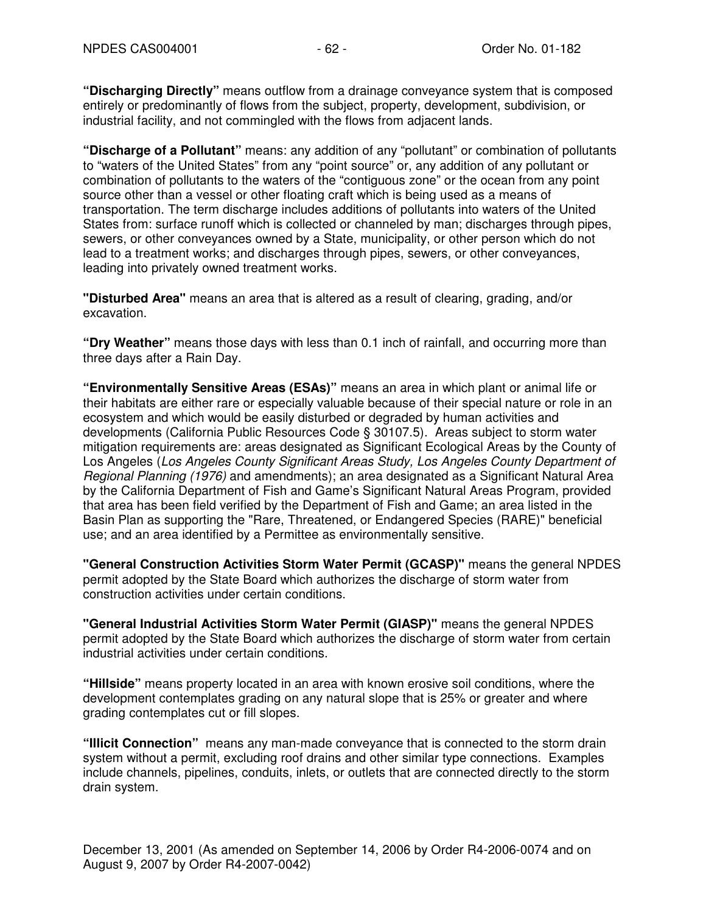**"Discharging Directly"** means outflow from a drainage conveyance system that is composed entirely or predominantly of flows from the subject, property, development, subdivision, or industrial facility, and not commingled with the flows from adjacent lands.

**"Discharge of a Pollutant"** means: any addition of any "pollutant" or combination of pollutants to "waters of the United States" from any "point source" or, any addition of any pollutant or combination of pollutants to the waters of the "contiguous zone" or the ocean from any point source other than a vessel or other floating craft which is being used as a means of transportation. The term discharge includes additions of pollutants into waters of the United States from: surface runoff which is collected or channeled by man; discharges through pipes, sewers, or other conveyances owned by a State, municipality, or other person which do not lead to a treatment works; and discharges through pipes, sewers, or other conveyances, leading into privately owned treatment works.

**"Disturbed Area"** means an area that is altered as a result of clearing, grading, and/or excavation.

**"Dry Weather"** means those days with less than 0.1 inch of rainfall, and occurring more than three days after a Rain Day.

**"Environmentally Sensitive Areas (ESAs)"** means an area in which plant or animal life or their habitats are either rare or especially valuable because of their special nature or role in an ecosystem and which would be easily disturbed or degraded by human activities and developments (California Public Resources Code § 30107.5). Areas subject to storm water mitigation requirements are: areas designated as Significant Ecological Areas by the County of Los Angeles (*Los Angeles County Significant Areas Study, Los Angeles County Department of Regional Planning (1976)* and amendments); an area designated as a Significant Natural Area by the California Department of Fish and Game's Significant Natural Areas Program, provided that area has been field verified by the Department of Fish and Game; an area listed in the Basin Plan as supporting the "Rare, Threatened, or Endangered Species (RARE)" beneficial use; and an area identified by a Permittee as environmentally sensitive.

**"General Construction Activities Storm Water Permit (GCASP)"** means the general NPDES permit adopted by the State Board which authorizes the discharge of storm water from construction activities under certain conditions.

**"General Industrial Activities Storm Water Permit (GIASP)"** means the general NPDES permit adopted by the State Board which authorizes the discharge of storm water from certain industrial activities under certain conditions.

**"Hillside"** means property located in an area with known erosive soil conditions, where the development contemplates grading on any natural slope that is 25% or greater and where grading contemplates cut or fill slopes.

**"Illicit Connection"** means any man-made conveyance that is connected to the storm drain system without a permit, excluding roof drains and other similar type connections. Examples include channels, pipelines, conduits, inlets, or outlets that are connected directly to the storm drain system.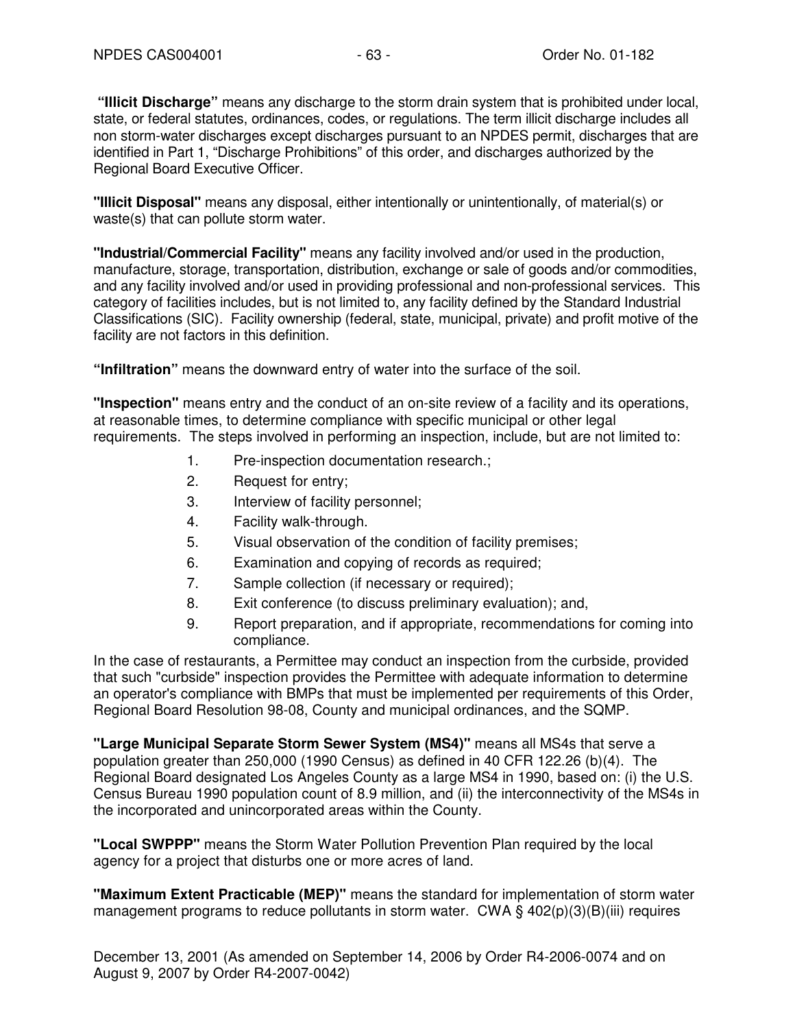**"Illicit Discharge"** means any discharge to the storm drain system that is prohibited under local, state, or federal statutes, ordinances, codes, or regulations. The term illicit discharge includes all non storm-water discharges except discharges pursuant to an NPDES permit, discharges that are identified in Part 1, "Discharge Prohibitions" of this order, and discharges authorized by the Regional Board Executive Officer.

**"Illicit Disposal"** means any disposal, either intentionally or unintentionally, of material(s) or waste(s) that can pollute storm water.

**"Industrial/Commercial Facility"** means any facility involved and/or used in the production, manufacture, storage, transportation, distribution, exchange or sale of goods and/or commodities, and any facility involved and/or used in providing professional and non-professional services. This category of facilities includes, but is not limited to, any facility defined by the Standard Industrial Classifications (SIC). Facility ownership (federal, state, municipal, private) and profit motive of the facility are not factors in this definition.

**"Infiltration"** means the downward entry of water into the surface of the soil.

**"Inspection"** means entry and the conduct of an on-site review of a facility and its operations, at reasonable times, to determine compliance with specific municipal or other legal requirements. The steps involved in performing an inspection, include, but are not limited to:

1. Pre-inspection documentation research.;
2. Request for entry;
3. Interview of facility personnel;
4. Facility walk-through.
5. Visual observation of the condition of facility premises;
6. Examination and copying of records as required;
7. Sample collection (if necessary or required);
8. Exit conference (to discuss preliminary evaluation); and,
9. Report preparation, and if appropriate, recommendations for coming into compliance.

In the case of restaurants, a Permittee may conduct an inspection from the curbside, provided that such "curbside" inspection provides the Permittee with adequate information to determine an operator's compliance with BMPs that must be implemented per requirements of this Order, Regional Board Resolution 98-08, County and municipal ordinances, and the SQMP.

**"Large Municipal Separate Storm Sewer System (MS4)"** means all MS4s that serve a population greater than 250,000 (1990 Census) as defined in 40 CFR 122.26 (b)(4). The Regional Board designated Los Angeles County as a large MS4 in 1990, based on: (i) the U.S. Census Bureau 1990 population count of 8.9 million, and (ii) the interconnectivity of the MS4s in the incorporated and unincorporated areas within the County.

**"Local SWPPP"** means the Storm Water Pollution Prevention Plan required by the local agency for a project that disturbs one or more acres of land.

**"Maximum Extent Practicable (MEP)"** means the standard for implementation of storm water management programs to reduce pollutants in storm water. CWA § 402(p)(3)(B)(iii) requires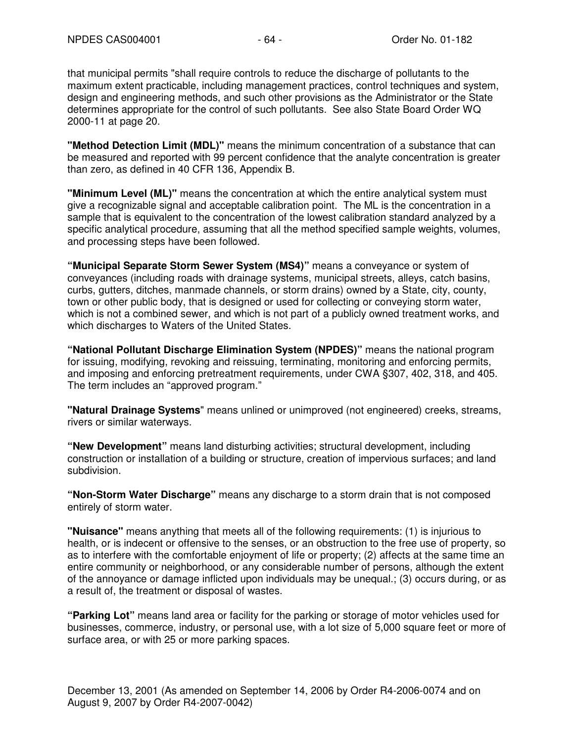that municipal permits "shall require controls to reduce the discharge of pollutants to the maximum extent practicable, including management practices, control techniques and system, design and engineering methods, and such other provisions as the Administrator or the State determines appropriate for the control of such pollutants. See also State Board Order WQ 2000-11 at page 20.

**"Method Detection Limit (MDL)"** means the minimum concentration of a substance that can be measured and reported with 99 percent confidence that the analyte concentration is greater than zero, as defined in 40 CFR 136, Appendix B.

**"Minimum Level (ML)"** means the concentration at which the entire analytical system must give a recognizable signal and acceptable calibration point. The ML is the concentration in a sample that is equivalent to the concentration of the lowest calibration standard analyzed by a specific analytical procedure, assuming that all the method specified sample weights, volumes, and processing steps have been followed.

**"Municipal Separate Storm Sewer System (MS4)"** means a conveyance or system of conveyances (including roads with drainage systems, municipal streets, alleys, catch basins, curbs, gutters, ditches, manmade channels, or storm drains) owned by a State, city, county, town or other public body, that is designed or used for collecting or conveying storm water, which is not a combined sewer, and which is not part of a publicly owned treatment works, and which discharges to Waters of the United States.

**"National Pollutant Discharge Elimination System (NPDES)"** means the national program for issuing, modifying, revoking and reissuing, terminating, monitoring and enforcing permits, and imposing and enforcing pretreatment requirements, under CWA §307, 402, 318, and 405. The term includes an "approved program."

**"Natural Drainage Systems"** means unlined or unimproved (not engineered) creeks, streams, rivers or similar waterways.

**"New Development"** means land disturbing activities; structural development, including construction or installation of a building or structure, creation of impervious surfaces; and land subdivision.

**"Non-Storm Water Discharge"** means any discharge to a storm drain that is not composed entirely of storm water.

**"Nuisance"** means anything that meets all of the following requirements: (1) is injurious to health, or is indecent or offensive to the senses, or an obstruction to the free use of property, so as to interfere with the comfortable enjoyment of life or property; (2) affects at the same time an entire community or neighborhood, or any considerable number of persons, although the extent of the annoyance or damage inflicted upon individuals may be unequal.; (3) occurs during, or as a result of, the treatment or disposal of wastes.

**"Parking Lot"** means land area or facility for the parking or storage of motor vehicles used for businesses, commerce, industry, or personal use, with a lot size of 5,000 square feet or more of surface area, or with 25 or more parking spaces.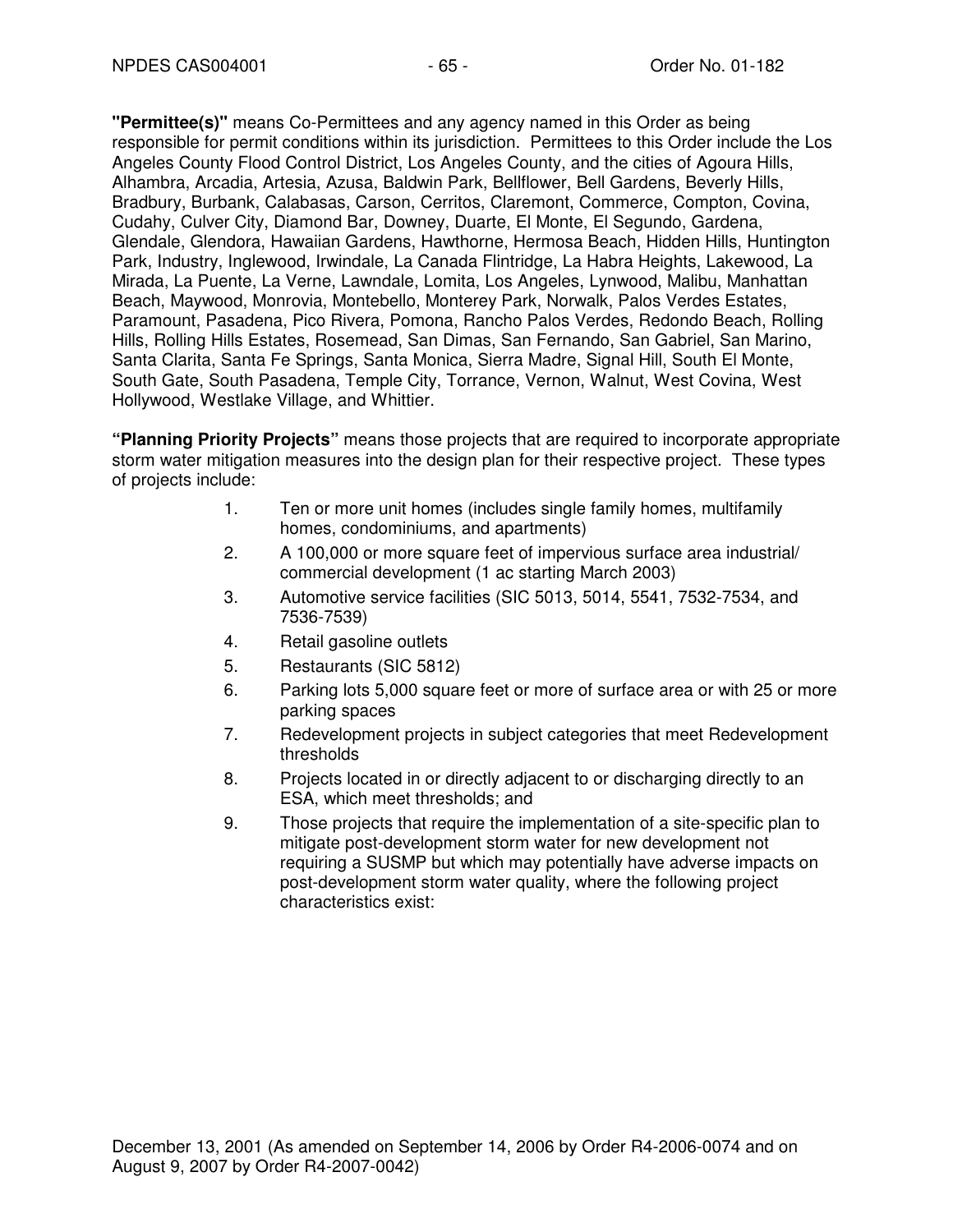**"Permittee(s)"** means Co-Permittees and any agency named in this Order as being responsible for permit conditions within its jurisdiction. Permittees to this Order include the Los Angeles County Flood Control District, Los Angeles County, and the cities of Agoura Hills, Alhambra, Arcadia, Artesia, Azusa, Baldwin Park, Bellflower, Bell Gardens, Beverly Hills, Bradbury, Burbank, Calabasas, Carson, Cerritos, Claremont, Commerce, Compton, Covina, Cudahy, Culver City, Diamond Bar, Downey, Duarte, El Monte, El Segundo, Gardena, Glendale, Glendora, Hawaiian Gardens, Hawthorne, Hermosa Beach, Hidden Hills, Huntington Park, Industry, Inglewood, Irwindale, La Canada Flintridge, La Habra Heights, Lakewood, La Mirada, La Puente, La Verne, Lawndale, Lomita, Los Angeles, Lynwood, Malibu, Manhattan Beach, Maywood, Monrovia, Montebello, Monterey Park, Norwalk, Palos Verdes Estates, Paramount, Pasadena, Pico Rivera, Pomona, Rancho Palos Verdes, Redondo Beach, Rolling Hills, Rolling Hills Estates, Rosemead, San Dimas, San Fernando, San Gabriel, San Marino, Santa Clarita, Santa Fe Springs, Santa Monica, Sierra Madre, Signal Hill, South El Monte, South Gate, South Pasadena, Temple City, Torrance, Vernon, Walnut, West Covina, West Hollywood, Westlake Village, and Whittier.

**"Planning Priority Projects"** means those projects that are required to incorporate appropriate storm water mitigation measures into the design plan for their respective project. These types of projects include:

1. Ten or more unit homes (includes single family homes, multifamily homes, condominiums, and apartments)
2. A 100,000 or more square feet of impervious surface area industrial/ commercial development (1 ac starting March 2003)
3. Automotive service facilities (SIC 5013, 5014, 5541, 7532-7534, and 7536-7539)
4. Retail gasoline outlets
5. Restaurants (SIC 5812)
6. Parking lots 5,000 square feet or more of surface area or with 25 or more parking spaces
7. Redevelopment projects in subject categories that meet Redevelopment thresholds
8. Projects located in or directly adjacent to or discharging directly to an ESA, which meet thresholds; and
9. Those projects that require the implementation of a site-specific plan to mitigate post-development storm water for new development not requiring a SUSMP but which may potentially have adverse impacts on post-development storm water quality, where the following project characteristics exist:

December 13, 2001 (As amended on September 14, 2006 by Order R4-2006-0074 and on August 9, 2007 by Order R4-2007-0042)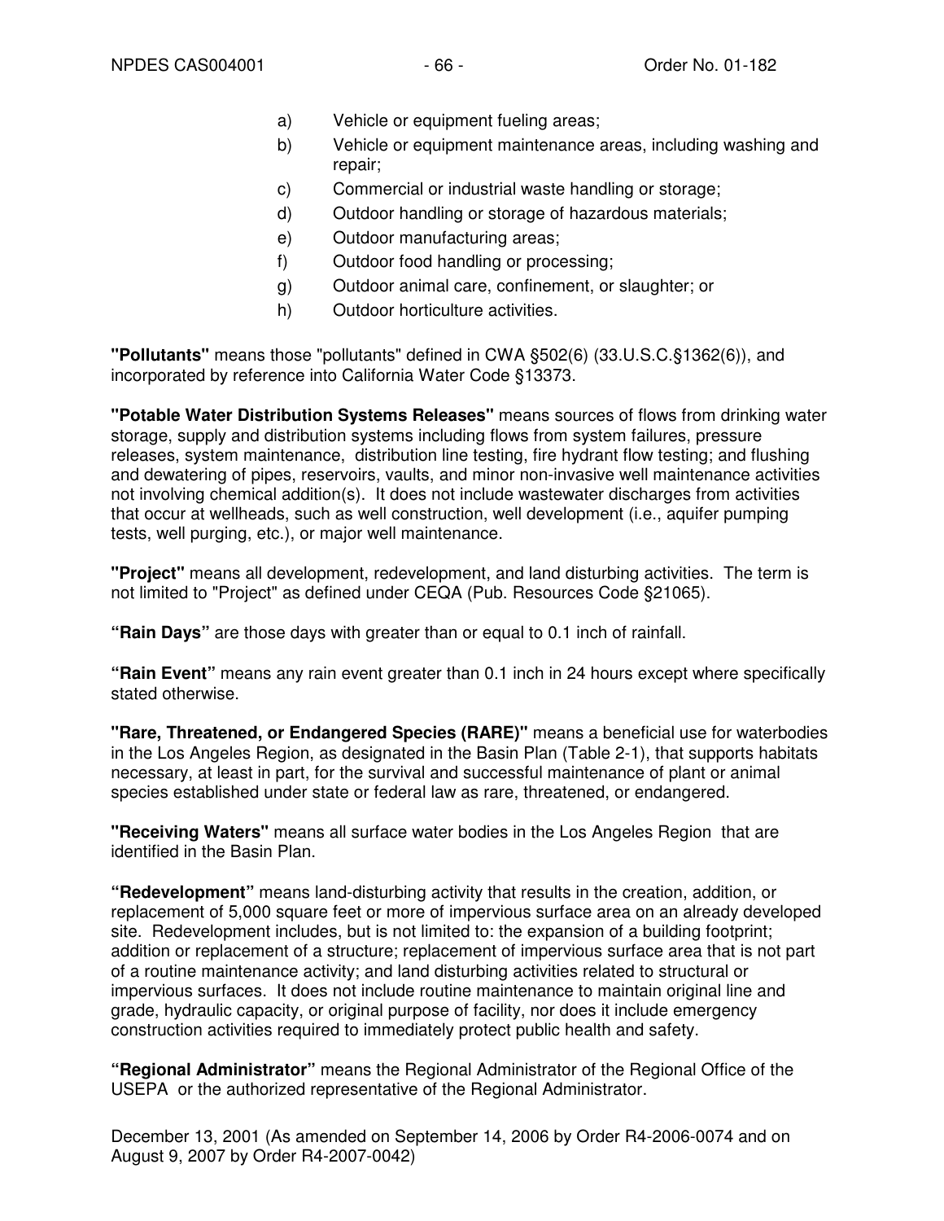a) Vehicle or equipment fueling areas;
b) Vehicle or equipment maintenance areas, including washing and repair;
c) Commercial or industrial waste handling or storage;
d) Outdoor handling or storage of hazardous materials;
e) Outdoor manufacturing areas;
f) Outdoor food handling or processing;
g) Outdoor animal care, confinement, or slaughter; or
h) Outdoor horticulture activities.

**"Pollutants"** means those "pollutants" defined in CWA §502(6) (33.U.S.C.§1362(6)), and incorporated by reference into California Water Code §13373.

**"Potable Water Distribution Systems Releases"** means sources of flows from drinking water storage, supply and distribution systems including flows from system failures, pressure releases, system maintenance, distribution line testing, fire hydrant flow testing; and flushing and dewatering of pipes, reservoirs, vaults, and minor non-invasive well maintenance activities not involving chemical addition(s). It does not include wastewater discharges from activities that occur at wellheads, such as well construction, well development (i.e., aquifer pumping tests, well purging, etc.), or major well maintenance.

**"Project"** means all development, redevelopment, and land disturbing activities. The term is not limited to "Project" as defined under CEQA (Pub. Resources Code §21065).

**"Rain Days"** are those days with greater than or equal to 0.1 inch of rainfall.

**"Rain Event"** means any rain event greater than 0.1 inch in 24 hours except where specifically stated otherwise.

**"Rare, Threatened, or Endangered Species (RARE)"** means a beneficial use for waterbodies in the Los Angeles Region, as designated in the Basin Plan (Table 2-1), that supports habitats necessary, at least in part, for the survival and successful maintenance of plant or animal species established under state or federal law as rare, threatened, or endangered.

**"Receiving Waters"** means all surface water bodies in the Los Angeles Region that are identified in the Basin Plan.

**"Redevelopment"** means land-disturbing activity that results in the creation, addition, or replacement of 5,000 square feet or more of impervious surface area on an already developed site. Redevelopment includes, but is not limited to: the expansion of a building footprint; addition or replacement of a structure; replacement of impervious surface area that is not part of a routine maintenance activity; and land disturbing activities related to structural or impervious surfaces. It does not include routine maintenance to maintain original line and grade, hydraulic capacity, or original purpose of facility, nor does it include emergency construction activities required to immediately protect public health and safety.

**"Regional Administrator"** means the Regional Administrator of the Regional Office of the USEPA or the authorized representative of the Regional Administrator.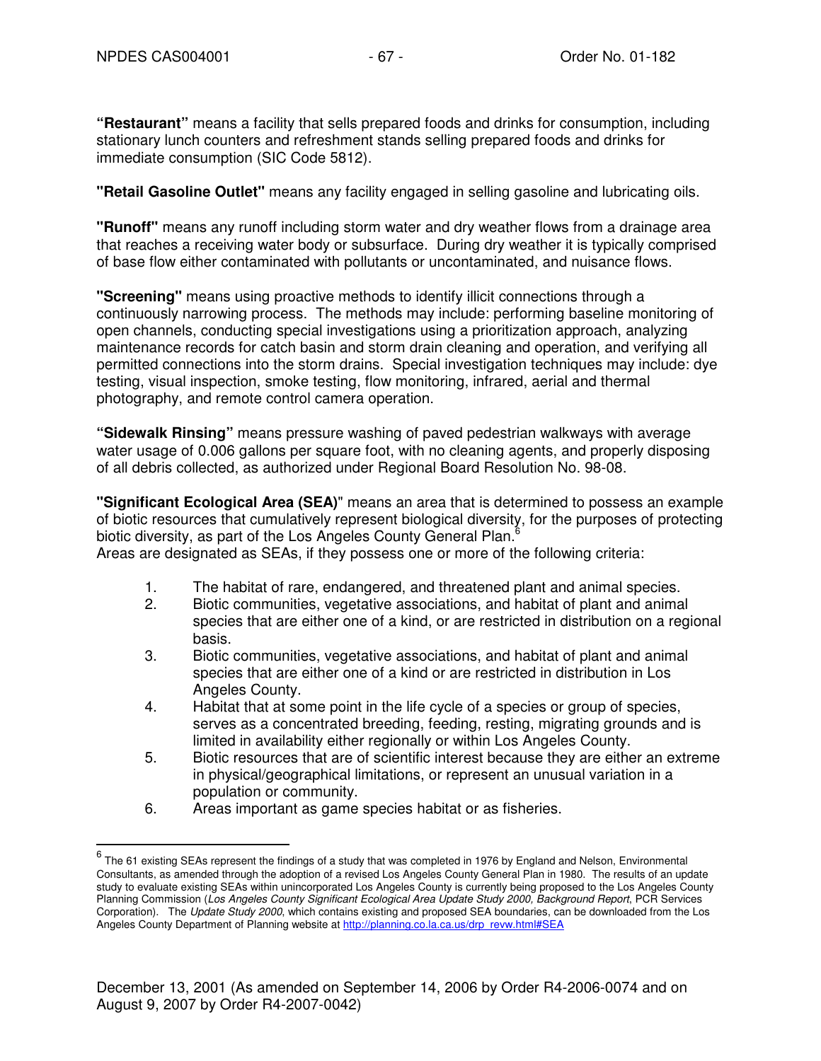**"Restaurant"** means a facility that sells prepared foods and drinks for consumption, including stationary lunch counters and refreshment stands selling prepared foods and drinks for immediate consumption (SIC Code 5812).

**"Retail Gasoline Outlet"** means any facility engaged in selling gasoline and lubricating oils.

**"Runoff"** means any runoff including storm water and dry weather flows from a drainage area that reaches a receiving water body or subsurface. During dry weather it is typically comprised of base flow either contaminated with pollutants or uncontaminated, and nuisance flows.

**"Screening"** means using proactive methods to identify illicit connections through a continuously narrowing process. The methods may include: performing baseline monitoring of open channels, conducting special investigations using a prioritization approach, analyzing maintenance records for catch basin and storm drain cleaning and operation, and verifying all permitted connections into the storm drains. Special investigation techniques may include: dye testing, visual inspection, smoke testing, flow monitoring, infrared, aerial and thermal photography, and remote control camera operation.

**"Sidewalk Rinsing"** means pressure washing of paved pedestrian walkways with average water usage of 0.006 gallons per square foot, with no cleaning agents, and properly disposing of all debris collected, as authorized under Regional Board Resolution No. 98-08.

**"Significant Ecological Area (SEA)"** means an area that is determined to possess an example of biotic resources that cumulatively represent biological diversity, for the purposes of protecting biotic diversity, as part of the Los Angeles County General Plan.[6]
Areas are designated as SEAs, if they possess one or more of the following criteria:

1. The habitat of rare, endangered, and threatened plant and animal species.
2. Biotic communities, vegetative associations, and habitat of plant and animal species that are either one of a kind, or are restricted in distribution on a regional basis.
3. Biotic communities, vegetative associations, and habitat of plant and animal species that are either one of a kind or are restricted in distribution in Los Angeles County.
4. Habitat that at some point in the life cycle of a species or group of species, serves as a concentrated breeding, feeding, resting, migrating grounds and is limited in availability either regionally or within Los Angeles County.
5. Biotic resources that are of scientific interest because they are either an extreme in physical/geographical limitations, or represent an unusual variation in a population or community.
6. Areas important as game species habitat or as fisheries.

[6] The 61 existing SEAs represent the findings of a study that was completed in 1976 by England and Nelson, Environmental Consultants, as amended through the adoption of a revised Los Angeles County General Plan in 1980. The results of an update study to evaluate existing SEAs within unincorporated Los Angeles County is currently being proposed to the Los Angeles County Planning Commission (*Los Angeles County Significant Ecological Area Update Study 2000, Background Report*, PCR Services Corporation). The *Update Study 2000*, which contains existing and proposed SEA boundaries, can be downloaded from the Los Angeles County Department of Planning website at http://planning.co.la.ca.us/drp_revw.html#SEA

December 13, 2001 (As amended on September 14, 2006 by Order R4-2006-0074 and on August 9, 2007 by Order R4-2007-0042)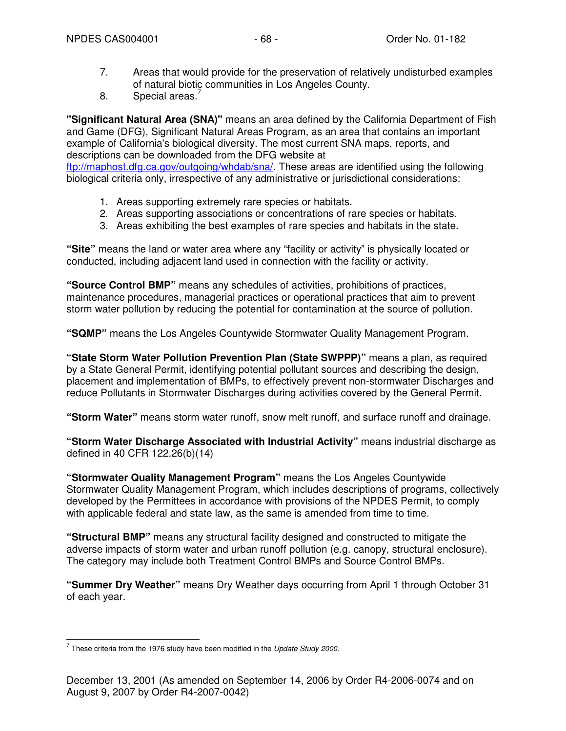7. Areas that would provide for the preservation of relatively undisturbed examples of natural biotic communities in Los Angeles County.
8. Special areas.[7]

**"Significant Natural Area (SNA)"** means an area defined by the California Department of Fish and Game (DFG), Significant Natural Areas Program, as an area that contains an important example of California's biological diversity. The most current SNA maps, reports, and descriptions can be downloaded from the DFG website at ftp://maphost.dfg.ca.gov/outgoing/whdab/sna/. These areas are identified using the following biological criteria only, irrespective of any administrative or jurisdictional considerations:

1. Areas supporting extremely rare species or habitats.
2. Areas supporting associations or concentrations of rare species or habitats.
3. Areas exhibiting the best examples of rare species and habitats in the state.

**"Site"** means the land or water area where any "facility or activity" is physically located or conducted, including adjacent land used in connection with the facility or activity.

**"Source Control BMP"** means any schedules of activities, prohibitions of practices, maintenance procedures, managerial practices or operational practices that aim to prevent storm water pollution by reducing the potential for contamination at the source of pollution.

**"SQMP"** means the Los Angeles Countywide Stormwater Quality Management Program.

**"State Storm Water Pollution Prevention Plan (State SWPPP)"** means a plan, as required by a State General Permit, identifying potential pollutant sources and describing the design, placement and implementation of BMPs, to effectively prevent non-stormwater Discharges and reduce Pollutants in Stormwater Discharges during activities covered by the General Permit.

**"Storm Water"** means storm water runoff, snow melt runoff, and surface runoff and drainage.

**"Storm Water Discharge Associated with Industrial Activity"** means industrial discharge as defined in 40 CFR 122.26(b)(14)

**"Stormwater Quality Management Program"** means the Los Angeles Countywide Stormwater Quality Management Program, which includes descriptions of programs, collectively developed by the Permittees in accordance with provisions of the NPDES Permit, to comply with applicable federal and state law, as the same is amended from time to time.

**"Structural BMP"** means any structural facility designed and constructed to mitigate the adverse impacts of storm water and urban runoff pollution (e.g. canopy, structural enclosure). The category may include both Treatment Control BMPs and Source Control BMPs.

**"Summer Dry Weather"** means Dry Weather days occurring from April 1 through October 31 of each year.

---

[7] These criteria from the 1976 study have been modified in the *Update Study 2000.*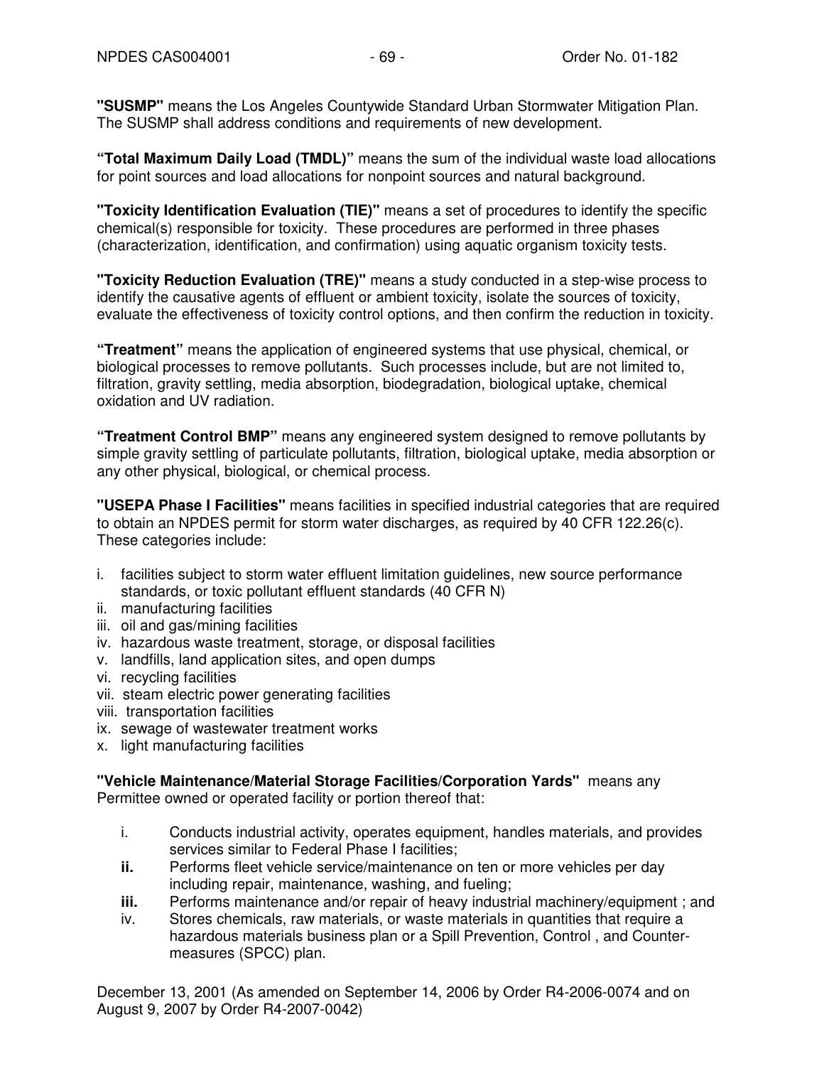**"SUSMP"** means the Los Angeles Countywide Standard Urban Stormwater Mitigation Plan. The SUSMP shall address conditions and requirements of new development.

**"Total Maximum Daily Load (TMDL)"** means the sum of the individual waste load allocations for point sources and load allocations for nonpoint sources and natural background.

**"Toxicity Identification Evaluation (TIE)"** means a set of procedures to identify the specific chemical(s) responsible for toxicity. These procedures are performed in three phases (characterization, identification, and confirmation) using aquatic organism toxicity tests.

**"Toxicity Reduction Evaluation (TRE)"** means a study conducted in a step-wise process to identify the causative agents of effluent or ambient toxicity, isolate the sources of toxicity, evaluate the effectiveness of toxicity control options, and then confirm the reduction in toxicity.

**"Treatment"** means the application of engineered systems that use physical, chemical, or biological processes to remove pollutants. Such processes include, but are not limited to, filtration, gravity settling, media absorption, biodegradation, biological uptake, chemical oxidation and UV radiation.

**"Treatment Control BMP"** means any engineered system designed to remove pollutants by simple gravity settling of particulate pollutants, filtration, biological uptake, media absorption or any other physical, biological, or chemical process.

**"USEPA Phase I Facilities"** means facilities in specified industrial categories that are required to obtain an NPDES permit for storm water discharges, as required by 40 CFR 122.26(c). These categories include:

i. facilities subject to storm water effluent limitation guidelines, new source performance standards, or toxic pollutant effluent standards (40 CFR N)
ii. manufacturing facilities
iii. oil and gas/mining facilities
iv. hazardous waste treatment, storage, or disposal facilities
v. landfills, land application sites, and open dumps
vi. recycling facilities
vii. steam electric power generating facilities
viii. transportation facilities
ix. sewage of wastewater treatment works
x. light manufacturing facilities

**"Vehicle Maintenance/Material Storage Facilities/Corporation Yards"** means any Permittee owned or operated facility or portion thereof that:

i. Conducts industrial activity, operates equipment, handles materials, and provides services similar to Federal Phase I facilities;
**ii.** Performs fleet vehicle service/maintenance on ten or more vehicles per day including repair, maintenance, washing, and fueling;
**iii.** Performs maintenance and/or repair of heavy industrial machinery/equipment ; and
iv. Stores chemicals, raw materials, or waste materials in quantities that require a hazardous materials business plan or a Spill Prevention, Control , and Counter-measures (SPCC) plan.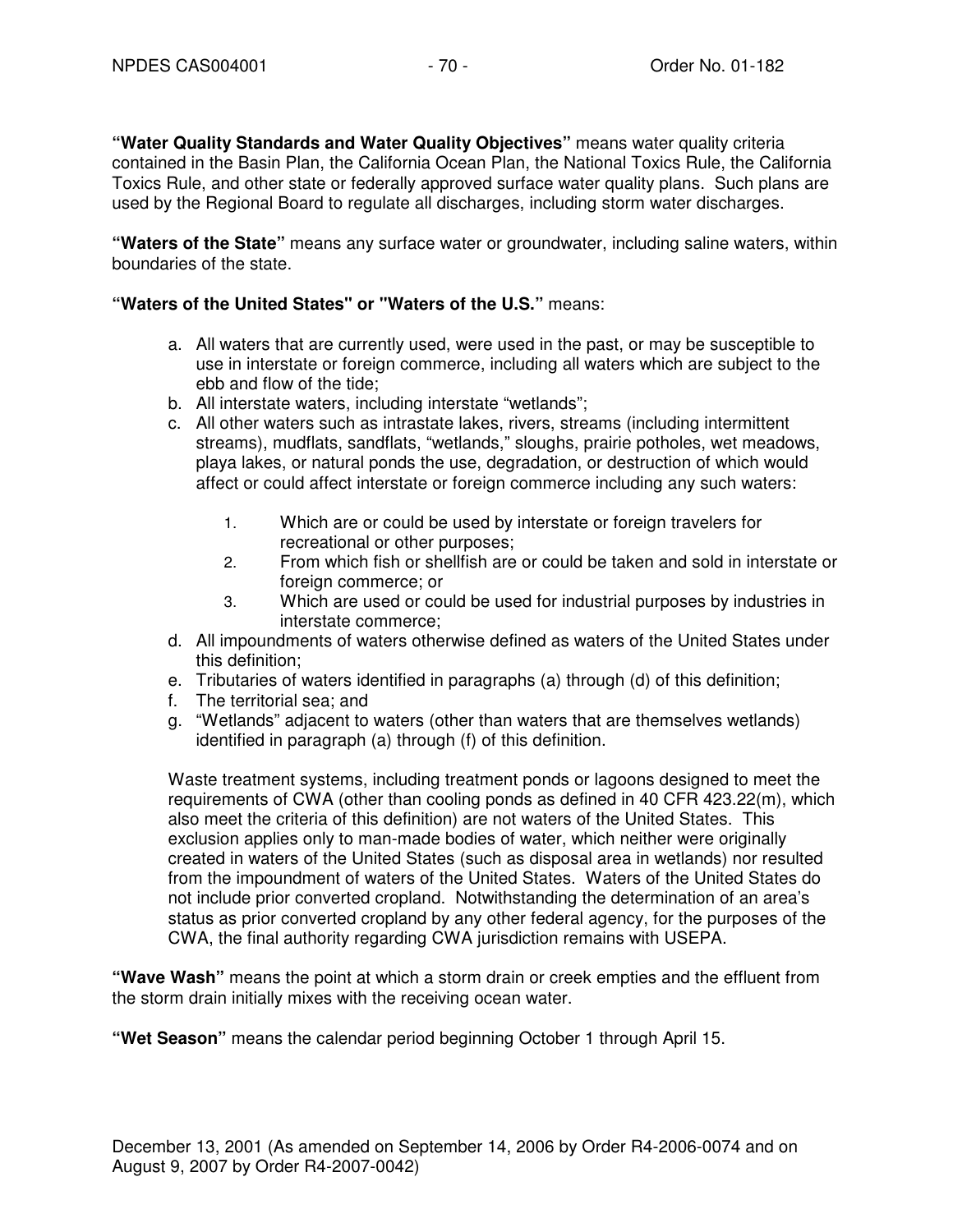**"Water Quality Standards and Water Quality Objectives"** means water quality criteria contained in the Basin Plan, the California Ocean Plan, the National Toxics Rule, the California Toxics Rule, and other state or federally approved surface water quality plans. Such plans are used by the Regional Board to regulate all discharges, including storm water discharges.

**"Waters of the State"** means any surface water or groundwater, including saline waters, within boundaries of the state.

**"Waters of the United States" or "Waters of the U.S."** means:

a. All waters that are currently used, were used in the past, or may be susceptible to use in interstate or foreign commerce, including all waters which are subject to the ebb and flow of the tide;
b. All interstate waters, including interstate "wetlands";
c. All other waters such as intrastate lakes, rivers, streams (including intermittent streams), mudflats, sandflats, "wetlands," sloughs, prairie potholes, wet meadows, playa lakes, or natural ponds the use, degradation, or destruction of which would affect or could affect interstate or foreign commerce including any such waters:
    1. Which are or could be used by interstate or foreign travelers for recreational or other purposes;
    2. From which fish or shellfish are or could be taken and sold in interstate or foreign commerce; or
    3. Which are used or could be used for industrial purposes by industries in interstate commerce;
d. All impoundments of waters otherwise defined as waters of the United States under this definition;
e. Tributaries of waters identified in paragraphs (a) through (d) of this definition;
f. The territorial sea; and
g. "Wetlands" adjacent to waters (other than waters that are themselves wetlands) identified in paragraph (a) through (f) of this definition.

Waste treatment systems, including treatment ponds or lagoons designed to meet the requirements of CWA (other than cooling ponds as defined in 40 CFR 423.22(m), which also meet the criteria of this definition) are not waters of the United States. This exclusion applies only to man-made bodies of water, which neither were originally created in waters of the United States (such as disposal area in wetlands) nor resulted from the impoundment of waters of the United States. Waters of the United States do not include prior converted cropland. Notwithstanding the determination of an area's status as prior converted cropland by any other federal agency, for the purposes of the CWA, the final authority regarding CWA jurisdiction remains with USEPA.

**"Wave Wash"** means the point at which a storm drain or creek empties and the effluent from the storm drain initially mixes with the receiving ocean water.

**"Wet Season"** means the calendar period beginning October 1 through April 15.

December 13, 2001 (As amended on September 14, 2006 by Order R4-2006-0074 and on August 9, 2007 by Order R4-2007-0042)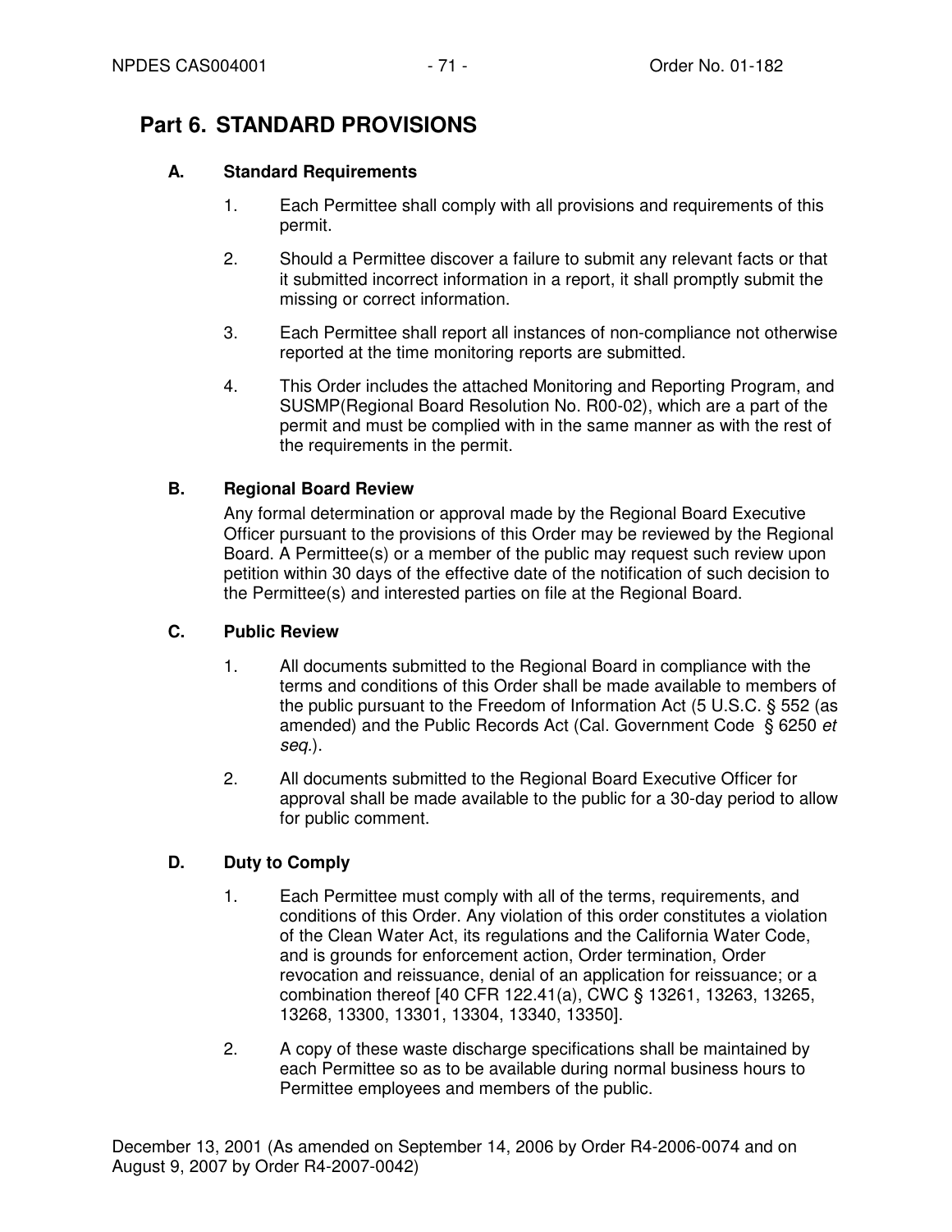# Part 6. STANDARD PROVISIONS

### A. Standard Requirements

1. Each Permittee shall comply with all provisions and requirements of this permit.

2. Should a Permittee discover a failure to submit any relevant facts or that it submitted incorrect information in a report, it shall promptly submit the missing or correct information.

3. Each Permittee shall report all instances of non-compliance not otherwise reported at the time monitoring reports are submitted.

4. This Order includes the attached Monitoring and Reporting Program, and SUSMP(Regional Board Resolution No. R00-02), which are a part of the permit and must be complied with in the same manner as with the rest of the requirements in the permit.

### B. Regional Board Review

Any formal determination or approval made by the Regional Board Executive Officer pursuant to the provisions of this Order may be reviewed by the Regional Board. A Permittee(s) or a member of the public may request such review upon petition within 30 days of the effective date of the notification of such decision to the Permittee(s) and interested parties on file at the Regional Board.

### C. Public Review

1. All documents submitted to the Regional Board in compliance with the terms and conditions of this Order shall be made available to members of the public pursuant to the Freedom of Information Act (5 U.S.C. § 552 (as amended) and the Public Records Act (Cal. Government Code § 6250 *et seq.*).

2. All documents submitted to the Regional Board Executive Officer for approval shall be made available to the public for a 30-day period to allow for public comment.

### D. Duty to Comply

1. Each Permittee must comply with all of the terms, requirements, and conditions of this Order. Any violation of this order constitutes a violation of the Clean Water Act, its regulations and the California Water Code, and is grounds for enforcement action, Order termination, Order revocation and reissuance, denial of an application for reissuance; or a combination thereof [40 CFR 122.41(a), CWC § 13261, 13263, 13265, 13268, 13300, 13301, 13304, 13340, 13350].

2. A copy of these waste discharge specifications shall be maintained by each Permittee so as to be available during normal business hours to Permittee employees and members of the public.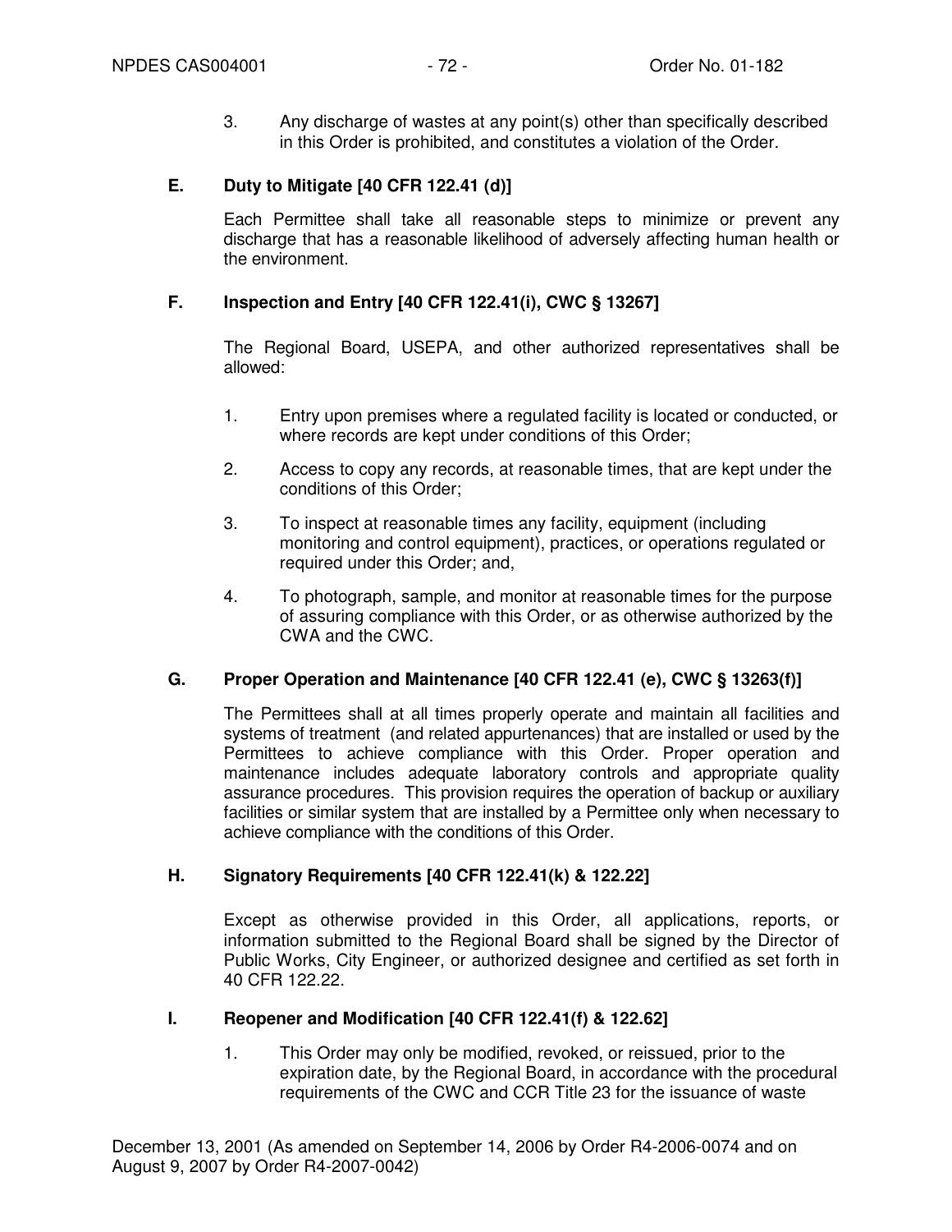3. Any discharge of wastes at any point(s) other than specifically described in this Order is prohibited, and constitutes a violation of the Order.

### E. Duty to Mitigate [40 CFR 122.41 (d)]

Each Permittee shall take all reasonable steps to minimize or prevent any discharge that has a reasonable likelihood of adversely affecting human health or the environment.

### F. Inspection and Entry [40 CFR 122.41(i), CWC § 13267]

The Regional Board, USEPA, and other authorized representatives shall be allowed:

1. Entry upon premises where a regulated facility is located or conducted, or where records are kept under conditions of this Order;

2. Access to copy any records, at reasonable times, that are kept under the conditions of this Order;

3. To inspect at reasonable times any facility, equipment (including monitoring and control equipment), practices, or operations regulated or required under this Order; and,

4. To photograph, sample, and monitor at reasonable times for the purpose of assuring compliance with this Order, or as otherwise authorized by the CWA and the CWC.

### G. Proper Operation and Maintenance [40 CFR 122.41 (e), CWC § 13263(f)]

The Permittees shall at all times properly operate and maintain all facilities and systems of treatment (and related appurtenances) that are installed or used by the Permittees to achieve compliance with this Order. Proper operation and maintenance includes adequate laboratory controls and appropriate quality assurance procedures. This provision requires the operation of backup or auxiliary facilities or similar system that are installed by a Permittee only when necessary to achieve compliance with the conditions of this Order.

### H. Signatory Requirements [40 CFR 122.41(k) & 122.22]

Except as otherwise provided in this Order, all applications, reports, or information submitted to the Regional Board shall be signed by the Director of Public Works, City Engineer, or authorized designee and certified as set forth in 40 CFR 122.22.

### I. Reopener and Modification [40 CFR 122.41(f) & 122.62]

1. This Order may only be modified, revoked, or reissued, prior to the expiration date, by the Regional Board, in accordance with the procedural requirements of the CWC and CCR Title 23 for the issuance of waste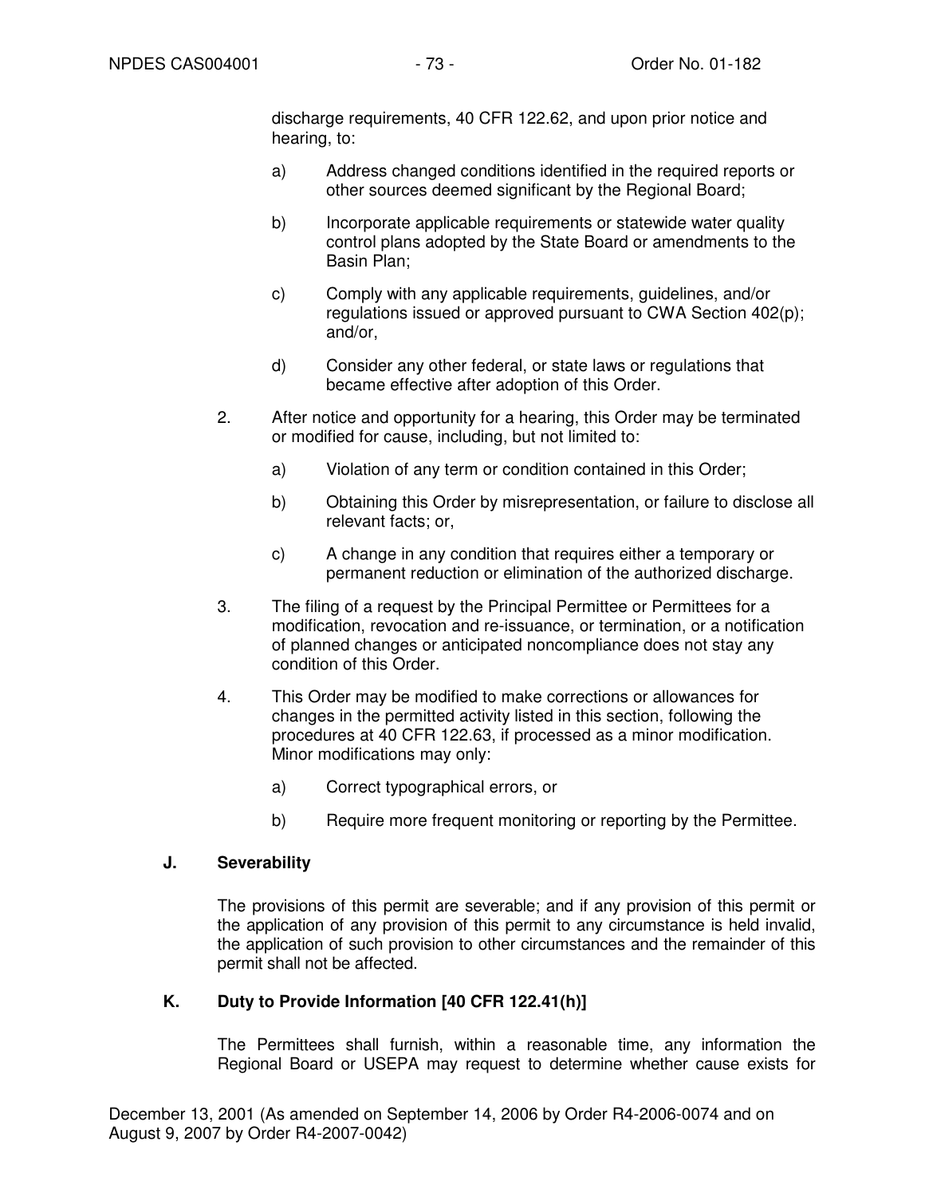discharge requirements, 40 CFR 122.62, and upon prior notice and hearing, to:

a) Address changed conditions identified in the required reports or other sources deemed significant by the Regional Board;

b) Incorporate applicable requirements or statewide water quality control plans adopted by the State Board or amendments to the Basin Plan;

c) Comply with any applicable requirements, guidelines, and/or regulations issued or approved pursuant to CWA Section 402(p); and/or,

d) Consider any other federal, or state laws or regulations that became effective after adoption of this Order.

2. After notice and opportunity for a hearing, this Order may be terminated or modified for cause, including, but not limited to:

a) Violation of any term or condition contained in this Order;

b) Obtaining this Order by misrepresentation, or failure to disclose all relevant facts; or,

c) A change in any condition that requires either a temporary or permanent reduction or elimination of the authorized discharge.

3. The filing of a request by the Principal Permittee or Permittees for a modification, revocation and re-issuance, or termination, or a notification of planned changes or anticipated noncompliance does not stay any condition of this Order.

4. This Order may be modified to make corrections or allowances for changes in the permitted activity listed in this section, following the procedures at 40 CFR 122.63, if processed as a minor modification. Minor modifications may only:

a) Correct typographical errors, or

b) Require more frequent monitoring or reporting by the Permittee.

### J. Severability

The provisions of this permit are severable; and if any provision of this permit or the application of any provision of this permit to any circumstance is held invalid, the application of such provision to other circumstances and the remainder of this permit shall not be affected.

### K. Duty to Provide Information [40 CFR 122.41(h)]

The Permittees shall furnish, within a reasonable time, any information the Regional Board or USEPA may request to determine whether cause exists for

December 13, 2001 (As amended on September 14, 2006 by Order R4-2006-0074 and on August 9, 2007 by Order R4-2007-0042)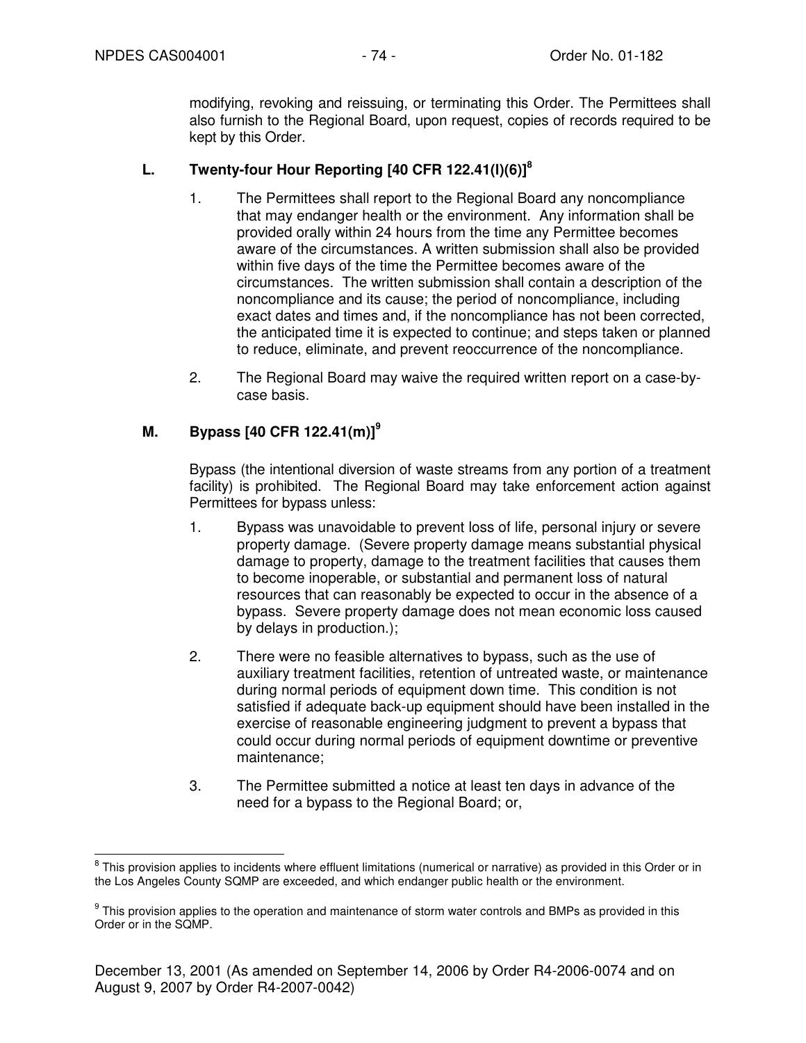modifying, revoking and reissuing, or terminating this Order. The Permittees shall also furnish to the Regional Board, upon request, copies of records required to be kept by this Order.

### L. Twenty-four Hour Reporting [40 CFR 122.41(l)(6)][8]

1. The Permittees shall report to the Regional Board any noncompliance that may endanger health or the environment. Any information shall be provided orally within 24 hours from the time any Permittee becomes aware of the circumstances. A written submission shall also be provided within five days of the time the Permittee becomes aware of the circumstances. The written submission shall contain a description of the noncompliance and its cause; the period of noncompliance, including exact dates and times and, if the noncompliance has not been corrected, the anticipated time it is expected to continue; and steps taken or planned to reduce, eliminate, and prevent reoccurrence of the noncompliance.

2. The Regional Board may waive the required written report on a case-by-case basis.

### M. Bypass [40 CFR 122.41(m)][9]

Bypass (the intentional diversion of waste streams from any portion of a treatment facility) is prohibited. The Regional Board may take enforcement action against Permittees for bypass unless:

1. Bypass was unavoidable to prevent loss of life, personal injury or severe property damage. (Severe property damage means substantial physical damage to property, damage to the treatment facilities that causes them to become inoperable, or substantial and permanent loss of natural resources that can reasonably be expected to occur in the absence of a bypass. Severe property damage does not mean economic loss caused by delays in production.);

2. There were no feasible alternatives to bypass, such as the use of auxiliary treatment facilities, retention of untreated waste, or maintenance during normal periods of equipment down time. This condition is not satisfied if adequate back-up equipment should have been installed in the exercise of reasonable engineering judgment to prevent a bypass that could occur during normal periods of equipment downtime or preventive maintenance;

3. The Permittee submitted a notice at least ten days in advance of the need for a bypass to the Regional Board; or,

---

[8] This provision applies to incidents where effluent limitations (numerical or narrative) as provided in this Order or in the Los Angeles County SQMP are exceeded, and which endanger public health or the environment.

[9] This provision applies to the operation and maintenance of storm water controls and BMPs as provided in this Order or in the SQMP.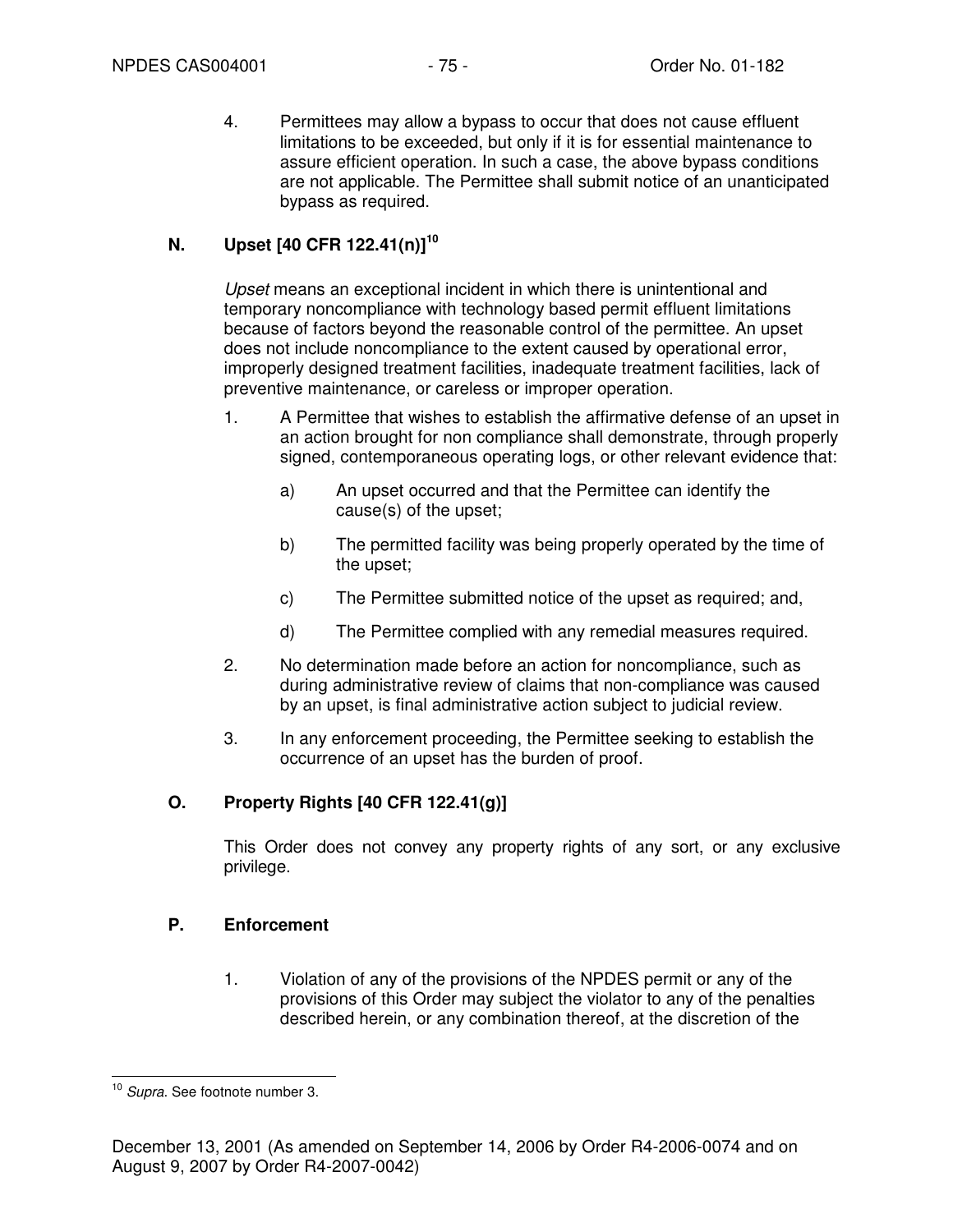4. Permittees may allow a bypass to occur that does not cause effluent limitations to be exceeded, but only if it is for essential maintenance to assure efficient operation. In such a case, the above bypass conditions are not applicable. The Permittee shall submit notice of an unanticipated bypass as required.

## N. Upset [40 CFR 122.41(n)][10]

*Upset* means an exceptional incident in which there is unintentional and temporary noncompliance with technology based permit effluent limitations because of factors beyond the reasonable control of the permittee. An upset does not include noncompliance to the extent caused by operational error, improperly designed treatment facilities, inadequate treatment facilities, lack of preventive maintenance, or careless or improper operation.

1. A Permittee that wishes to establish the affirmative defense of an upset in an action brought for non compliance shall demonstrate, through properly signed, contemporaneous operating logs, or other relevant evidence that:

   a) An upset occurred and that the Permittee can identify the cause(s) of the upset;

   b) The permitted facility was being properly operated by the time of the upset;

   c) The Permittee submitted notice of the upset as required; and,

   d) The Permittee complied with any remedial measures required.

2. No determination made before an action for noncompliance, such as during administrative review of claims that non-compliance was caused by an upset, is final administrative action subject to judicial review.

3. In any enforcement proceeding, the Permittee seeking to establish the occurrence of an upset has the burden of proof.

## O. Property Rights [40 CFR 122.41(g)]

This Order does not convey any property rights of any sort, or any exclusive privilege.

## P. Enforcement

1. Violation of any of the provisions of the NPDES permit or any of the provisions of this Order may subject the violator to any of the penalties described herein, or any combination thereof, at the discretion of the

---

[10] *Supra*. See footnote number 3.

December 13, 2001 (As amended on September 14, 2006 by Order R4-2006-0074 and on August 9, 2007 by Order R4-2007-0042)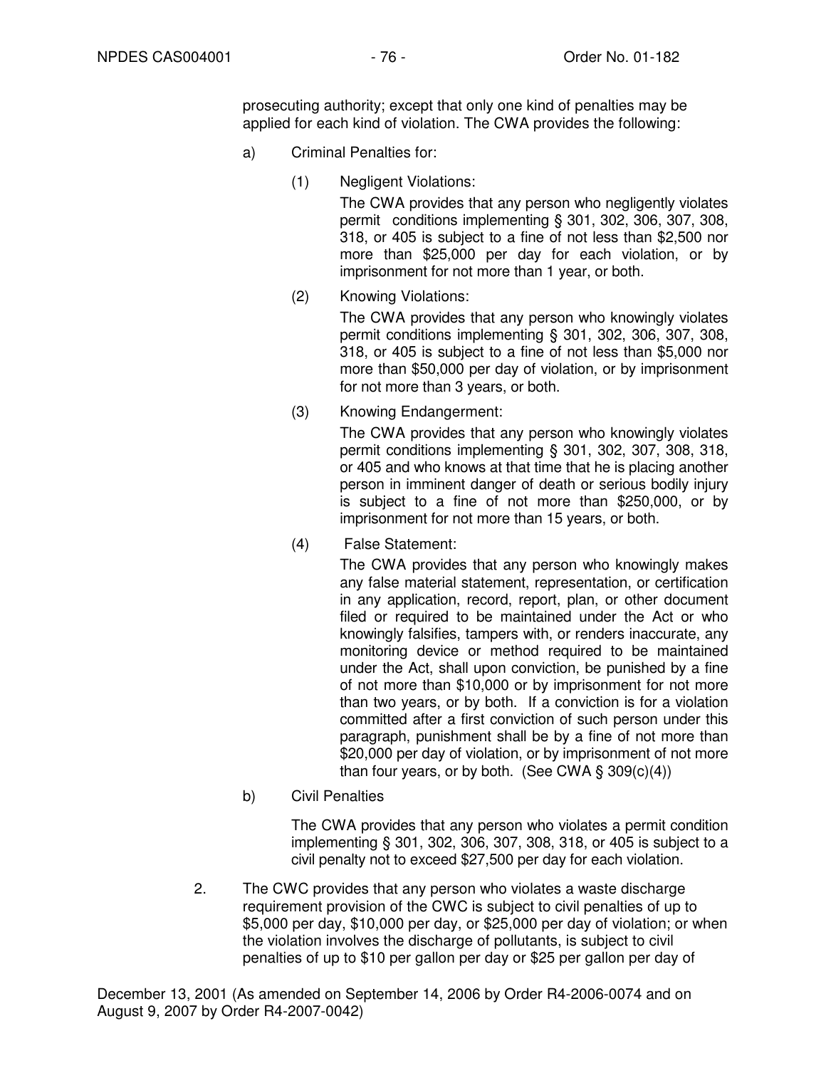prosecuting authority; except that only one kind of penalties may be applied for each kind of violation. The CWA provides the following:

a) Criminal Penalties for:

(1) Negligent Violations:

The CWA provides that any person who negligently violates permit conditions implementing § 301, 302, 306, 307, 308, 318, or 405 is subject to a fine of not less than $2,500 nor more than $25,000 per day for each violation, or by imprisonment for not more than 1 year, or both.

(2) Knowing Violations:

The CWA provides that any person who knowingly violates permit conditions implementing § 301, 302, 306, 307, 308, 318, or 405 is subject to a fine of not less than $5,000 nor more than $50,000 per day of violation, or by imprisonment for not more than 3 years, or both.

(3) Knowing Endangerment:

The CWA provides that any person who knowingly violates permit conditions implementing § 301, 302, 307, 308, 318, or 405 and who knows at that time that he is placing another person in imminent danger of death or serious bodily injury is subject to a fine of not more than $250,000, or by imprisonment for not more than 15 years, or both.

(4) False Statement:

The CWA provides that any person who knowingly makes any false material statement, representation, or certification in any application, record, report, plan, or other document filed or required to be maintained under the Act or who knowingly falsifies, tampers with, or renders inaccurate, any monitoring device or method required to be maintained under the Act, shall upon conviction, be punished by a fine of not more than $10,000 or by imprisonment for not more than two years, or by both. If a conviction is for a violation committed after a first conviction of such person under this paragraph, punishment shall be by a fine of not more than $20,000 per day of violation, or by imprisonment of not more than four years, or by both. (See CWA § 309(c)(4))

b) Civil Penalties

The CWA provides that any person who violates a permit condition implementing § 301, 302, 306, 307, 308, 318, or 405 is subject to a civil penalty not to exceed $27,500 per day for each violation.

2. The CWC provides that any person who violates a waste discharge requirement provision of the CWC is subject to civil penalties of up to $5,000 per day, $10,000 per day, or $25,000 per day of violation; or when the violation involves the discharge of pollutants, is subject to civil penalties of up to $10 per gallon per day or $25 per gallon per day of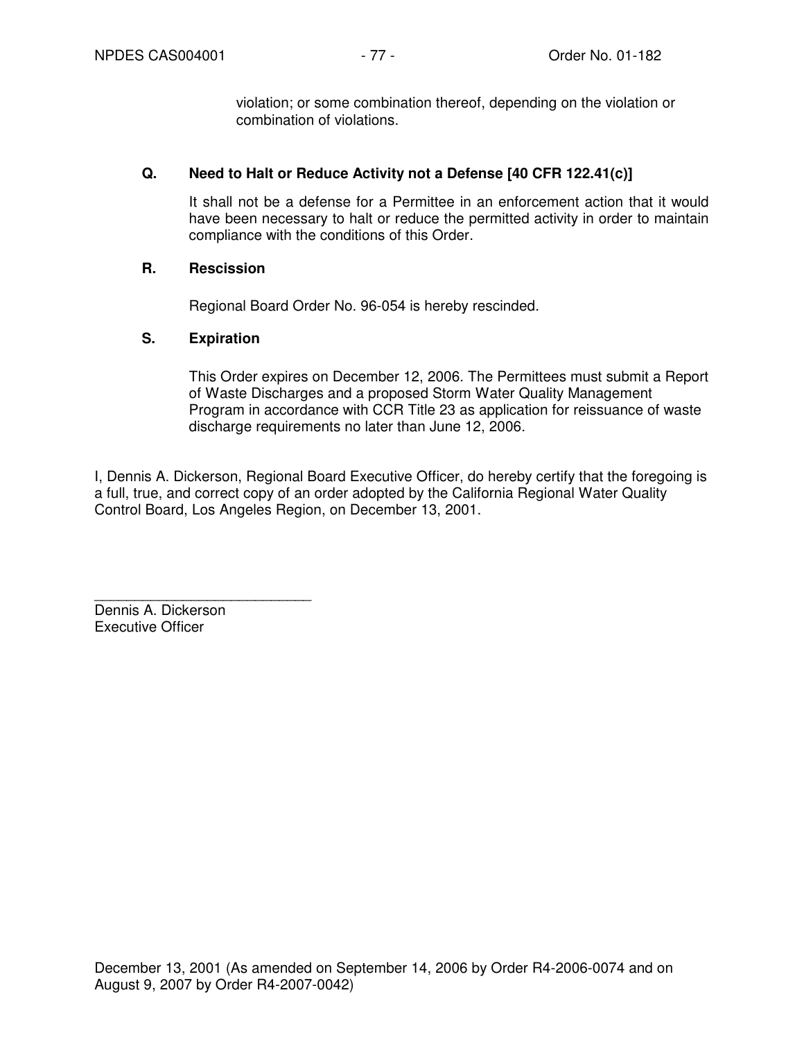violation; or some combination thereof, depending on the violation or combination of violations.

### Q. Need to Halt or Reduce Activity not a Defense [40 CFR 122.41(c)]

It shall not be a defense for a Permittee in an enforcement action that it would have been necessary to halt or reduce the permitted activity in order to maintain compliance with the conditions of this Order.

### R. Rescission

Regional Board Order No. 96-054 is hereby rescinded.

### S. Expiration

This Order expires on December 12, 2006. The Permittees must submit a Report of Waste Discharges and a proposed Storm Water Quality Management Program in accordance with CCR Title 23 as application for reissuance of waste discharge requirements no later than June 12, 2006.

I, Dennis A. Dickerson, Regional Board Executive Officer, do hereby certify that the foregoing is a full, true, and correct copy of an order adopted by the California Regional Water Quality Control Board, Los Angeles Region, on December 13, 2001.

___________________________

Dennis A. Dickerson
Executive Officer